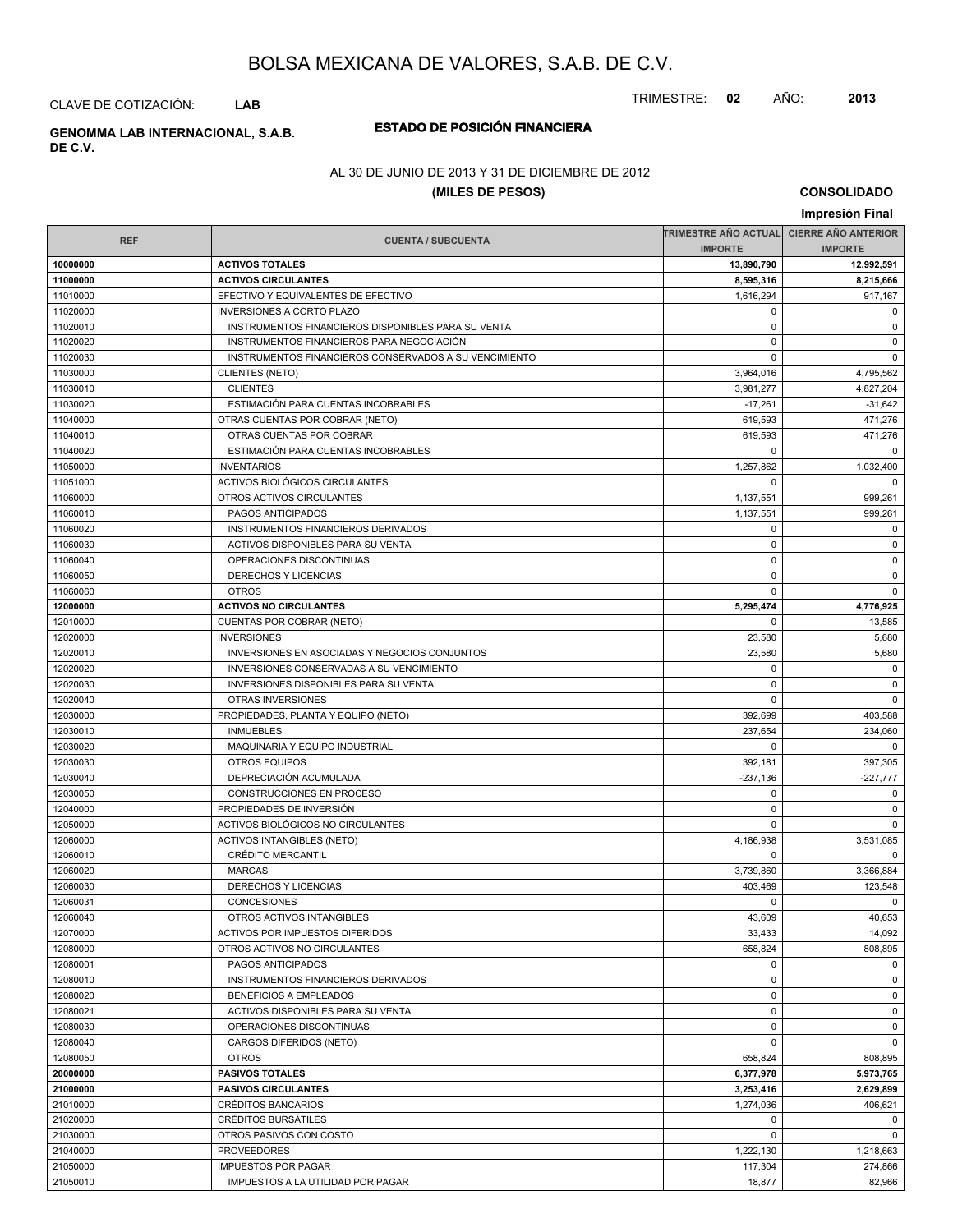# BOLSA MEXICANA DE VALORES, S.A.B. DE C.V.

CLAVE DE COTIZACIÓN: **LAB**

TRIMESTRE: **02** AÑO: **2013**

**GENOMMA LAB INTERNACIONAL, S.A.B. DE C.V.**

## ESTADO DE POSICIÓN FINANCIERA

AL 30 DE JUNIO DE 2013 Y 31 DE DICIEMBRE DE 2012

**(MILES DE PESOS)**

**CONSOLIDADO**

**Impresión Final**

| REF | CUENTA / SUBCUENTA | TRIMESTRE AÑO ACTUAL | CIERRE AÑO ANTERIOR |
|---|---|---|---|
| | | IMPORTE | IMPORTE |
| **10000000** | **ACTIVOS TOTALES** | **13,890,790** | **12,992,591** |
| **11000000** | **ACTIVOS CIRCULANTES** | **8,595,316** | **8,215,666** |
| 11010000 | EFECTIVO Y EQUIVALENTES DE EFECTIVO | 1,616,294 | 917,167 |
| 11020000 | INVERSIONES A CORTO PLAZO | 0 | 0 |
| 11020010 | INSTRUMENTOS FINANCIEROS DISPONIBLES PARA SU VENTA | 0 | 0 |
| 11020020 | INSTRUMENTOS FINANCIEROS PARA NEGOCIACIÓN | 0 | 0 |
| 11020030 | INSTRUMENTOS FINANCIEROS CONSERVADOS A SU VENCIMIENTO | 0 | 0 |
| 11030000 | CLIENTES (NETO) | 3,964,016 | 4,795,562 |
| 11030010 | CLIENTES | 3,981,277 | 4,827,204 |
| 11030020 | ESTIMACIÓN PARA CUENTAS INCOBRABLES | -17,261 | -31,642 |
| 11040000 | OTRAS CUENTAS POR COBRAR (NETO) | 619,593 | 471,276 |
| 11040010 | OTRAS CUENTAS POR COBRAR | 619,593 | 471,276 |
| 11040020 | ESTIMACIÓN PARA CUENTAS INCOBRABLES | 0 | 0 |
| 11050000 | INVENTARIOS | 1,257,862 | 1,032,400 |
| 11051000 | ACTIVOS BIOLÓGICOS CIRCULANTES | 0 | 0 |
| 11060000 | OTROS ACTIVOS CIRCULANTES | 1,137,551 | 999,261 |
| 11060010 | PAGOS ANTICIPADOS | 1,137,551 | 999,261 |
| 11060020 | INSTRUMENTOS FINANCIEROS DERIVADOS | 0 | 0 |
| 11060030 | ACTIVOS DISPONIBLES PARA SU VENTA | 0 | 0 |
| 11060040 | OPERACIONES DISCONTINUAS | 0 | 0 |
| 11060050 | DERECHOS Y LICENCIAS | 0 | 0 |
| 11060060 | OTROS | 0 | 0 |
| **12000000** | **ACTIVOS NO CIRCULANTES** | **5,295,474** | **4,776,925** |
| 12010000 | CUENTAS POR COBRAR (NETO) | 0 | 13,585 |
| 12020000 | INVERSIONES | 23,580 | 5,680 |
| 12020010 | INVERSIONES EN ASOCIADAS Y NEGOCIOS CONJUNTOS | 23,580 | 5,680 |
| 12020020 | INVERSIONES CONSERVADAS A SU VENCIMIENTO | 0 | 0 |
| 12020030 | INVERSIONES DISPONIBLES PARA SU VENTA | 0 | 0 |
| 12020040 | OTRAS INVERSIONES | 0 | 0 |
| 12030000 | PROPIEDADES, PLANTA Y EQUIPO (NETO) | 392,699 | 403,588 |
| 12030010 | INMUEBLES | 237,654 | 234,060 |
| 12030020 | MAQUINARIA Y EQUIPO INDUSTRIAL | 0 | 0 |
| 12030030 | OTROS EQUIPOS | 392,181 | 397,305 |
| 12030040 | DEPRECIACIÓN ACUMULADA | -237,136 | -227,777 |
| 12030050 | CONSTRUCCIONES EN PROCESO | 0 | 0 |
| 12040000 | PROPIEDADES DE INVERSIÓN | 0 | 0 |
| 12050000 | ACTIVOS BIOLÓGICOS NO CIRCULANTES | 0 | 0 |
| 12060000 | ACTIVOS INTANGIBLES (NETO) | 4,186,938 | 3,531,085 |
| 12060010 | CRÉDITO MERCANTIL | 0 | 0 |
| 12060020 | MARCAS | 3,739,860 | 3,366,884 |
| 12060030 | DERECHOS Y LICENCIAS | 403,469 | 123,548 |
| 12060031 | CONCESIONES | 0 | 0 |
| 12060040 | OTROS ACTIVOS INTANGIBLES | 43,609 | 40,653 |
| 12070000 | ACTIVOS POR IMPUESTOS DIFERIDOS | 33,433 | 14,092 |
| 12080000 | OTROS ACTIVOS NO CIRCULANTES | 658,824 | 808,895 |
| 12080001 | PAGOS ANTICIPADOS | 0 | 0 |
| 12080010 | INSTRUMENTOS FINANCIEROS DERIVADOS | 0 | 0 |
| 12080020 | BENEFICIOS A EMPLEADOS | 0 | 0 |
| 12080021 | ACTIVOS DISPONIBLES PARA SU VENTA | 0 | 0 |
| 12080030 | OPERACIONES DISCONTINUAS | 0 | 0 |
| 12080040 | CARGOS DIFERIDOS (NETO) | 0 | 0 |
| 12080050 | OTROS | 658,824 | 808,895 |
| **20000000** | **PASIVOS TOTALES** | **6,377,978** | **5,973,765** |
| **21000000** | **PASIVOS CIRCULANTES** | **3,253,416** | **2,629,899** |
| 21010000 | CRÉDITOS BANCARIOS | 1,274,036 | 406,621 |
| 21020000 | CRÉDITOS BURSÁTILES | 0 | 0 |
| 21030000 | OTROS PASIVOS CON COSTO | 0 | 0 |
| 21040000 | PROVEEDORES | 1,222,130 | 1,218,663 |
| 21050000 | IMPUESTOS POR PAGAR | 117,304 | 274,866 |
| 21050010 | IMPUESTOS A LA UTILIDAD POR PAGAR | 18,877 | 82,966 |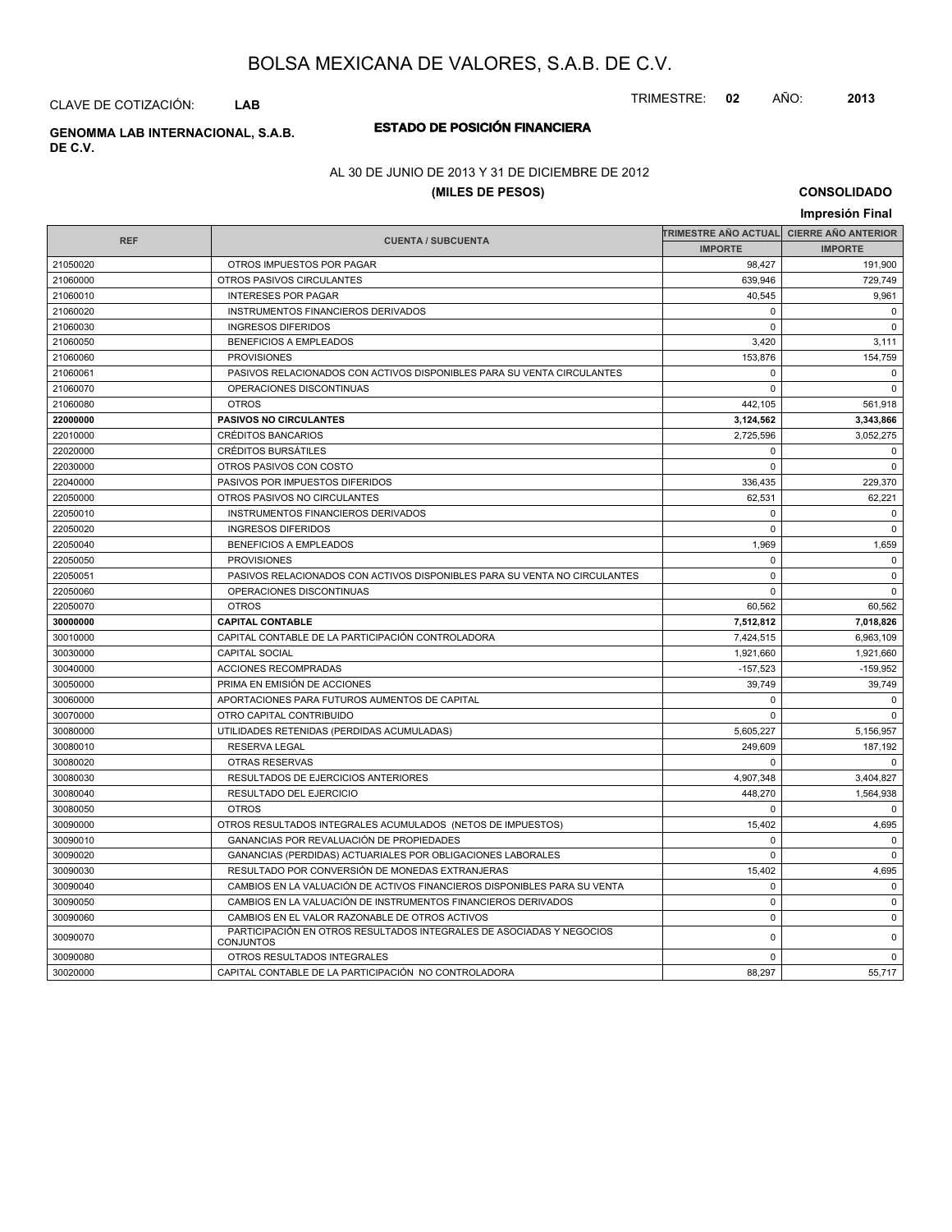# BOLSA MEXICANA DE VALORES, S.A.B. DE C.V.

CLAVE DE COTIZACIÓN: **LAB**

TRIMESTRE: **02** AÑO: **2013**

**GENOMMA LAB INTERNACIONAL, S.A.B. DE C.V.**

## ESTADO DE POSICIÓN FINANCIERA

AL 30 DE JUNIO DE 2013 Y 31 DE DICIEMBRE DE 2012

**(MILES DE PESOS)**

**CONSOLIDADO**

**Impresión Final**

| REF | CUENTA / SUBCUENTA | TRIMESTRE AÑO ACTUAL | CIERRE AÑO ANTERIOR |
|---|---|---|---|
| | | IMPORTE | IMPORTE |
| 21050020 | OTROS IMPUESTOS POR PAGAR | 98,427 | 191,900 |
| 21060000 | OTROS PASIVOS CIRCULANTES | 639,946 | 729,749 |
| 21060010 | INTERESES POR PAGAR | 40,545 | 9,961 |
| 21060020 | INSTRUMENTOS FINANCIEROS DERIVADOS | 0 | 0 |
| 21060030 | INGRESOS DIFERIDOS | 0 | 0 |
| 21060050 | BENEFICIOS A EMPLEADOS | 3,420 | 3,111 |
| 21060060 | PROVISIONES | 153,876 | 154,759 |
| 21060061 | PASIVOS RELACIONADOS CON ACTIVOS DISPONIBLES PARA SU VENTA CIRCULANTES | 0 | 0 |
| 21060070 | OPERACIONES DISCONTINUAS | 0 | 0 |
| 21060080 | OTROS | 442,105 | 561,918 |
| **22000000** | **PASIVOS NO CIRCULANTES** | **3,124,562** | **3,343,866** |
| 22010000 | CRÉDITOS BANCARIOS | 2,725,596 | 3,052,275 |
| 22020000 | CRÉDITOS BURSÁTILES | 0 | 0 |
| 22030000 | OTROS PASIVOS CON COSTO | 0 | 0 |
| 22040000 | PASIVOS POR IMPUESTOS DIFERIDOS | 336,435 | 229,370 |
| 22050000 | OTROS PASIVOS NO CIRCULANTES | 62,531 | 62,221 |
| 22050010 | INSTRUMENTOS FINANCIEROS DERIVADOS | 0 | 0 |
| 22050020 | INGRESOS DIFERIDOS | 0 | 0 |
| 22050040 | BENEFICIOS A EMPLEADOS | 1,969 | 1,659 |
| 22050050 | PROVISIONES | 0 | 0 |
| 22050051 | PASIVOS RELACIONADOS CON ACTIVOS DISPONIBLES PARA SU VENTA NO CIRCULANTES | 0 | 0 |
| 22050060 | OPERACIONES DISCONTINUAS | 0 | 0 |
| 22050070 | OTROS | 60,562 | 60,562 |
| **30000000** | **CAPITAL CONTABLE** | **7,512,812** | **7,018,826** |
| 30010000 | CAPITAL CONTABLE DE LA PARTICIPACIÓN CONTROLADORA | 7,424,515 | 6,963,109 |
| 30030000 | CAPITAL SOCIAL | 1,921,660 | 1,921,660 |
| 30040000 | ACCIONES RECOMPRADAS | -157,523 | -159,952 |
| 30050000 | PRIMA EN EMISIÓN DE ACCIONES | 39,749 | 39,749 |
| 30060000 | APORTACIONES PARA FUTUROS AUMENTOS DE CAPITAL | 0 | 0 |
| 30070000 | OTRO CAPITAL CONTRIBUIDO | 0 | 0 |
| 30080000 | UTILIDADES RETENIDAS (PERDIDAS ACUMULADAS) | 5,605,227 | 5,156,957 |
| 30080010 | RESERVA LEGAL | 249,609 | 187,192 |
| 30080020 | OTRAS RESERVAS | 0 | 0 |
| 30080030 | RESULTADOS DE EJERCICIOS ANTERIORES | 4,907,348 | 3,404,827 |
| 30080040 | RESULTADO DEL EJERCICIO | 448,270 | 1,564,938 |
| 30080050 | OTROS | 0 | 0 |
| 30090000 | OTROS RESULTADOS INTEGRALES ACUMULADOS (NETOS DE IMPUESTOS) | 15,402 | 4,695 |
| 30090010 | GANANCIAS POR REVALUACIÓN DE PROPIEDADES | 0 | 0 |
| 30090020 | GANANCIAS (PERDIDAS) ACTUARIALES POR OBLIGACIONES LABORALES | 0 | 0 |
| 30090030 | RESULTADO POR CONVERSIÓN DE MONEDAS EXTRANJERAS | 15,402 | 4,695 |
| 30090040 | CAMBIOS EN LA VALUACIÓN DE ACTIVOS FINANCIEROS DISPONIBLES PARA SU VENTA | 0 | 0 |
| 30090050 | CAMBIOS EN LA VALUACIÓN DE INSTRUMENTOS FINANCIEROS DERIVADOS | 0 | 0 |
| 30090060 | CAMBIOS EN EL VALOR RAZONABLE DE OTROS ACTIVOS | 0 | 0 |
| 30090070 | PARTICIPACIÓN EN OTROS RESULTADOS INTEGRALES DE ASOCIADAS Y NEGOCIOS CONJUNTOS | 0 | 0 |
| 30090080 | OTROS RESULTADOS INTEGRALES | 0 | 0 |
| 30020000 | CAPITAL CONTABLE DE LA PARTICIPACIÓN NO CONTROLADORA | 88,297 | 55,717 |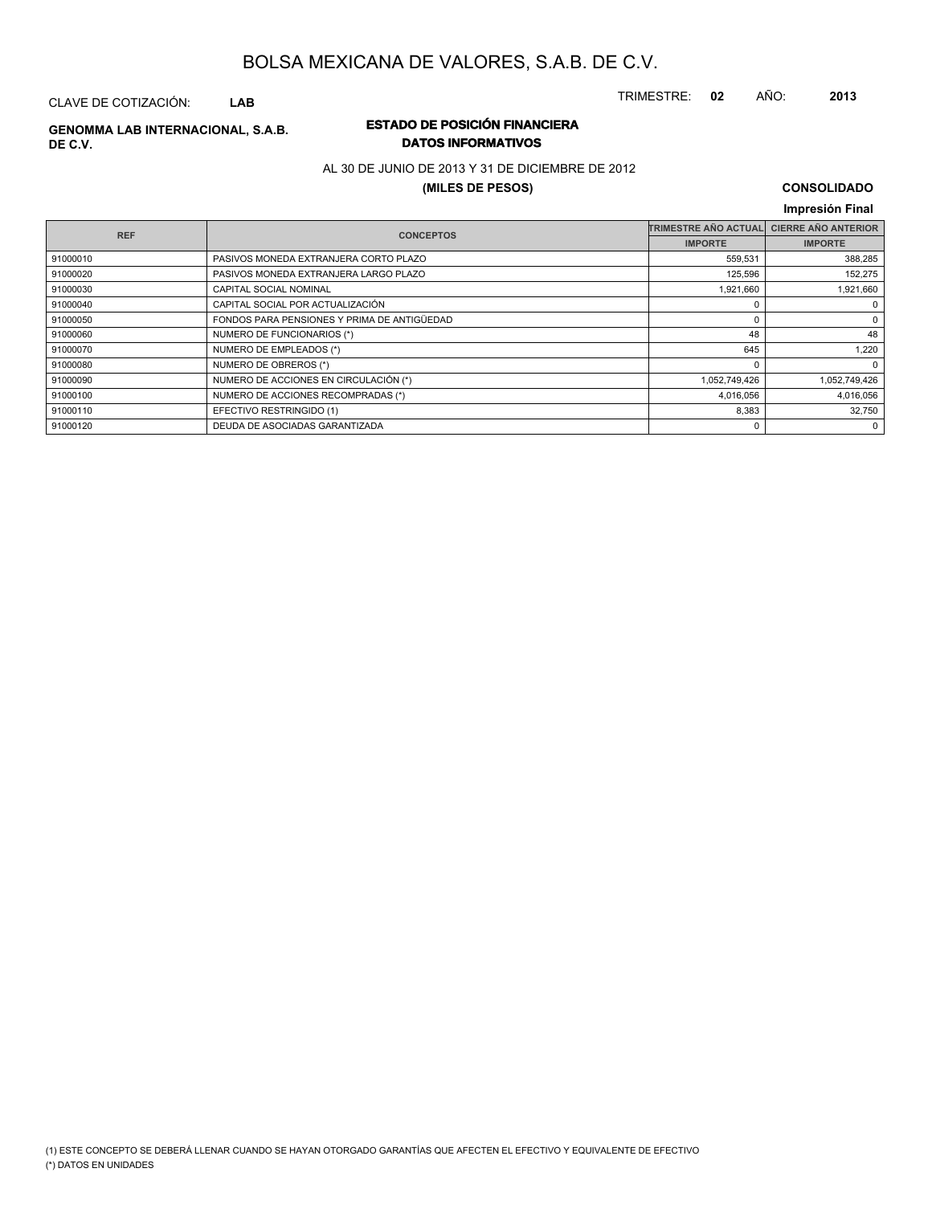# BOLSA MEXICANA DE VALORES, S.A.B. DE C.V.

CLAVE DE COTIZACIÓN: **LAB**

TRIMESTRE: **02** AÑO: **2013**

**GENOMMA LAB INTERNACIONAL, S.A.B. DE C.V.**

## ESTADO DE POSICIÓN FINANCIERA
### DATOS INFORMATIVOS

AL 30 DE JUNIO DE 2013 Y 31 DE DICIEMBRE DE 2012

**(MILES DE PESOS)**

**CONSOLIDADO**

**Impresión Final**

| REF | CONCEPTOS | TRIMESTRE AÑO ACTUAL | CIERRE AÑO ANTERIOR |
|---|---|---|---|
| | | IMPORTE | IMPORTE |
| 91000010 | PASIVOS MONEDA EXTRANJERA CORTO PLAZO | 559,531 | 388,285 |
| 91000020 | PASIVOS MONEDA EXTRANJERA LARGO PLAZO | 125,596 | 152,275 |
| 91000030 | CAPITAL SOCIAL NOMINAL | 1,921,660 | 1,921,660 |
| 91000040 | CAPITAL SOCIAL POR ACTUALIZACIÓN | 0 | 0 |
| 91000050 | FONDOS PARA PENSIONES Y PRIMA DE ANTIGÜEDAD | 0 | 0 |
| 91000060 | NUMERO DE FUNCIONARIOS (*) | 48 | 48 |
| 91000070 | NUMERO DE EMPLEADOS (*) | 645 | 1,220 |
| 91000080 | NUMERO DE OBREROS (*) | 0 | 0 |
| 91000090 | NUMERO DE ACCIONES EN CIRCULACIÓN (*) | 1,052,749,426 | 1,052,749,426 |
| 91000100 | NUMERO DE ACCIONES RECOMPRADAS (*) | 4,016,056 | 4,016,056 |
| 91000110 | EFECTIVO RESTRINGIDO (1) | 8,383 | 32,750 |
| 91000120 | DEUDA DE ASOCIADAS GARANTIZADA | 0 | 0 |

(1) ESTE CONCEPTO SE DEBERÁ LLENAR CUANDO SE HAYAN OTORGADO GARANTÍAS QUE AFECTEN EL EFECTIVO Y EQUIVALENTE DE EFECTIVO

(*) DATOS EN UNIDADES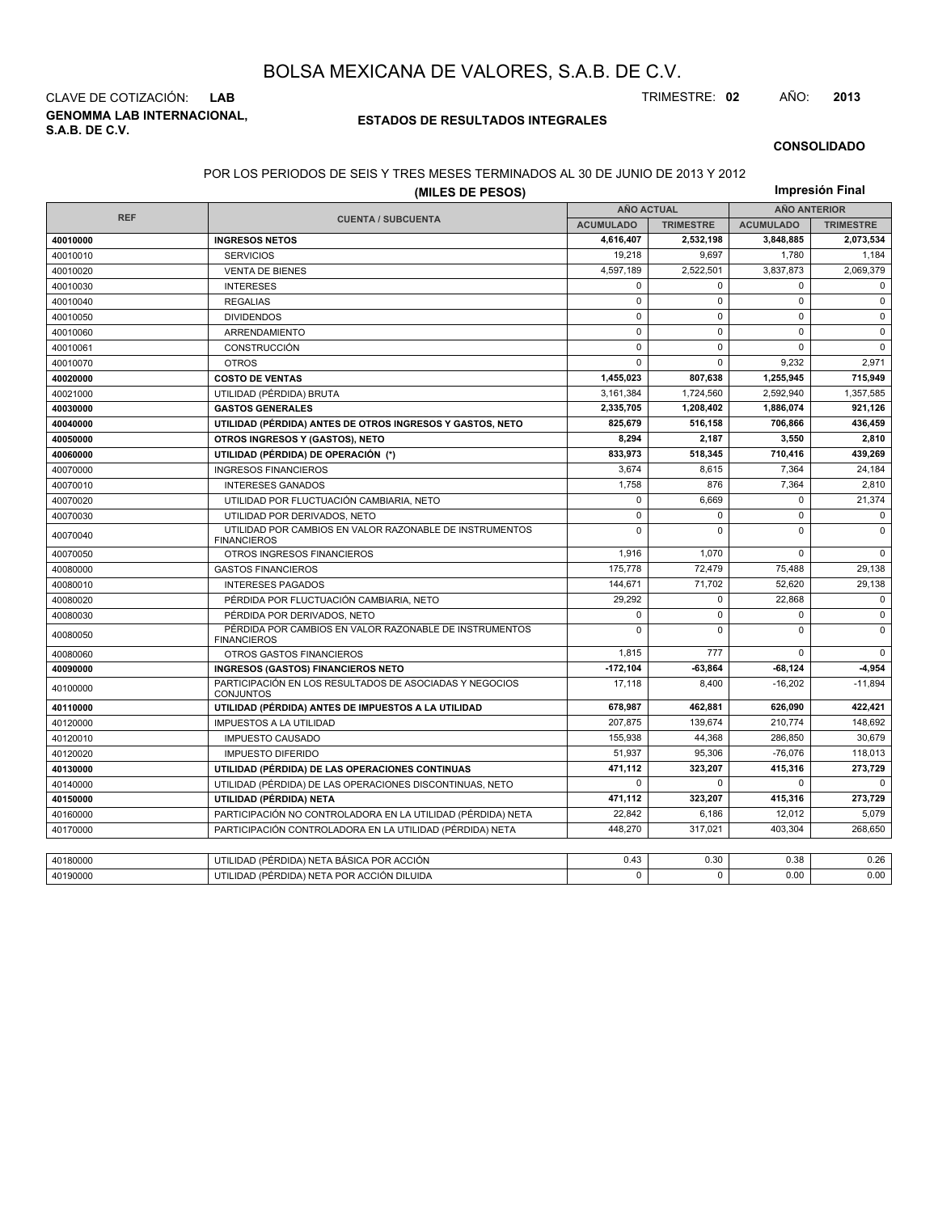# BOLSA MEXICANA DE VALORES, S.A.B. DE C.V.

CLAVE DE COTIZACIÓN: **LAB**

TRIMESTRE: **02** AÑO: **2013**

**GENOMMA LAB INTERNACIONAL, S.A.B. DE C.V.**

## ESTADOS DE RESULTADOS INTEGRALES

**CONSOLIDADO**

POR LOS PERIODOS DE SEIS Y TRES MESES TERMINADOS AL 30 DE JUNIO DE 2013 Y 2012

**(MILES DE PESOS)**

**Impresión Final**

| REF | CUENTA / SUBCUENTA | AÑO ACTUAL | | AÑO ANTERIOR | |
|---|---|---|---|---|---|
| | | ACUMULADO | TRIMESTRE | ACUMULADO | TRIMESTRE |
| **40010000** | **INGRESOS NETOS** | **4,616,407** | **2,532,198** | **3,848,885** | **2,073,534** |
| 40010010 | SERVICIOS | 19,218 | 9,697 | 1,780 | 1,184 |
| 40010020 | VENTA DE BIENES | 4,597,189 | 2,522,501 | 3,837,873 | 2,069,379 |
| 40010030 | INTERESES | 0 | 0 | 0 | 0 |
| 40010040 | REGALIAS | 0 | 0 | 0 | 0 |
| 40010050 | DIVIDENDOS | 0 | 0 | 0 | 0 |
| 40010060 | ARRENDAMIENTO | 0 | 0 | 0 | 0 |
| 40010061 | CONSTRUCCIÓN | 0 | 0 | 0 | 0 |
| 40010070 | OTROS | 0 | 0 | 9,232 | 2,971 |
| **40020000** | **COSTO DE VENTAS** | **1,455,023** | **807,638** | **1,255,945** | **715,949** |
| 40021000 | UTILIDAD (PÉRDIDA) BRUTA | 3,161,384 | 1,724,560 | 2,592,940 | 1,357,585 |
| **40030000** | **GASTOS GENERALES** | **2,335,705** | **1,208,402** | **1,886,074** | **921,126** |
| **40040000** | **UTILIDAD (PÉRDIDA) ANTES DE OTROS INGRESOS Y GASTOS, NETO** | **825,679** | **516,158** | **706,866** | **436,459** |
| **40050000** | **OTROS INGRESOS Y (GASTOS), NETO** | **8,294** | **2,187** | **3,550** | **2,810** |
| **40060000** | **UTILIDAD (PÉRDIDA) DE OPERACIÓN (*)** | **833,973** | **518,345** | **710,416** | **439,269** |
| 40070000 | INGRESOS FINANCIEROS | 3,674 | 8,615 | 7,364 | 24,184 |
| 40070010 | INTERESES GANADOS | 1,758 | 876 | 7,364 | 2,810 |
| 40070020 | UTILIDAD POR FLUCTUACIÓN CAMBIARIA, NETO | 0 | 6,669 | 0 | 21,374 |
| 40070030 | UTILIDAD POR DERIVADOS, NETO | 0 | 0 | 0 | 0 |
| 40070040 | UTILIDAD POR CAMBIOS EN VALOR RAZONABLE DE INSTRUMENTOS FINANCIEROS | 0 | 0 | 0 | 0 |
| 40070050 | OTROS INGRESOS FINANCIEROS | 1,916 | 1,070 | 0 | 0 |
| 40080000 | GASTOS FINANCIEROS | 175,778 | 72,479 | 75,488 | 29,138 |
| 40080010 | INTERESES PAGADOS | 144,671 | 71,702 | 52,620 | 29,138 |
| 40080020 | PÉRDIDA POR FLUCTUACIÓN CAMBIARIA, NETO | 29,292 | 0 | 22,868 | 0 |
| 40080030 | PÉRDIDA POR DERIVADOS, NETO | 0 | 0 | 0 | 0 |
| 40080050 | PÉRDIDA POR CAMBIOS EN VALOR RAZONABLE DE INSTRUMENTOS FINANCIEROS | 0 | 0 | 0 | 0 |
| 40080060 | OTROS GASTOS FINANCIEROS | 1,815 | 777 | 0 | 0 |
| **40090000** | **INGRESOS (GASTOS) FINANCIEROS NETO** | **-172,104** | **-63,864** | **-68,124** | **-4,954** |
| 40100000 | PARTICIPACIÓN EN LOS RESULTADOS DE ASOCIADAS Y NEGOCIOS CONJUNTOS | 17,118 | 8,400 | -16,202 | -11,894 |
| **40110000** | **UTILIDAD (PÉRDIDA) ANTES DE IMPUESTOS A LA UTILIDAD** | **678,987** | **462,881** | **626,090** | **422,421** |
| 40120000 | IMPUESTOS A LA UTILIDAD | 207,875 | 139,674 | 210,774 | 148,692 |
| 40120010 | IMPUESTO CAUSADO | 155,938 | 44,368 | 286,850 | 30,679 |
| 40120020 | IMPUESTO DIFERIDO | 51,937 | 95,306 | -76,076 | 118,013 |
| **40130000** | **UTILIDAD (PÉRDIDA) DE LAS OPERACIONES CONTINUAS** | **471,112** | **323,207** | **415,316** | **273,729** |
| 40140000 | UTILIDAD (PÉRDIDA) DE LAS OPERACIONES DISCONTINUAS, NETO | 0 | 0 | 0 | 0 |
| **40150000** | **UTILIDAD (PÉRDIDA) NETA** | **471,112** | **323,207** | **415,316** | **273,729** |
| 40160000 | PARTICIPACIÓN NO CONTROLADORA EN LA UTILIDAD (PÉRDIDA) NETA | 22,842 | 6,186 | 12,012 | 5,079 |
| 40170000 | PARTICIPACIÓN CONTROLADORA EN LA UTILIDAD (PÉRDIDA) NETA | 448,270 | 317,021 | 403,304 | 268,650 |

| | | | | | |
|---|---|---|---|---|---|
| 40180000 | UTILIDAD (PÉRDIDA) NETA BÁSICA POR ACCIÓN | 0.43 | 0.30 | 0.38 | 0.26 |
| 40190000 | UTILIDAD (PÉRDIDA) NETA POR ACCIÓN DILUIDA | 0 | 0 | 0.00 | 0.00 |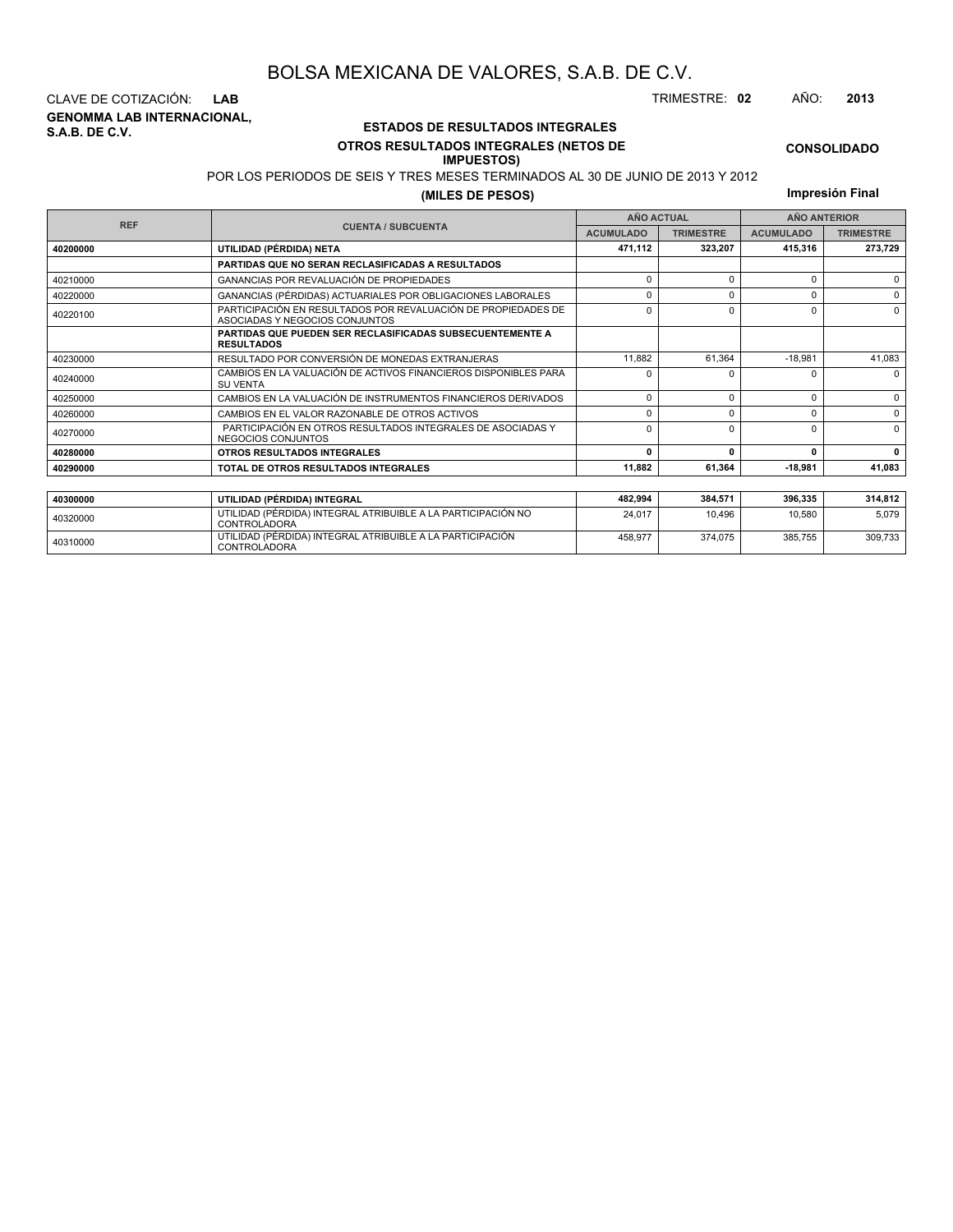# BOLSA MEXICANA DE VALORES, S.A.B. DE C.V.

CLAVE DE COTIZACIÓN: **LAB**

TRIMESTRE: **02** AÑO: **2013**

**GENOMMA LAB INTERNACIONAL, S.A.B. DE C.V.**

## ESTADOS DE RESULTADOS INTEGRALES

### OTROS RESULTADOS INTEGRALES (NETOS DE IMPUESTOS)

**CONSOLIDADO**

POR LOS PERIODOS DE SEIS Y TRES MESES TERMINADOS AL 30 DE JUNIO DE 2013 Y 2012

**(MILES DE PESOS)**

**Impresión Final**

| REF | CUENTA / SUBCUENTA | AÑO ACTUAL | | AÑO ANTERIOR | |
|---|---|---|---|---|---|
| | | ACUMULADO | TRIMESTRE | ACUMULADO | TRIMESTRE |
| **40200000** | **UTILIDAD (PÉRDIDA) NETA** | **471,112** | **323,207** | **415,316** | **273,729** |
| | **PARTIDAS QUE NO SERAN RECLASIFICADAS A RESULTADOS** | | | | |
| 40210000 | GANANCIAS POR REVALUACIÓN DE PROPIEDADES | 0 | 0 | 0 | 0 |
| 40220000 | GANANCIAS (PÉRDIDAS) ACTUARIALES POR OBLIGACIONES LABORALES | 0 | 0 | 0 | 0 |
| 40220100 | PARTICIPACIÓN EN RESULTADOS POR REVALUACIÓN DE PROPIEDADES DE ASOCIADAS Y NEGOCIOS CONJUNTOS | 0 | 0 | 0 | 0 |
| | **PARTIDAS QUE PUEDEN SER RECLASIFICADAS SUBSECUENTEMENTE A RESULTADOS** | | | | |
| 40230000 | RESULTADO POR CONVERSIÓN DE MONEDAS EXTRANJERAS | 11,882 | 61,364 | -18,981 | 41,083 |
| 40240000 | CAMBIOS EN LA VALUACIÓN DE ACTIVOS FINANCIEROS DISPONIBLES PARA SU VENTA | 0 | 0 | 0 | 0 |
| 40250000 | CAMBIOS EN LA VALUACIÓN DE INSTRUMENTOS FINANCIEROS DERIVADOS | 0 | 0 | 0 | 0 |
| 40260000 | CAMBIOS EN EL VALOR RAZONABLE DE OTROS ACTIVOS | 0 | 0 | 0 | 0 |
| 40270000 | PARTICIPACIÓN EN OTROS RESULTADOS INTEGRALES DE ASOCIADAS Y NEGOCIOS CONJUNTOS | 0 | 0 | 0 | 0 |
| **40280000** | **OTROS RESULTADOS INTEGRALES** | **0** | **0** | **0** | **0** |
| **40290000** | **TOTAL DE OTROS RESULTADOS INTEGRALES** | **11,882** | **61,364** | **-18,981** | **41,083** |

| REF | CUENTA / SUBCUENTA | ACUMULADO | TRIMESTRE | ACUMULADO | TRIMESTRE |
|---|---|---|---|---|---|
| **40300000** | **UTILIDAD (PÉRDIDA) INTEGRAL** | **482,994** | **384,571** | **396,335** | **314,812** |
| 40320000 | UTILIDAD (PÉRDIDA) INTEGRAL ATRIBUIBLE A LA PARTICIPACIÓN NO CONTROLADORA | 24,017 | 10,496 | 10,580 | 5,079 |
| 40310000 | UTILIDAD (PÉRDIDA) INTEGRAL ATRIBUIBLE A LA PARTICIPACIÓN CONTROLADORA | 458,977 | 374,075 | 385,755 | 309,733 |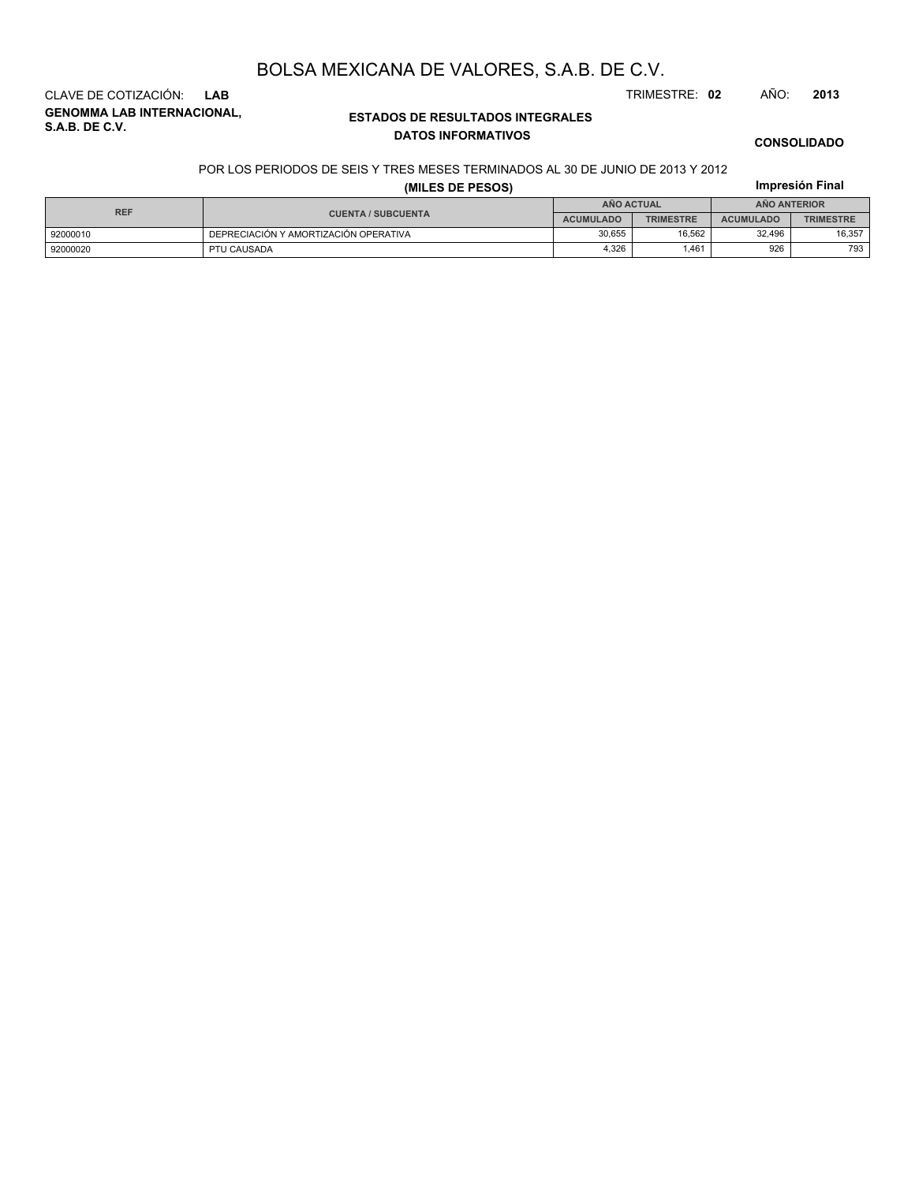# BOLSA MEXICANA DE VALORES, S.A.B. DE C.V.

CLAVE DE COTIZACIÓN: **LAB**

TRIMESTRE: **02** AÑO: **2013**

**GENOMMA LAB INTERNACIONAL, S.A.B. DE C.V.**

**ESTADOS DE RESULTADOS INTEGRALES**

**DATOS INFORMATIVOS**

**CONSOLIDADO**

POR LOS PERIODOS DE SEIS Y TRES MESES TERMINADOS AL 30 DE JUNIO DE 2013 Y 2012

**(MILES DE PESOS)**

**Impresión Final**

| REF | CUENTA / SUBCUENTA | AÑO ACTUAL | | AÑO ANTERIOR | |
|---|---|---|---|---|---|
| | | ACUMULADO | TRIMESTRE | ACUMULADO | TRIMESTRE |
| 92000010 | DEPRECIACIÓN Y AMORTIZACIÓN OPERATIVA | 30,655 | 16,562 | 32,496 | 16,357 |
| 92000020 | PTU CAUSADA | 4,326 | 1,461 | 926 | 793 |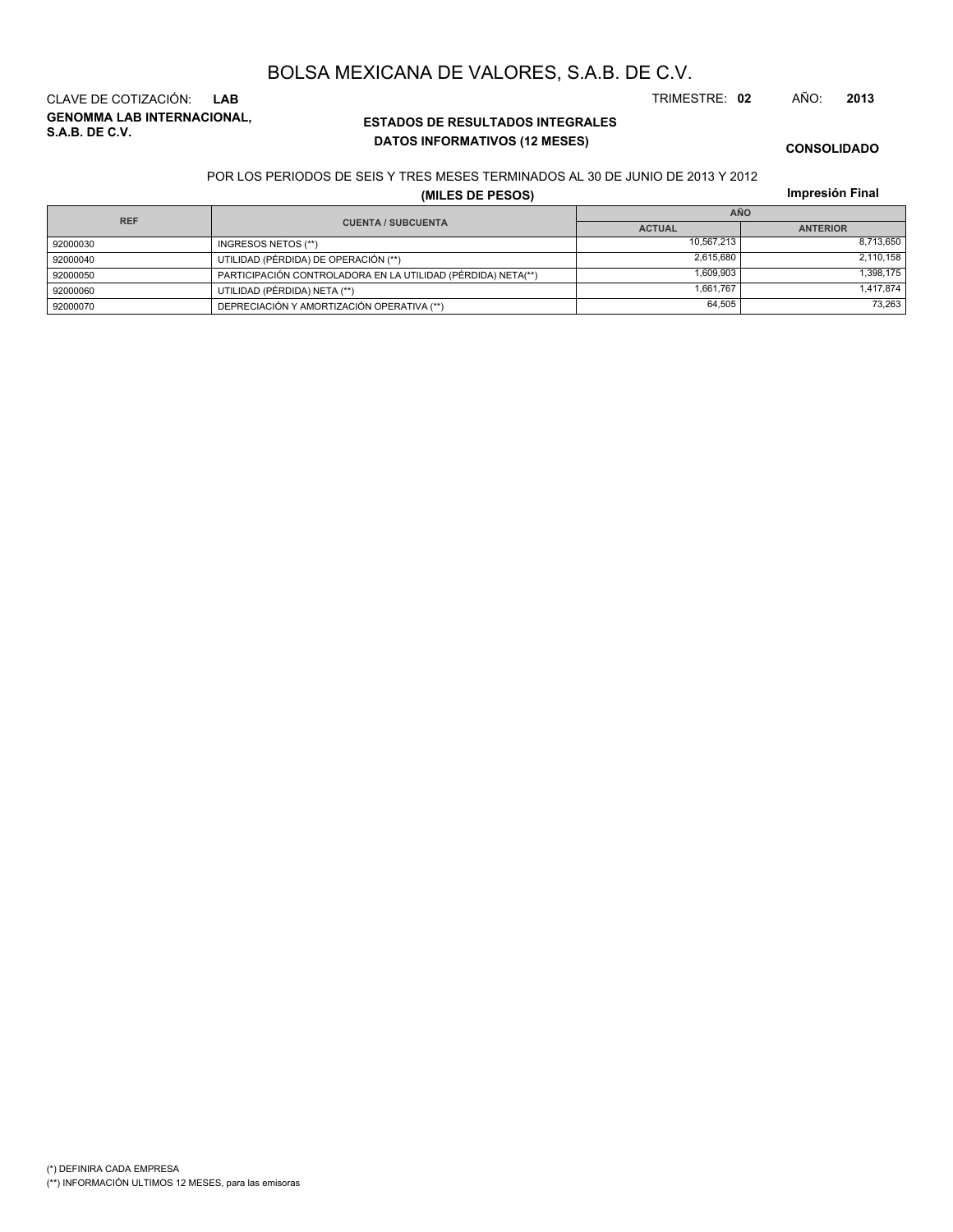# BOLSA MEXICANA DE VALORES, S.A.B. DE C.V.

CLAVE DE COTIZACIÓN: **LAB**

TRIMESTRE: **02** AÑO: **2013**

**GENOMMA LAB INTERNACIONAL, S.A.B. DE C.V.**

**ESTADOS DE RESULTADOS INTEGRALES**
**DATOS INFORMATIVOS (12 MESES)**

**CONSOLIDADO**

POR LOS PERIODOS DE SEIS Y TRES MESES TERMINADOS AL 30 DE JUNIO DE 2013 Y 2012

**(MILES DE PESOS)**

**Impresión Final**

| REF | CUENTA / SUBCUENTA | AÑO | |
|---|---|---|---|
| | | ACTUAL | ANTERIOR |
| 92000030 | INGRESOS NETOS (**) | 10,567,213 | 8,713,650 |
| 92000040 | UTILIDAD (PÉRDIDA) DE OPERACIÓN (**) | 2,615,680 | 2,110,158 |
| 92000050 | PARTICIPACIÓN CONTROLADORA EN LA UTILIDAD (PÉRDIDA) NETA(**) | 1,609,903 | 1,398,175 |
| 92000060 | UTILIDAD (PÉRDIDA) NETA (**) | 1,661,767 | 1,417,874 |
| 92000070 | DEPRECIACIÓN Y AMORTIZACIÓN OPERATIVA (**) | 64,505 | 73,263 |

(*) DEFINIRA CADA EMPRESA
(**) INFORMACIÓN ULTIMOS 12 MESES, para las emisoras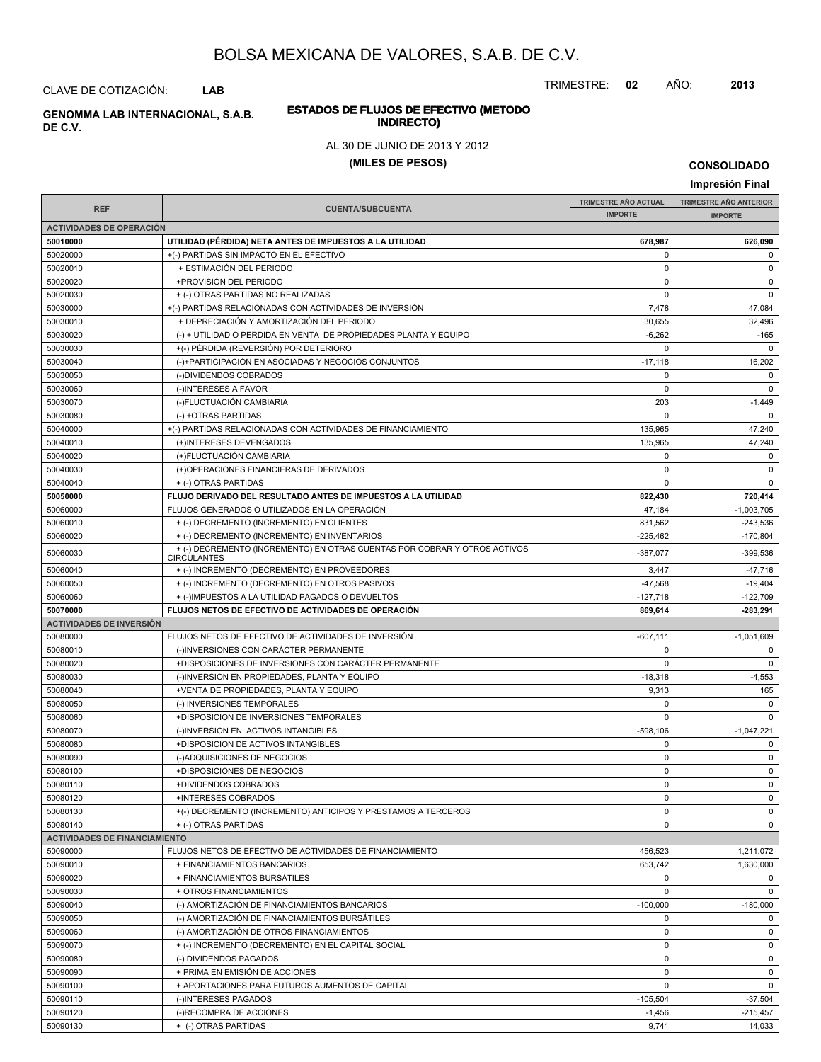# BOLSA MEXICANA DE VALORES, S.A.B. DE C.V.

CLAVE DE COTIZACIÓN: **LAB**

TRIMESTRE: **02** AÑO: **2013**

**GENOMMA LAB INTERNACIONAL, S.A.B. DE C.V.**

**ESTADOS DE FLUJOS DE EFECTIVO (METODO INDIRECTO)**

AL 30 DE JUNIO DE 2013 Y 2012

**(MILES DE PESOS)**

**CONSOLIDADO**

**Impresión Final**

| REF | CUENTA/SUBCUENTA | TRIMESTRE AÑO ACTUAL IMPORTE | TRIMESTRE AÑO ANTERIOR IMPORTE |
|---|---|---|---|
| **ACTIVIDADES DE OPERACIÓN** | | | |
| **50010000** | **UTILIDAD (PÉRDIDA) NETA ANTES DE IMPUESTOS A LA UTILIDAD** | **678,987** | **626,090** |
| 50020000 | +(-) PARTIDAS SIN IMPACTO EN EL EFECTIVO | 0 | 0 |
| 50020010 | + ESTIMACIÓN DEL PERIODO | 0 | 0 |
| 50020020 | +PROVISIÓN DEL PERIODO | 0 | 0 |
| 50020030 | + (-) OTRAS PARTIDAS NO REALIZADAS | 0 | 0 |
| 50030000 | +(-) PARTIDAS RELACIONADAS CON ACTIVIDADES DE INVERSIÓN | 7,478 | 47,084 |
| 50030010 | + DEPRECIACIÓN Y AMORTIZACIÓN DEL PERIODO | 30,655 | 32,496 |
| 50030020 | (-) + UTILIDAD O PERDIDA EN VENTA DE PROPIEDADES PLANTA Y EQUIPO | -6,262 | -165 |
| 50030030 | +(-) PÉRDIDA (REVERSIÓN) POR DETERIORO | 0 | 0 |
| 50030040 | (-)+PARTICIPACIÓN EN ASOCIADAS Y NEGOCIOS CONJUNTOS | -17,118 | 16,202 |
| 50030050 | (-)DIVIDENDOS COBRADOS | 0 | 0 |
| 50030060 | (-)INTERESES A FAVOR | 0 | 0 |
| 50030070 | (-)FLUCTUACIÓN CAMBIARIA | 203 | -1,449 |
| 50030080 | (-) +OTRAS PARTIDAS | 0 | 0 |
| 50040000 | +(-) PARTIDAS RELACIONADAS CON ACTIVIDADES DE FINANCIAMIENTO | 135,965 | 47,240 |
| 50040010 | (+)INTERESES DEVENGADOS | 135,965 | 47,240 |
| 50040020 | (+)FLUCTUACIÓN CAMBIARIA | 0 | 0 |
| 50040030 | (+)OPERACIONES FINANCIERAS DE DERIVADOS | 0 | 0 |
| 50040040 | + (-) OTRAS PARTIDAS | 0 | 0 |
| **50050000** | **FLUJO DERIVADO DEL RESULTADO ANTES DE IMPUESTOS A LA UTILIDAD** | **822,430** | **720,414** |
| 50060000 | FLUJOS GENERADOS O UTILIZADOS EN LA OPERACIÓN | 47,184 | -1,003,705 |
| 50060010 | + (-) DECREMENTO (INCREMENTO) EN CLIENTES | 831,562 | -243,536 |
| 50060020 | + (-) DECREMENTO (INCREMENTO) EN INVENTARIOS | -225,462 | -170,804 |
| 50060030 | + (-) DECREMENTO (INCREMENTO) EN OTRAS CUENTAS POR COBRAR Y OTROS ACTIVOS CIRCULANTES | -387,077 | -399,536 |
| 50060040 | + (-) INCREMENTO (DECREMENTO) EN PROVEEDORES | 3,447 | -47,716 |
| 50060050 | + (-) INCREMENTO (DECREMENTO) EN OTROS PASIVOS | -47,568 | -19,404 |
| 50060060 | + (-)IMPUESTOS A LA UTILIDAD PAGADOS O DEVUELTOS | -127,718 | -122,709 |
| **50070000** | **FLUJOS NETOS DE EFECTIVO DE ACTIVIDADES DE OPERACIÓN** | **869,614** | **-283,291** |
| **ACTIVIDADES DE INVERSIÓN** | | | |
| 50080000 | FLUJOS NETOS DE EFECTIVO DE ACTIVIDADES DE INVERSIÓN | -607,111 | -1,051,609 |
| 50080010 | (-)INVERSIONES CON CARÁCTER PERMANENTE | 0 | 0 |
| 50080020 | +DISPOSICIONES DE INVERSIONES CON CARÁCTER PERMANENTE | 0 | 0 |
| 50080030 | (-)INVERSION EN PROPIEDADES, PLANTA Y EQUIPO | -18,318 | -4,553 |
| 50080040 | +VENTA DE PROPIEDADES, PLANTA Y EQUIPO | 9,313 | 165 |
| 50080050 | (-) INVERSIONES TEMPORALES | 0 | 0 |
| 50080060 | +DISPOSICION DE INVERSIONES TEMPORALES | 0 | 0 |
| 50080070 | (-)INVERSION EN ACTIVOS INTANGIBLES | -598,106 | -1,047,221 |
| 50080080 | +DISPOSICION DE ACTIVOS INTANGIBLES | 0 | 0 |
| 50080090 | (-)ADQUISICIONES DE NEGOCIOS | 0 | 0 |
| 50080100 | +DISPOSICIONES DE NEGOCIOS | 0 | 0 |
| 50080110 | +DIVIDENDOS COBRADOS | 0 | 0 |
| 50080120 | +INTERESES COBRADOS | 0 | 0 |
| 50080130 | +(-) DECREMENTO (INCREMENTO) ANTICIPOS Y PRESTAMOS A TERCEROS | 0 | 0 |
| 50080140 | + (-) OTRAS PARTIDAS | 0 | 0 |
| **ACTIVIDADES DE FINANCIAMIENTO** | | | |
| 50090000 | FLUJOS NETOS DE EFECTIVO DE ACTIVIDADES DE FINANCIAMIENTO | 456,523 | 1,211,072 |
| 50090010 | + FINANCIAMIENTOS BANCARIOS | 653,742 | 1,630,000 |
| 50090020 | + FINANCIAMIENTOS BURSÁTILES | 0 | 0 |
| 50090030 | + OTROS FINANCIAMIENTOS | 0 | 0 |
| 50090040 | (-) AMORTIZACIÓN DE FINANCIAMIENTOS BANCARIOS | -100,000 | -180,000 |
| 50090050 | (-) AMORTIZACIÓN DE FINANCIAMIENTOS BURSÁTILES | 0 | 0 |
| 50090060 | (-) AMORTIZACIÓN DE OTROS FINANCIAMIENTOS | 0 | 0 |
| 50090070 | + (-) INCREMENTO (DECREMENTO) EN EL CAPITAL SOCIAL | 0 | 0 |
| 50090080 | (-) DIVIDENDOS PAGADOS | 0 | 0 |
| 50090090 | + PRIMA EN EMISIÓN DE ACCIONES | 0 | 0 |
| 50090100 | + APORTACIONES PARA FUTUROS AUMENTOS DE CAPITAL | 0 | 0 |
| 50090110 | (-)INTERESES PAGADOS | -105,504 | -37,504 |
| 50090120 | (-)RECOMPRA DE ACCIONES | -1,456 | -215,457 |
| 50090130 | + (-) OTRAS PARTIDAS | 9,741 | 14,033 |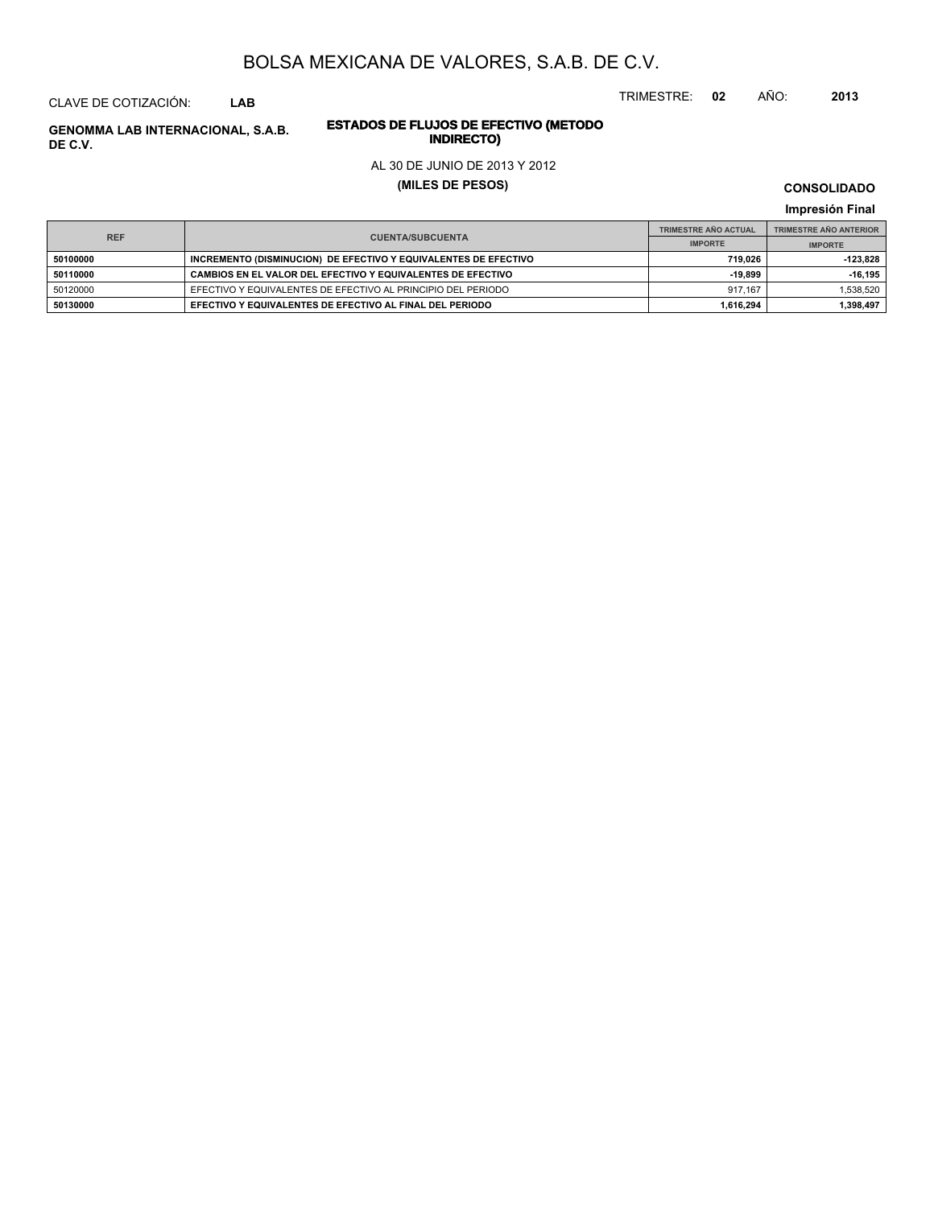# BOLSA MEXICANA DE VALORES, S.A.B. DE C.V.

CLAVE DE COTIZACIÓN: **LAB**

TRIMESTRE: **02** AÑO: **2013**

**GENOMMA LAB INTERNACIONAL, S.A.B. DE C.V.**

**ESTADOS DE FLUJOS DE EFECTIVO (METODO INDIRECTO)**

AL 30 DE JUNIO DE 2013 Y 2012

**(MILES DE PESOS)**

**CONSOLIDADO**

**Impresión Final**

| REF | CUENTA/SUBCUENTA | TRIMESTRE AÑO ACTUAL | TRIMESTRE AÑO ANTERIOR |
|---|---|---|---|
| | | IMPORTE | IMPORTE |
| **50100000** | **INCREMENTO (DISMINUCION) DE EFECTIVO Y EQUIVALENTES DE EFECTIVO** | **719,026** | **-123,828** |
| **50110000** | **CAMBIOS EN EL VALOR DEL EFECTIVO Y EQUIVALENTES DE EFECTIVO** | **-19,899** | **-16,195** |
| 50120000 | EFECTIVO Y EQUIVALENTES DE EFECTIVO AL PRINCIPIO DEL PERIODO | 917,167 | 1,538,520 |
| **50130000** | **EFECTIVO Y EQUIVALENTES DE EFECTIVO AL FINAL DEL PERIODO** | **1,616,294** | **1,398,497** |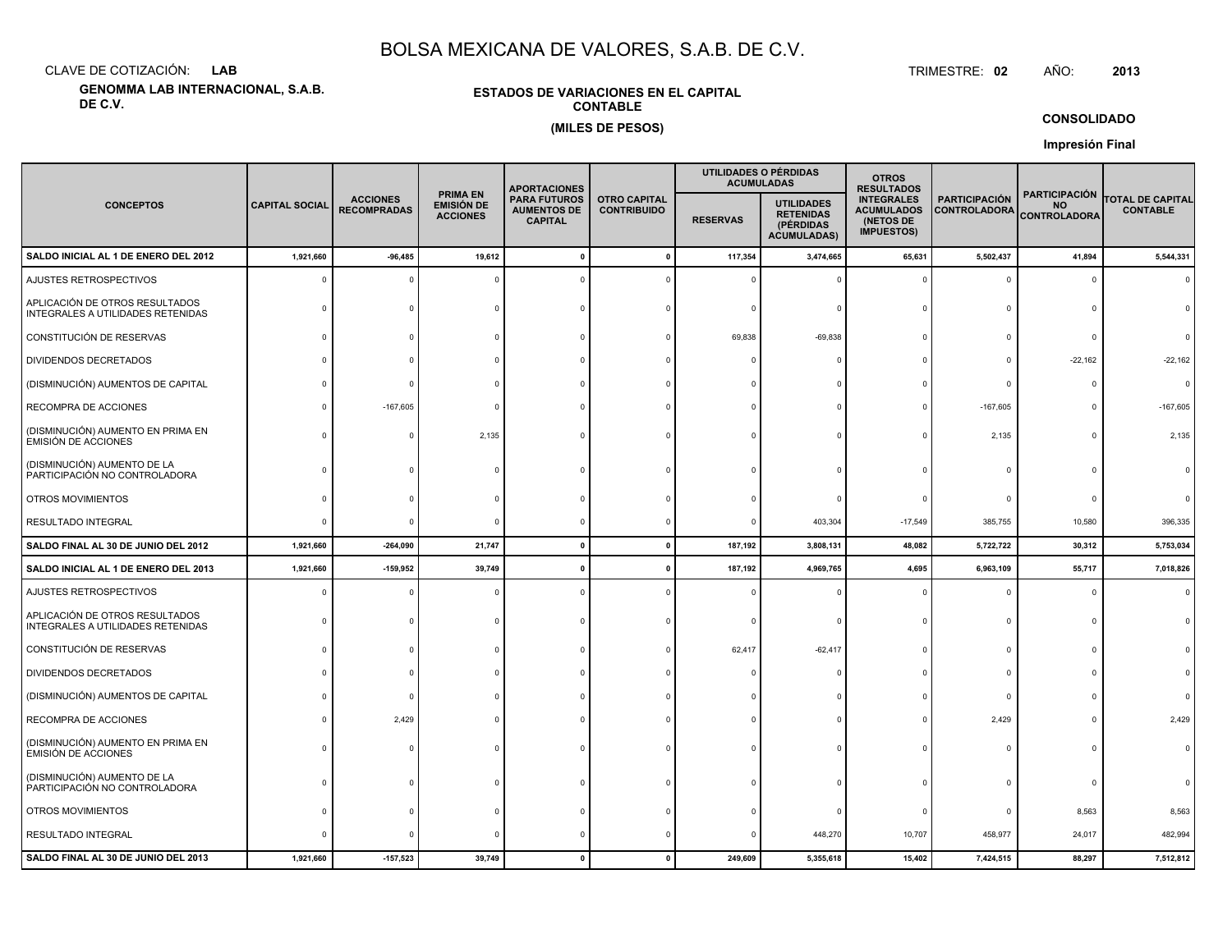# BOLSA MEXICANA DE VALORES, S.A.B. DE C.V.

CLAVE DE COTIZACIÓN: **LAB**

TRIMESTRE: **02** AÑO: **2013**

**GENOMMA LAB INTERNACIONAL, S.A.B. DE C.V.**

**ESTADOS DE VARIACIONES EN EL CAPITAL CONTABLE**

**(MILES DE PESOS)**

**CONSOLIDADO**

**Impresión Final**

| CONCEPTOS | CAPITAL SOCIAL | ACCIONES RECOMPRADAS | PRIMA EN EMISIÓN DE ACCIONES | APORTACIONES PARA FUTUROS AUMENTOS DE CAPITAL | OTRO CAPITAL CONTRIBUIDO | UTILIDADES O PÉRDIDAS ACUMULADAS | | OTROS RESULTADOS INTEGRALES ACUMULADOS (NETOS DE IMPUESTOS) | PARTICIPACIÓN CONTROLADORA | PARTICIPACIÓN NO CONTROLADORA | TOTAL DE CAPITAL CONTABLE |
|---|---|---|---|---|---|---|---|---|---|---|---|
| | | | | | | RESERVAS | UTILIDADES RETENIDAS (PÉRDIDAS ACUMULADAS) | | | | |
| **SALDO INICIAL AL 1 DE ENERO DEL 2012** | **1,921,660** | **-96,485** | **19,612** | **0** | **0** | **117,354** | **3,474,665** | **65,631** | **5,502,437** | **41,894** | **5,544,331** |
| AJUSTES RETROSPECTIVOS | 0 | 0 | 0 | 0 | 0 | 0 | 0 | 0 | 0 | 0 | 0 |
| APLICACIÓN DE OTROS RESULTADOS INTEGRALES A UTILIDADES RETENIDAS | 0 | 0 | 0 | 0 | 0 | 0 | 0 | 0 | 0 | 0 | 0 |
| CONSTITUCIÓN DE RESERVAS | 0 | 0 | 0 | 0 | 0 | 69,838 | -69,838 | 0 | 0 | 0 | 0 |
| DIVIDENDOS DECRETADOS | 0 | 0 | 0 | 0 | 0 | 0 | 0 | 0 | 0 | -22,162 | -22,162 |
| (DISMINUCIÓN) AUMENTOS DE CAPITAL | 0 | 0 | 0 | 0 | 0 | 0 | 0 | 0 | 0 | 0 | 0 |
| RECOMPRA DE ACCIONES | 0 | -167,605 | 0 | 0 | 0 | 0 | 0 | 0 | -167,605 | 0 | -167,605 |
| (DISMINUCIÓN) AUMENTO EN PRIMA EN EMISIÓN DE ACCIONES | 0 | 0 | 2,135 | 0 | 0 | 0 | 0 | 0 | 2,135 | 0 | 2,135 |
| (DISMINUCIÓN) AUMENTO DE LA PARTICIPACIÓN NO CONTROLADORA | 0 | 0 | 0 | 0 | 0 | 0 | 0 | 0 | 0 | 0 | 0 |
| OTROS MOVIMIENTOS | 0 | 0 | 0 | 0 | 0 | 0 | 0 | 0 | 0 | 0 | 0 |
| RESULTADO INTEGRAL | 0 | 0 | 0 | 0 | 0 | 0 | 403,304 | -17,549 | 385,755 | 10,580 | 396,335 |
| **SALDO FINAL AL 30 DE JUNIO DEL 2012** | **1,921,660** | **-264,090** | **21,747** | **0** | **0** | **187,192** | **3,808,131** | **48,082** | **5,722,722** | **30,312** | **5,753,034** |
| **SALDO INICIAL AL 1 DE ENERO DEL 2013** | **1,921,660** | **-159,952** | **39,749** | **0** | **0** | **187,192** | **4,969,765** | **4,695** | **6,963,109** | **55,717** | **7,018,826** |
| AJUSTES RETROSPECTIVOS | 0 | 0 | 0 | 0 | 0 | 0 | 0 | 0 | 0 | 0 | 0 |
| APLICACIÓN DE OTROS RESULTADOS INTEGRALES A UTILIDADES RETENIDAS | 0 | 0 | 0 | 0 | 0 | 0 | 0 | 0 | 0 | 0 | 0 |
| CONSTITUCIÓN DE RESERVAS | 0 | 0 | 0 | 0 | 0 | 62,417 | -62,417 | 0 | 0 | 0 | 0 |
| DIVIDENDOS DECRETADOS | 0 | 0 | 0 | 0 | 0 | 0 | 0 | 0 | 0 | 0 | 0 |
| (DISMINUCIÓN) AUMENTOS DE CAPITAL | 0 | 0 | 0 | 0 | 0 | 0 | 0 | 0 | 0 | 0 | 0 |
| RECOMPRA DE ACCIONES | 0 | 2,429 | 0 | 0 | 0 | 0 | 0 | 0 | 2,429 | 0 | 2,429 |
| (DISMINUCIÓN) AUMENTO EN PRIMA EN EMISIÓN DE ACCIONES | 0 | 0 | 0 | 0 | 0 | 0 | 0 | 0 | 0 | 0 | 0 |
| (DISMINUCIÓN) AUMENTO DE LA PARTICIPACIÓN NO CONTROLADORA | 0 | 0 | 0 | 0 | 0 | 0 | 0 | 0 | 0 | 0 | 0 |
| OTROS MOVIMIENTOS | 0 | 0 | 0 | 0 | 0 | 0 | 0 | 0 | 0 | 8,563 | 8,563 |
| RESULTADO INTEGRAL | 0 | 0 | 0 | 0 | 0 | 0 | 448,270 | 10,707 | 458,977 | 24,017 | 482,994 |
| **SALDO FINAL AL 30 DE JUNIO DEL 2013** | **1,921,660** | **-157,523** | **39,749** | **0** | **0** | **249,609** | **5,355,618** | **15,402** | **7,424,515** | **88,297** | **7,512,812** |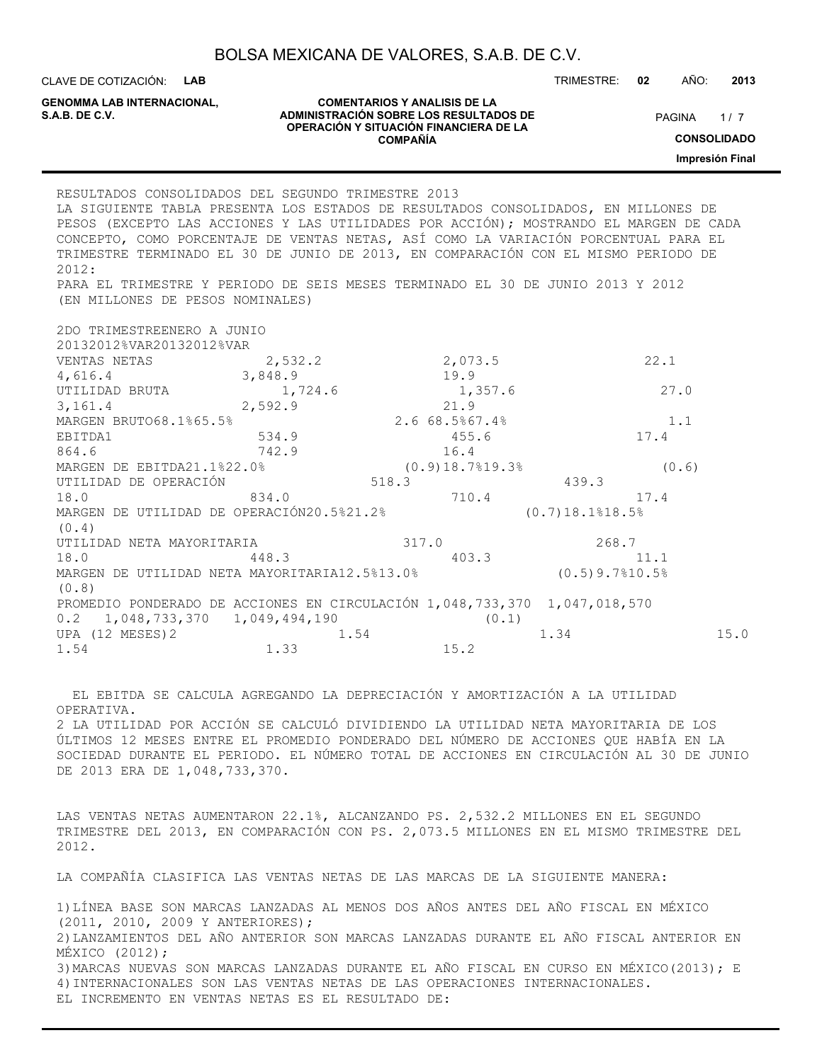RESULTADOS CONSOLIDADOS DEL SEGUNDO TRIMESTRE 2013

LA SIGUIENTE TABLA PRESENTA LOS ESTADOS DE RESULTADOS CONSOLIDADOS, EN MILLONES DE PESOS (EXCEPTO LAS ACCIONES Y LAS UTILIDADES POR ACCIÓN); MOSTRANDO EL MARGEN DE CADA CONCEPTO, COMO PORCENTAJE DE VENTAS NETAS, ASÍ COMO LA VARIACIÓN PORCENTUAL PARA EL TRIMESTRE TERMINADO EL 30 DE JUNIO DE 2013, EN COMPARACIÓN CON EL MISMO PERIODO DE 2012:

PARA EL TRIMESTRE Y PERIODO DE SEIS MESES TERMINADO EL 30 DE JUNIO 2013 Y 2012 (EN MILLONES DE PESOS NOMINALES)

| | 2DO TRIMESTRE | | | ENERO A JUNIO | | |
|---|---|---|---|---|---|---|
| | 2013 | 2012 | %VAR | 2013 | 2012 | %VAR |
| VENTAS NETAS | 2,532.2 | 2,073.5 | 22.1 | 4,616.4 | 3,848.9 | 19.9 |
| UTILIDAD BRUTA | 1,724.6 | 1,357.6 | 27.0 | 3,161.4 | 2,592.9 | 21.9 |
| MARGEN BRUTO | 68.1% | 65.5% | 2.6 | 68.5% | 67.4% | 1.1 |
| EBITDA1 | 534.9 | 455.6 | 17.4 | 864.6 | 742.9 | 16.4 |
| MARGEN DE EBITDA | 21.1% | 22.0% | (0.9) | 18.7% | 19.3% | (0.6) |
| UTILIDAD DE OPERACIÓN | 518.3 | 439.3 | 18.0 | 834.0 | 710.4 | 17.4 |
| MARGEN DE UTILIDAD DE OPERACIÓN | 20.5% | 21.2% | (0.7) | 18.1% | 18.5% | (0.4) |
| UTILIDAD NETA MAYORITARIA | 317.0 | 268.7 | 18.0 | 448.3 | 403.3 | 11.1 |
| MARGEN DE UTILIDAD NETA MAYORITARIA | 12.5% | 13.0% | (0.5) | 9.7% | 10.5% | (0.8) |
| PROMEDIO PONDERADO DE ACCIONES EN CIRCULACIÓN | 1,048,733,370 | 1,047,018,570 | 0.2 | 1,048,733,370 | 1,049,494,190 | (0.1) |
| UPA (12 MESES)2 | 1.54 | 1.34 | 15.0 | 1.54 | 1.33 | 15.2 |

EL EBITDA SE CALCULA AGREGANDO LA DEPRECIACIÓN Y AMORTIZACIÓN A LA UTILIDAD OPERATIVA.

2 LA UTILIDAD POR ACCIÓN SE CALCULÓ DIVIDIENDO LA UTILIDAD NETA MAYORITARIA DE LOS ÚLTIMOS 12 MESES ENTRE EL PROMEDIO PONDERADO DEL NÚMERO DE ACCIONES QUE HABÍA EN LA SOCIEDAD DURANTE EL PERIODO. EL NÚMERO TOTAL DE ACCIONES EN CIRCULACIÓN AL 30 DE JUNIO DE 2013 ERA DE 1,048,733,370.

LAS VENTAS NETAS AUMENTARON 22.1%, ALCANZANDO PS. 2,532.2 MILLONES EN EL SEGUNDO TRIMESTRE DEL 2013, EN COMPARACIÓN CON PS. 2,073.5 MILLONES EN EL MISMO TRIMESTRE DEL 2012.

LA COMPAÑÍA CLASIFICA LAS VENTAS NETAS DE LAS MARCAS DE LA SIGUIENTE MANERA:

1) LÍNEA BASE SON MARCAS LANZADAS AL MENOS DOS AÑOS ANTES DEL AÑO FISCAL EN MÉXICO (2011, 2010, 2009 Y ANTERIORES);
2) LANZAMIENTOS DEL AÑO ANTERIOR SON MARCAS LANZADAS DURANTE EL AÑO FISCAL ANTERIOR EN MÉXICO (2012);
3) MARCAS NUEVAS SON MARCAS LANZADAS DURANTE EL AÑO FISCAL EN CURSO EN MÉXICO(2013); E
4) INTERNACIONALES SON LAS VENTAS NETAS DE LAS OPERACIONES INTERNACIONALES.

EL INCREMENTO EN VENTAS NETAS ES EL RESULTADO DE: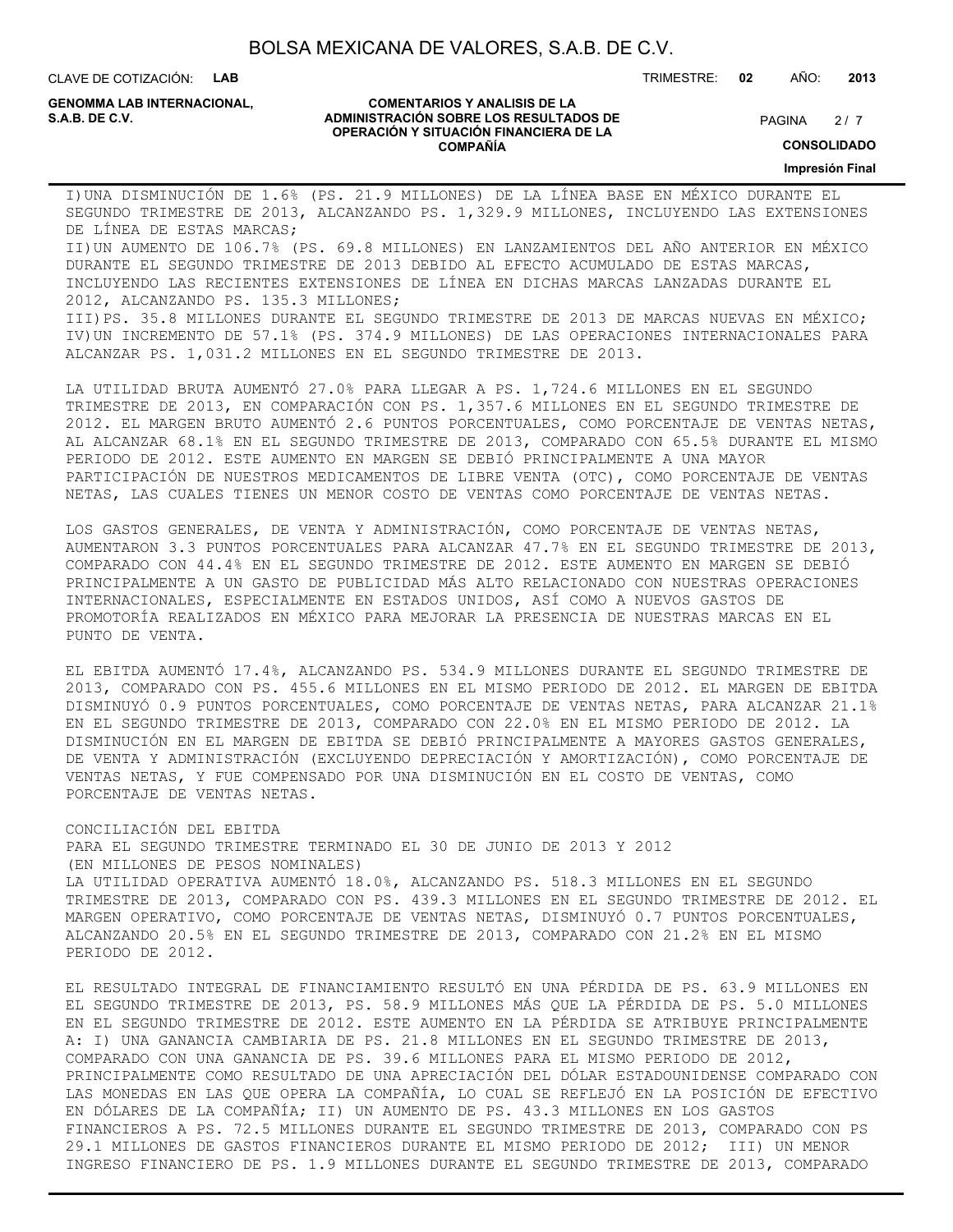I) UNA DISMINUCIÓN DE 1.6% (PS. 21.9 MILLONES) DE LA LÍNEA BASE EN MÉXICO DURANTE EL SEGUNDO TRIMESTRE DE 2013, ALCANZANDO PS. 1,329.9 MILLONES, INCLUYENDO LAS EXTENSIONES DE LÍNEA DE ESTAS MARCAS;

II) UN AUMENTO DE 106.7% (PS. 69.8 MILLONES) EN LANZAMIENTOS DEL AÑO ANTERIOR EN MÉXICO DURANTE EL SEGUNDO TRIMESTRE DE 2013 DEBIDO AL EFECTO ACUMULADO DE ESTAS MARCAS, INCLUYENDO LAS RECIENTES EXTENSIONES DE LÍNEA EN DICHAS MARCAS LANZADAS DURANTE EL 2012, ALCANZANDO PS. 135.3 MILLONES;

III) PS. 35.8 MILLONES DURANTE EL SEGUNDO TRIMESTRE DE 2013 DE MARCAS NUEVAS EN MÉXICO;

IV) UN INCREMENTO DE 57.1% (PS. 374.9 MILLONES) DE LAS OPERACIONES INTERNACIONALES PARA ALCANZAR PS. 1,031.2 MILLONES EN EL SEGUNDO TRIMESTRE DE 2013.

LA UTILIDAD BRUTA AUMENTÓ 27.0% PARA LLEGAR A PS. 1,724.6 MILLONES EN EL SEGUNDO TRIMESTRE DE 2013, EN COMPARACIÓN CON PS. 1,357.6 MILLONES EN EL SEGUNDO TRIMESTRE DE 2012. EL MARGEN BRUTO AUMENTÓ 2.6 PUNTOS PORCENTUALES, COMO PORCENTAJE DE VENTAS NETAS, AL ALCANZAR 68.1% EN EL SEGUNDO TRIMESTRE DE 2013, COMPARADO CON 65.5% DURANTE EL MISMO PERIODO DE 2012. ESTE AUMENTO EN MARGEN SE DEBIÓ PRINCIPALMENTE A UNA MAYOR PARTICIPACIÓN DE NUESTROS MEDICAMENTOS DE LIBRE VENTA (OTC), COMO PORCENTAJE DE VENTAS NETAS, LAS CUALES TIENES UN MENOR COSTO DE VENTAS COMO PORCENTAJE DE VENTAS NETAS.

LOS GASTOS GENERALES, DE VENTA Y ADMINISTRACIÓN, COMO PORCENTAJE DE VENTAS NETAS, AUMENTARON 3.3 PUNTOS PORCENTUALES PARA ALCANZAR 47.7% EN EL SEGUNDO TRIMESTRE DE 2013, COMPARADO CON 44.4% EN EL SEGUNDO TRIMESTRE DE 2012. ESTE AUMENTO EN MARGEN SE DEBIÓ PRINCIPALMENTE A UN GASTO DE PUBLICIDAD MÁS ALTO RELACIONADO CON NUESTRAS OPERACIONES INTERNACIONALES, ESPECIALMENTE EN ESTADOS UNIDOS, ASÍ COMO A NUEVOS GASTOS DE PROMOTORÍA REALIZADOS EN MÉXICO PARA MEJORAR LA PRESENCIA DE NUESTRAS MARCAS EN EL PUNTO DE VENTA.

EL EBITDA AUMENTÓ 17.4%, ALCANZANDO PS. 534.9 MILLONES DURANTE EL SEGUNDO TRIMESTRE DE 2013, COMPARADO CON PS. 455.6 MILLONES EN EL MISMO PERIODO DE 2012. EL MARGEN DE EBITDA DISMINUYÓ 0.9 PUNTOS PORCENTUALES, COMO PORCENTAJE DE VENTAS NETAS, PARA ALCANZAR 21.1% EN EL SEGUNDO TRIMESTRE DE 2013, COMPARADO CON 22.0% EN EL MISMO PERIODO DE 2012. LA DISMINUCIÓN EN EL MARGEN DE EBITDA SE DEBIÓ PRINCIPALMENTE A MAYORES GASTOS GENERALES, DE VENTA Y ADMINISTRACIÓN (EXCLUYENDO DEPRECIACIÓN Y AMORTIZACIÓN), COMO PORCENTAJE DE VENTAS NETAS, Y FUE COMPENSADO POR UNA DISMINUCIÓN EN EL COSTO DE VENTAS, COMO PORCENTAJE DE VENTAS NETAS.

CONCILIACIÓN DEL EBITDA
PARA EL SEGUNDO TRIMESTRE TERMINADO EL 30 DE JUNIO DE 2013 Y 2012
(EN MILLONES DE PESOS NOMINALES)

LA UTILIDAD OPERATIVA AUMENTÓ 18.0%, ALCANZANDO PS. 518.3 MILLONES EN EL SEGUNDO TRIMESTRE DE 2013, COMPARADO CON PS. 439.3 MILLONES EN EL SEGUNDO TRIMESTRE DE 2012. EL MARGEN OPERATIVO, COMO PORCENTAJE DE VENTAS NETAS, DISMINUYÓ 0.7 PUNTOS PORCENTUALES, ALCANZANDO 20.5% EN EL SEGUNDO TRIMESTRE DE 2013, COMPARADO CON 21.2% EN EL MISMO PERIODO DE 2012.

EL RESULTADO INTEGRAL DE FINANCIAMIENTO RESULTÓ EN UNA PÉRDIDA DE PS. 63.9 MILLONES EN EL SEGUNDO TRIMESTRE DE 2013, PS. 58.9 MILLONES MÁS QUE LA PÉRDIDA DE PS. 5.0 MILLONES EN EL SEGUNDO TRIMESTRE DE 2012. ESTE AUMENTO EN LA PÉRDIDA SE ATRIBUYE PRINCIPALMENTE A: I) UNA GANANCIA CAMBIARIA DE PS. 21.8 MILLONES EN EL SEGUNDO TRIMESTRE DE 2013, COMPARADO CON UNA GANANCIA DE PS. 39.6 MILLONES PARA EL MISMO PERIODO DE 2012, PRINCIPALMENTE COMO RESULTADO DE UNA APRECIACIÓN DEL DÓLAR ESTADOUNIDENSE COMPARADO CON LAS MONEDAS EN LAS QUE OPERA LA COMPAÑÍA, LO CUAL SE REFLEJÓ EN LA POSICIÓN DE EFECTIVO EN DÓLARES DE LA COMPAÑÍA; II) UN AUMENTO DE PS. 43.3 MILLONES EN LOS GASTOS FINANCIEROS A PS. 72.5 MILLONES DURANTE EL SEGUNDO TRIMESTRE DE 2013, COMPARADO CON PS 29.1 MILLONES DE GASTOS FINANCIEROS DURANTE EL MISMO PERIODO DE 2012; III) UN MENOR INGRESO FINANCIERO DE PS. 1.9 MILLONES DURANTE EL SEGUNDO TRIMESTRE DE 2013, COMPARADO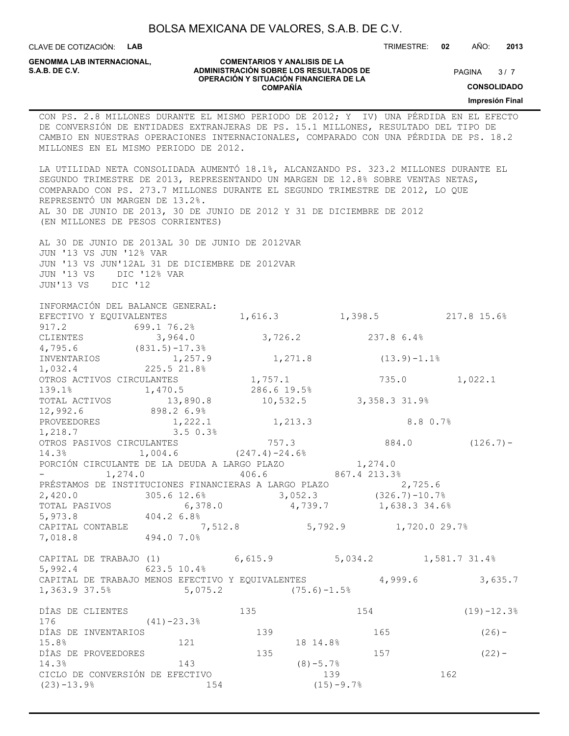CON PS. 2.8 MILLONES DURANTE EL MISMO PERIODO DE 2012; Y IV) UNA PÉRDIDA EN EL EFECTO DE CONVERSIÓN DE ENTIDADES EXTRANJERAS DE PS. 15.1 MILLONES, RESULTADO DEL TIPO DE CAMBIO EN NUESTRAS OPERACIONES INTERNACIONALES, COMPARADO CON UNA PÉRDIDA DE PS. 18.2 MILLONES EN EL MISMO PERIODO DE 2012.

LA UTILIDAD NETA CONSOLIDADA AUMENTÓ 18.1%, ALCANZANDO PS. 323.2 MILLONES DURANTE EL SEGUNDO TRIMESTRE DE 2013, REPRESENTANDO UN MARGEN DE 12.8% SOBRE VENTAS NETAS, COMPARADO CON PS. 273.7 MILLONES DURANTE EL SEGUNDO TRIMESTRE DE 2012, LO QUE REPRESENTÓ UN MARGEN DE 13.2%.

AL 30 DE JUNIO DE 2013, 30 DE JUNIO DE 2012 Y 31 DE DICIEMBRE DE 2012
(EN MILLONES DE PESOS CORRIENTES)

| | AL 30 DE JUNIO DE 2013 | AL 30 DE JUNIO DE 2012 | VAR JUN '13 VS JUN '12 | % VAR JUN '13 VS JUN'12 | AL 31 DE DICIEMBRE DE 2012 | VAR JUN '13 VS DIC '12 | % VAR JUN'13 VS DIC '12 |
|---|---|---|---|---|---|---|---|
| INFORMACIÓN DEL BALANCE GENERAL: | | | | | | | |
| EFECTIVO Y EQUIVALENTES | 1,616.3 | 1,398.5 | 217.8 | 15.6% | 917.2 | 699.1 | 76.2% |
| CLIENTES | 3,964.0 | 3,726.2 | 237.8 | 6.4% | 4,795.6 | (831.5) | -17.3% |
| INVENTARIOS | 1,257.9 | 1,271.8 | (13.9) | -1.1% | 1,032.4 | 225.5 | 21.8% |
| OTROS ACTIVOS CIRCULANTES | 1,757.1 | 735.0 | 1,022.1 | 139.1% | 1,470.5 | 286.6 | 19.5% |
| TOTAL ACTIVOS | 13,890.8 | 10,532.5 | 3,358.3 | 31.9% | 12,992.6 | 898.2 | 6.9% |
| PROVEEDORES | 1,222.1 | 1,213.3 | 8.8 | 0.7% | 1,218.7 | 3.5 | 0.3% |
| OTROS PASIVOS CIRCULANTES | 757.3 | 884.0 | (126.7) | -14.3% | 1,004.6 | (247.4) | -24.6% |
| PORCIÓN CIRCULANTE DE LA DEUDA A LARGO PLAZO | 1,274.0 | - | 1,274.0 | | 406.6 | 867.4 | 213.3% |
| PRÉSTAMOS DE INSTITUCIONES FINANCIERAS A LARGO PLAZO | 2,725.6 | 2,420.0 | 305.6 | 12.6% | 3,052.3 | (326.7) | -10.7% |
| TOTAL PASIVOS | 6,378.0 | 4,739.7 | 1,638.3 | 34.6% | 5,973.8 | 404.2 | 6.8% |
| CAPITAL CONTABLE | 7,512.8 | 5,792.9 | 1,720.0 | 29.7% | 7,018.8 | 494.0 | 7.0% |
| | | | | | | | |
| CAPITAL DE TRABAJO (1) | 6,615.9 | 5,034.2 | 1,581.7 | 31.4% | 5,992.4 | 623.5 | 10.4% |
| CAPITAL DE TRABAJO MENOS EFECTIVO Y EQUIVALENTES | 4,999.6 | 3,635.7 | 1,363.9 | 37.5% | 5,075.2 | (75.6) | -1.5% |
| | | | | | | | |
| DÍAS DE CLIENTES | 135 | 154 | (19) | -12.3% | 176 | (41) | -23.3% |
| DÍAS DE INVENTARIOS | 139 | 165 | (26) | -15.8% | 121 | 18 | 14.8% |
| DÍAS DE PROVEEDORES | 135 | 157 | (22) | -14.3% | 143 | (8) | -5.7% |
| CICLO DE CONVERSIÓN DE EFECTIVO | 139 | 162 | (23) | -13.9% | 154 | (15) | -9.7% |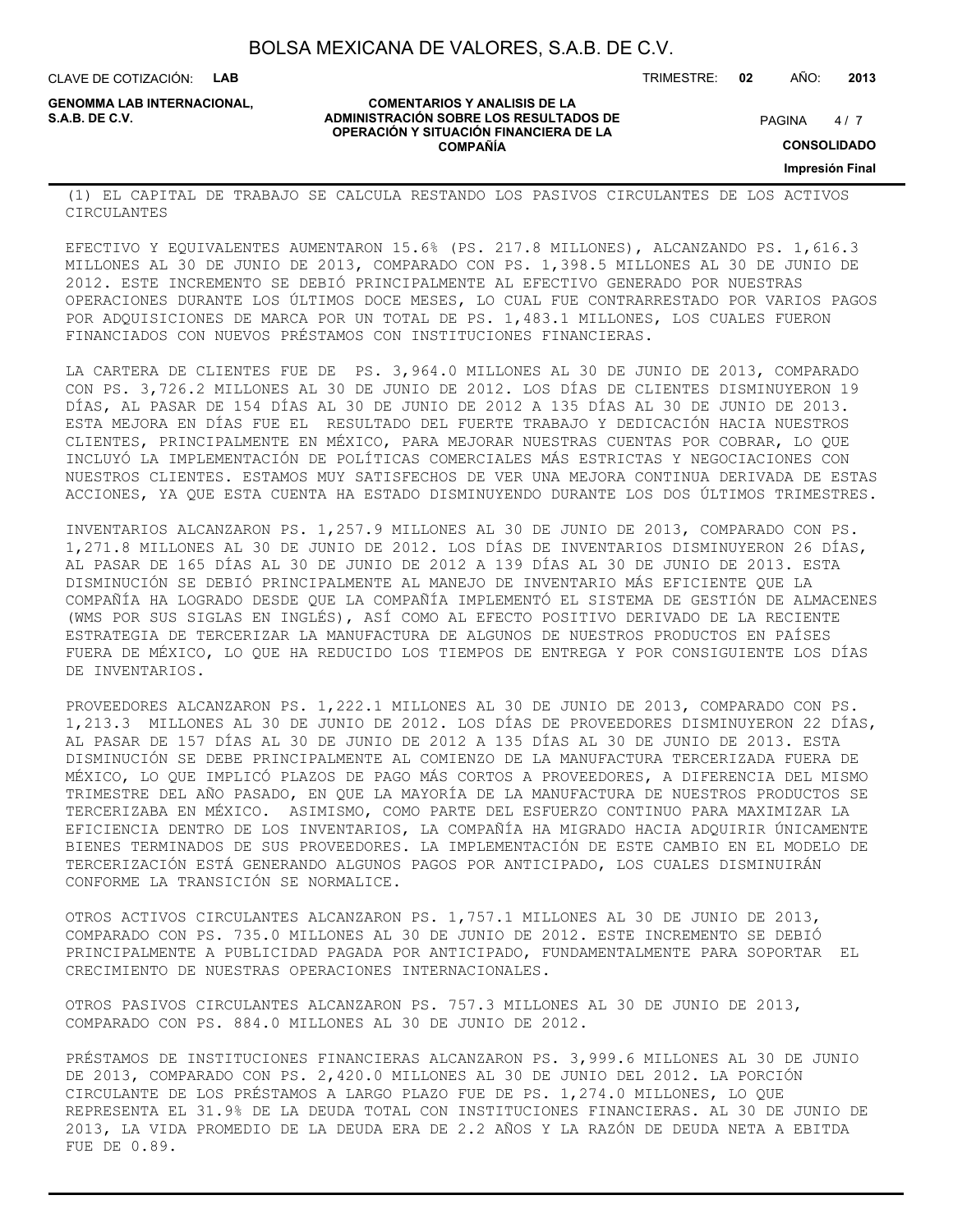(1) EL CAPITAL DE TRABAJO SE CALCULA RESTANDO LOS PASIVOS CIRCULANTES DE LOS ACTIVOS CIRCULANTES

EFECTIVO Y EQUIVALENTES AUMENTARON 15.6% (PS. 217.8 MILLONES), ALCANZANDO PS. 1,616.3 MILLONES AL 30 DE JUNIO DE 2013, COMPARADO CON PS. 1,398.5 MILLONES AL 30 DE JUNIO DE 2012. ESTE INCREMENTO SE DEBIÓ PRINCIPALMENTE AL EFECTIVO GENERADO POR NUESTRAS OPERACIONES DURANTE LOS ÚLTIMOS DOCE MESES, LO CUAL FUE CONTRARRESTADO POR VARIOS PAGOS POR ADQUISICIONES DE MARCA POR UN TOTAL DE PS. 1,483.1 MILLONES, LOS CUALES FUERON FINANCIADOS CON NUEVOS PRÉSTAMOS CON INSTITUCIONES FINANCIERAS.

LA CARTERA DE CLIENTES FUE DE PS. 3,964.0 MILLONES AL 30 DE JUNIO DE 2013, COMPARADO CON PS. 3,726.2 MILLONES AL 30 DE JUNIO DE 2012. LOS DÍAS DE CLIENTES DISMINUYERON 19 DÍAS, AL PASAR DE 154 DÍAS AL 30 DE JUNIO DE 2012 A 135 DÍAS AL 30 DE JUNIO DE 2013. ESTA MEJORA EN DÍAS FUE EL RESULTADO DEL FUERTE TRABAJO Y DEDICACIÓN HACIA NUESTROS CLIENTES, PRINCIPALMENTE EN MÉXICO, PARA MEJORAR NUESTRAS CUENTAS POR COBRAR, LO QUE INCLUYÓ LA IMPLEMENTACIÓN DE POLÍTICAS COMERCIALES MÁS ESTRICTAS Y NEGOCIACIONES CON NUESTROS CLIENTES. ESTAMOS MUY SATISFECHOS DE VER UNA MEJORA CONTINUA DERIVADA DE ESTAS ACCIONES, YA QUE ESTA CUENTA HA ESTADO DISMINUYENDO DURANTE LOS DOS ÚLTIMOS TRIMESTRES.

INVENTARIOS ALCANZARON PS. 1,257.9 MILLONES AL 30 DE JUNIO DE 2013, COMPARADO CON PS. 1,271.8 MILLONES AL 30 DE JUNIO DE 2012. LOS DÍAS DE INVENTARIOS DISMINUYERON 26 DÍAS, AL PASAR DE 165 DÍAS AL 30 DE JUNIO DE 2012 A 139 DÍAS AL 30 DE JUNIO DE 2013. ESTA DISMINUCIÓN SE DEBIÓ PRINCIPALMENTE AL MANEJO DE INVENTARIO MÁS EFICIENTE QUE LA COMPAÑÍA HA LOGRADO DESDE QUE LA COMPAÑÍA IMPLEMENTÓ EL SISTEMA DE GESTIÓN DE ALMACENES (WMS POR SUS SIGLAS EN INGLÉS), ASÍ COMO AL EFECTO POSITIVO DERIVADO DE LA RECIENTE ESTRATEGIA DE TERCERIZAR LA MANUFACTURA DE ALGUNOS DE NUESTROS PRODUCTOS EN PAÍSES FUERA DE MÉXICO, LO QUE HA REDUCIDO LOS TIEMPOS DE ENTREGA Y POR CONSIGUIENTE LOS DÍAS DE INVENTARIOS.

PROVEEDORES ALCANZARON PS. 1,222.1 MILLONES AL 30 DE JUNIO DE 2013, COMPARADO CON PS. 1,213.3 MILLONES AL 30 DE JUNIO DE 2012. LOS DÍAS DE PROVEEDORES DISMINUYERON 22 DÍAS, AL PASAR DE 157 DÍAS AL 30 DE JUNIO DE 2012 A 135 DÍAS AL 30 DE JUNIO DE 2013. ESTA DISMINUCIÓN SE DEBE PRINCIPALMENTE AL COMIENZO DE LA MANUFACTURA TERCERIZADA FUERA DE MÉXICO, LO QUE IMPLICÓ PLAZOS DE PAGO MÁS CORTOS A PROVEEDORES, A DIFERENCIA DEL MISMO TRIMESTRE DEL AÑO PASADO, EN QUE LA MAYORÍA DE LA MANUFACTURA DE NUESTROS PRODUCTOS SE TERCERIZABA EN MÉXICO. ASIMISMO, COMO PARTE DEL ESFUERZO CONTINUO PARA MAXIMIZAR LA EFICIENCIA DENTRO DE LOS INVENTARIOS, LA COMPAÑÍA HA MIGRADO HACIA ADQUIRIR ÚNICAMENTE BIENES TERMINADOS DE SUS PROVEEDORES. LA IMPLEMENTACIÓN DE ESTE CAMBIO EN EL MODELO DE TERCERIZACIÓN ESTÁ GENERANDO ALGUNOS PAGOS POR ANTICIPADO, LOS CUALES DISMINUIRÁN CONFORME LA TRANSICIÓN SE NORMALICE.

OTROS ACTIVOS CIRCULANTES ALCANZARON PS. 1,757.1 MILLONES AL 30 DE JUNIO DE 2013, COMPARADO CON PS. 735.0 MILLONES AL 30 DE JUNIO DE 2012. ESTE INCREMENTO SE DEBIÓ PRINCIPALMENTE A PUBLICIDAD PAGADA POR ANTICIPADO, FUNDAMENTALMENTE PARA SOPORTAR EL CRECIMIENTO DE NUESTRAS OPERACIONES INTERNACIONALES.

OTROS PASIVOS CIRCULANTES ALCANZARON PS. 757.3 MILLONES AL 30 DE JUNIO DE 2013, COMPARADO CON PS. 884.0 MILLONES AL 30 DE JUNIO DE 2012.

PRÉSTAMOS DE INSTITUCIONES FINANCIERAS ALCANZARON PS. 3,999.6 MILLONES AL 30 DE JUNIO DE 2013, COMPARADO CON PS. 2,420.0 MILLONES AL 30 DE JUNIO DEL 2012. LA PORCIÓN CIRCULANTE DE LOS PRÉSTAMOS A LARGO PLAZO FUE DE PS. 1,274.0 MILLONES, LO QUE REPRESENTA EL 31.9% DE LA DEUDA TOTAL CON INSTITUCIONES FINANCIERAS. AL 30 DE JUNIO DE 2013, LA VIDA PROMEDIO DE LA DEUDA ERA DE 2.2 AÑOS Y LA RAZÓN DE DEUDA NETA A EBITDA FUE DE 0.89.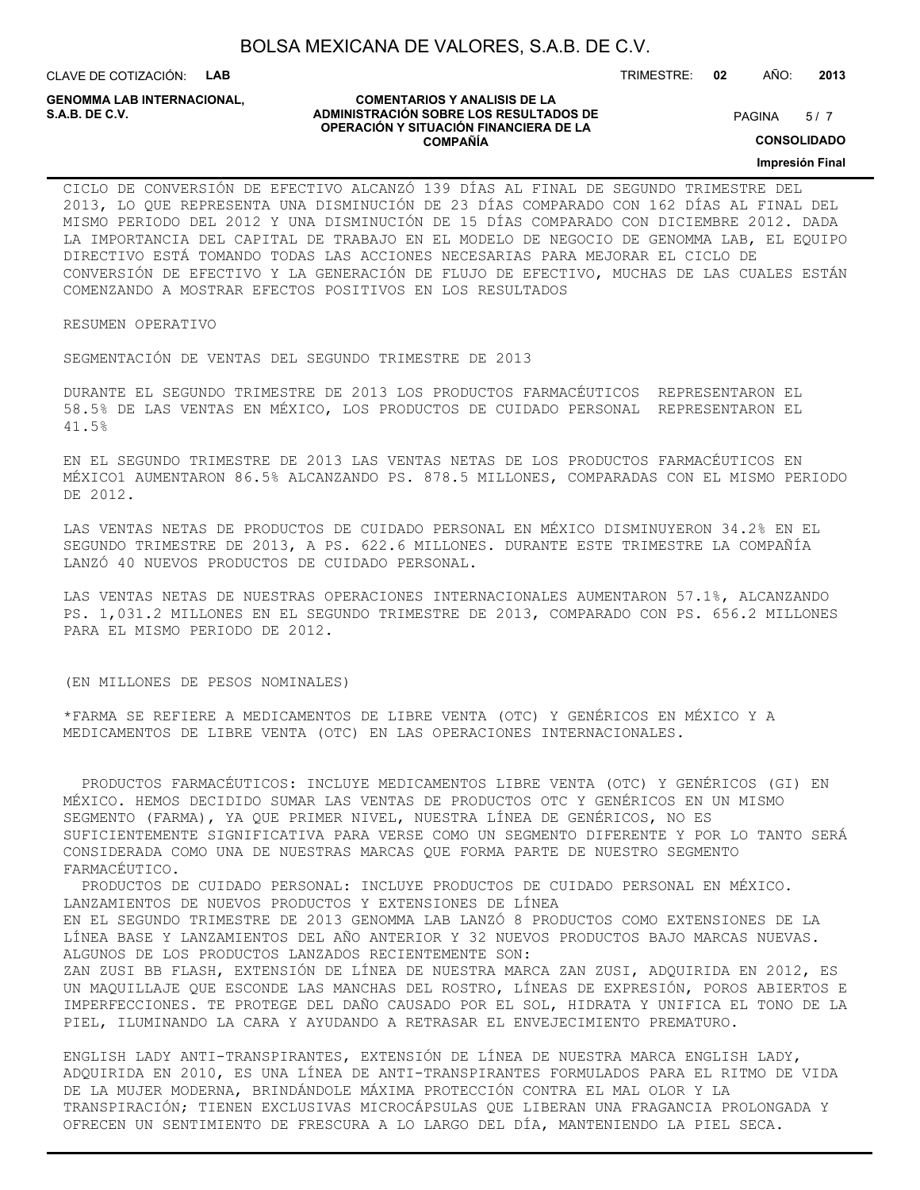CICLO DE CONVERSIÓN DE EFECTIVO ALCANZÓ 139 DÍAS AL FINAL DE SEGUNDO TRIMESTRE DEL 2013, LO QUE REPRESENTA UNA DISMINUCIÓN DE 23 DÍAS COMPARADO CON 162 DÍAS AL FINAL DEL MISMO PERIODO DEL 2012 Y UNA DISMINUCIÓN DE 15 DÍAS COMPARADO CON DICIEMBRE 2012. DADA LA IMPORTANCIA DEL CAPITAL DE TRABAJO EN EL MODELO DE NEGOCIO DE GENOMMA LAB, EL EQUIPO DIRECTIVO ESTÁ TOMANDO TODAS LAS ACCIONES NECESARIAS PARA MEJORAR EL CICLO DE CONVERSIÓN DE EFECTIVO Y LA GENERACIÓN DE FLUJO DE EFECTIVO, MUCHAS DE LAS CUALES ESTÁN COMENZANDO A MOSTRAR EFECTOS POSITIVOS EN LOS RESULTADOS

RESUMEN OPERATIVO

SEGMENTACIÓN DE VENTAS DEL SEGUNDO TRIMESTRE DE 2013

DURANTE EL SEGUNDO TRIMESTRE DE 2013 LOS PRODUCTOS FARMACÉUTICOS REPRESENTARON EL 58.5% DE LAS VENTAS EN MÉXICO, LOS PRODUCTOS DE CUIDADO PERSONAL REPRESENTARON EL 41.5%

EN EL SEGUNDO TRIMESTRE DE 2013 LAS VENTAS NETAS DE LOS PRODUCTOS FARMACÉUTICOS EN MÉXICO1 AUMENTARON 86.5% ALCANZANDO PS. 878.5 MILLONES, COMPARADAS CON EL MISMO PERIODO DE 2012.

LAS VENTAS NETAS DE PRODUCTOS DE CUIDADO PERSONAL EN MÉXICO DISMINUYERON 34.2% EN EL SEGUNDO TRIMESTRE DE 2013, A PS. 622.6 MILLONES. DURANTE ESTE TRIMESTRE LA COMPAÑÍA LANZÓ 40 NUEVOS PRODUCTOS DE CUIDADO PERSONAL.

LAS VENTAS NETAS DE NUESTRAS OPERACIONES INTERNACIONALES AUMENTARON 57.1%, ALCANZANDO PS. 1,031.2 MILLONES EN EL SEGUNDO TRIMESTRE DE 2013, COMPARADO CON PS. 656.2 MILLONES PARA EL MISMO PERIODO DE 2012.

(EN MILLONES DE PESOS NOMINALES)

*FARMA SE REFIERE A MEDICAMENTOS DE LIBRE VENTA (OTC) Y GENÉRICOS EN MÉXICO Y A MEDICAMENTOS DE LIBRE VENTA (OTC) EN LAS OPERACIONES INTERNACIONALES.

PRODUCTOS FARMACÉUTICOS: INCLUYE MEDICAMENTOS LIBRE VENTA (OTC) Y GENÉRICOS (GI) EN MÉXICO. HEMOS DECIDIDO SUMAR LAS VENTAS DE PRODUCTOS OTC Y GENÉRICOS EN UN MISMO SEGMENTO (FARMA), YA QUE PRIMER NIVEL, NUESTRA LÍNEA DE GENÉRICOS, NO ES SUFICIENTEMENTE SIGNIFICATIVA PARA VERSE COMO UN SEGMENTO DIFERENTE Y POR LO TANTO SERÁ CONSIDERADA COMO UNA DE NUESTRAS MARCAS QUE FORMA PARTE DE NUESTRO SEGMENTO FARMACÉUTICO.

PRODUCTOS DE CUIDADO PERSONAL: INCLUYE PRODUCTOS DE CUIDADO PERSONAL EN MÉXICO.

LANZAMIENTOS DE NUEVOS PRODUCTOS Y EXTENSIONES DE LÍNEA

EN EL SEGUNDO TRIMESTRE DE 2013 GENOMMA LAB LANZÓ 8 PRODUCTOS COMO EXTENSIONES DE LA LÍNEA BASE Y LANZAMIENTOS DEL AÑO ANTERIOR Y 32 NUEVOS PRODUCTOS BAJO MARCAS NUEVAS. ALGUNOS DE LOS PRODUCTOS LANZADOS RECIENTEMENTE SON:

ZAN ZUSI BB FLASH, EXTENSIÓN DE LÍNEA DE NUESTRA MARCA ZAN ZUSI, ADQUIRIDA EN 2012, ES UN MAQUILLAJE QUE ESCONDE LAS MANCHAS DEL ROSTRO, LÍNEAS DE EXPRESIÓN, POROS ABIERTOS E IMPERFECCIONES. TE PROTEGE DEL DAÑO CAUSADO POR EL SOL, HIDRATA Y UNIFICA EL TONO DE LA PIEL, ILUMINANDO LA CARA Y AYUDANDO A RETRASAR EL ENVEJECIMIENTO PREMATURO.

ENGLISH LADY ANTI-TRANSPIRANTES, EXTENSIÓN DE LÍNEA DE NUESTRA MARCA ENGLISH LADY, ADQUIRIDA EN 2010, ES UNA LÍNEA DE ANTI-TRANSPIRANTES FORMULADOS PARA EL RITMO DE VIDA DE LA MUJER MODERNA, BRINDÁNDOLE MÁXIMA PROTECCIÓN CONTRA EL MAL OLOR Y LA TRANSPIRACIÓN; TIENEN EXCLUSIVAS MICROCÁPSULAS QUE LIBERAN UNA FRAGANCIA PROLONGADA Y OFRECEN UN SENTIMIENTO DE FRESCURA A LO LARGO DEL DÍA, MANTENIENDO LA PIEL SECA.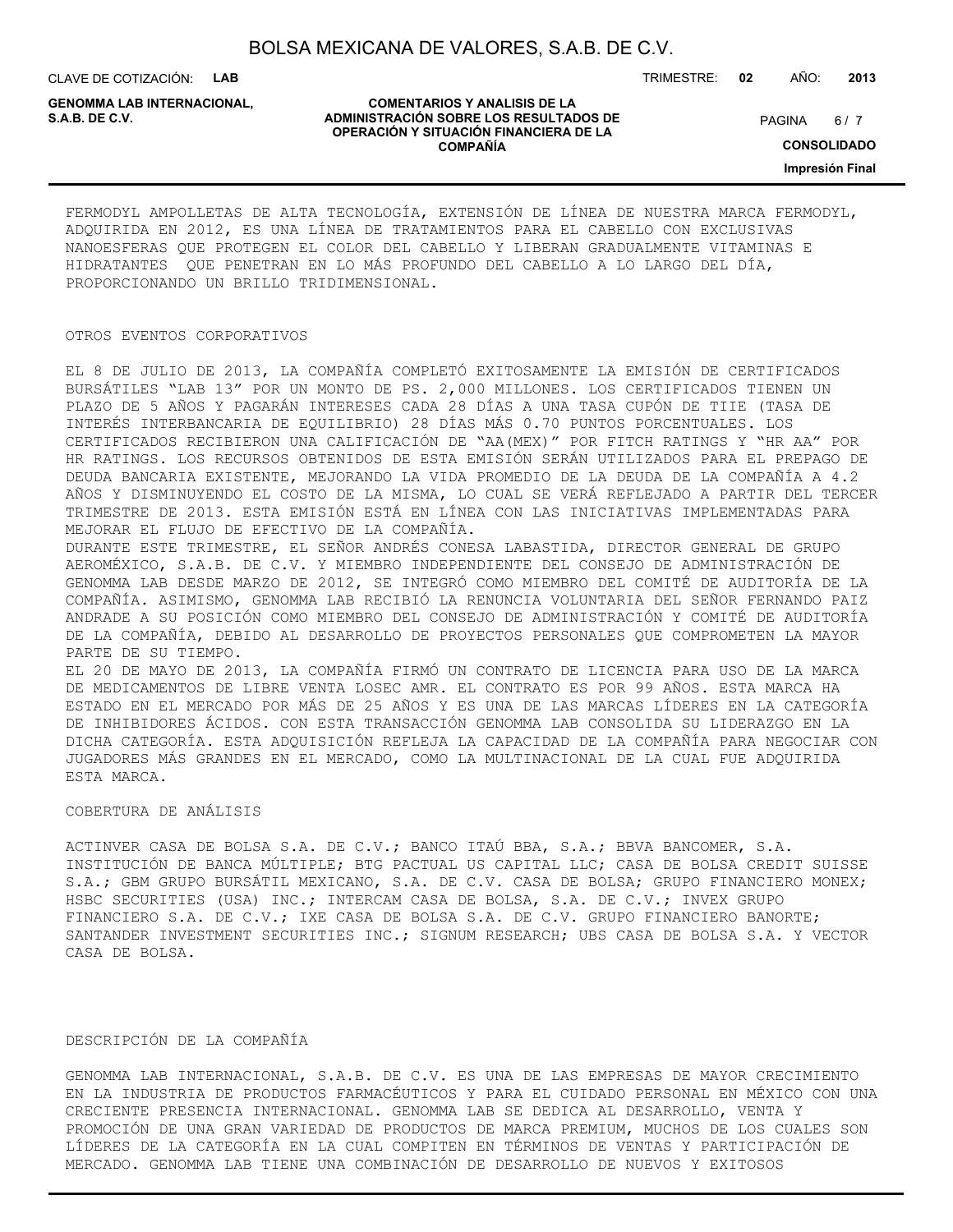FERMODYL AMPOLLETAS DE ALTA TECNOLOGÍA, EXTENSIÓN DE LÍNEA DE NUESTRA MARCA FERMODYL, ADQUIRIDA EN 2012, ES UNA LÍNEA DE TRATAMIENTOS PARA EL CABELLO CON EXCLUSIVAS NANOESFERAS QUE PROTEGEN EL COLOR DEL CABELLO Y LIBERAN GRADUALMENTE VITAMINAS E HIDRATANTES QUE PENETRAN EN LO MÁS PROFUNDO DEL CABELLO A LO LARGO DEL DÍA, PROPORCIONANDO UN BRILLO TRIDIMENSIONAL.

OTROS EVENTOS CORPORATIVOS

EL 8 DE JULIO DE 2013, LA COMPAÑÍA COMPLETÓ EXITOSAMENTE LA EMISIÓN DE CERTIFICADOS BURSÁTILES "LAB 13" POR UN MONTO DE PS. 2,000 MILLONES. LOS CERTIFICADOS TIENEN UN PLAZO DE 5 AÑOS Y PAGARÁN INTERESES CADA 28 DÍAS A UNA TASA CUPÓN DE TIIE (TASA DE INTERÉS INTERBANCARIA DE EQUILIBRIO) 28 DÍAS MÁS 0.70 PUNTOS PORCENTUALES. LOS CERTIFICADOS RECIBIERON UNA CALIFICACIÓN DE "AA(MEX)" POR FITCH RATINGS Y "HR AA" POR HR RATINGS. LOS RECURSOS OBTENIDOS DE ESTA EMISIÓN SERÁN UTILIZADOS PARA EL PREPAGO DE DEUDA BANCARIA EXISTENTE, MEJORANDO LA VIDA PROMEDIO DE LA DEUDA DE LA COMPAÑÍA A 4.2 AÑOS Y DISMINUYENDO EL COSTO DE LA MISMA, LO CUAL SE VERÁ REFLEJADO A PARTIR DEL TERCER TRIMESTRE DE 2013. ESTA EMISIÓN ESTÁ EN LÍNEA CON LAS INICIATIVAS IMPLEMENTADAS PARA MEJORAR EL FLUJO DE EFECTIVO DE LA COMPAÑÍA.
DURANTE ESTE TRIMESTRE, EL SEÑOR ANDRÉS CONESA LABASTIDA, DIRECTOR GENERAL DE GRUPO AEROMÉXICO, S.A.B. DE C.V. Y MIEMBRO INDEPENDIENTE DEL CONSEJO DE ADMINISTRACIÓN DE GENOMMA LAB DESDE MARZO DE 2012, SE INTEGRÓ COMO MIEMBRO DEL COMITÉ DE AUDITORÍA DE LA COMPAÑÍA. ASIMISMO, GENOMMA LAB RECIBIÓ LA RENUNCIA VOLUNTARIA DEL SEÑOR FERNANDO PAIZ ANDRADE A SU POSICIÓN COMO MIEMBRO DEL CONSEJO DE ADMINISTRACIÓN Y COMITÉ DE AUDITORÍA DE LA COMPAÑÍA, DEBIDO AL DESARROLLO DE PROYECTOS PERSONALES QUE COMPROMETEN LA MAYOR PARTE DE SU TIEMPO.
EL 20 DE MAYO DE 2013, LA COMPAÑÍA FIRMÓ UN CONTRATO DE LICENCIA PARA USO DE LA MARCA DE MEDICAMENTOS DE LIBRE VENTA LOSEC AMR. EL CONTRATO ES POR 99 AÑOS. ESTA MARCA HA ESTADO EN EL MERCADO POR MÁS DE 25 AÑOS Y ES UNA DE LAS MARCAS LÍDERES EN LA CATEGORÍA DE INHIBIDORES ÁCIDOS. CON ESTA TRANSACCIÓN GENOMMA LAB CONSOLIDA SU LIDERAZGO EN LA DICHA CATEGORÍA. ESTA ADQUISICIÓN REFLEJA LA CAPACIDAD DE LA COMPAÑÍA PARA NEGOCIAR CON JUGADORES MÁS GRANDES EN EL MERCADO, COMO LA MULTINACIONAL DE LA CUAL FUE ADQUIRIDA ESTA MARCA.

COBERTURA DE ANÁLISIS

ACTINVER CASA DE BOLSA S.A. DE C.V.; BANCO ITAÚ BBA, S.A.; BBVA BANCOMER, S.A. INSTITUCIÓN DE BANCA MÚLTIPLE; BTG PACTUAL US CAPITAL LLC; CASA DE BOLSA CREDIT SUISSE S.A.; GBM GRUPO BURSÁTIL MEXICANO, S.A. DE C.V. CASA DE BOLSA; GRUPO FINANCIERO MONEX; HSBC SECURITIES (USA) INC.; INTERCAM CASA DE BOLSA, S.A. DE C.V.; INVEX GRUPO FINANCIERO S.A. DE C.V.; IXE CASA DE BOLSA S.A. DE C.V. GRUPO FINANCIERO BANORTE; SANTANDER INVESTMENT SECURITIES INC.; SIGNUM RESEARCH; UBS CASA DE BOLSA S.A. Y VECTOR CASA DE BOLSA.

DESCRIPCIÓN DE LA COMPAÑÍA

GENOMMA LAB INTERNACIONAL, S.A.B. DE C.V. ES UNA DE LAS EMPRESAS DE MAYOR CRECIMIENTO EN LA INDUSTRIA DE PRODUCTOS FARMACÉUTICOS Y PARA EL CUIDADO PERSONAL EN MÉXICO CON UNA CRECIENTE PRESENCIA INTERNACIONAL. GENOMMA LAB SE DEDICA AL DESARROLLO, VENTA Y PROMOCIÓN DE UNA GRAN VARIEDAD DE PRODUCTOS DE MARCA PREMIUM, MUCHOS DE LOS CUALES SON LÍDERES DE LA CATEGORÍA EN LA CUAL COMPITEN EN TÉRMINOS DE VENTAS Y PARTICIPACIÓN DE MERCADO. GENOMMA LAB TIENE UNA COMBINACIÓN DE DESARROLLO DE NUEVOS Y EXITOSOS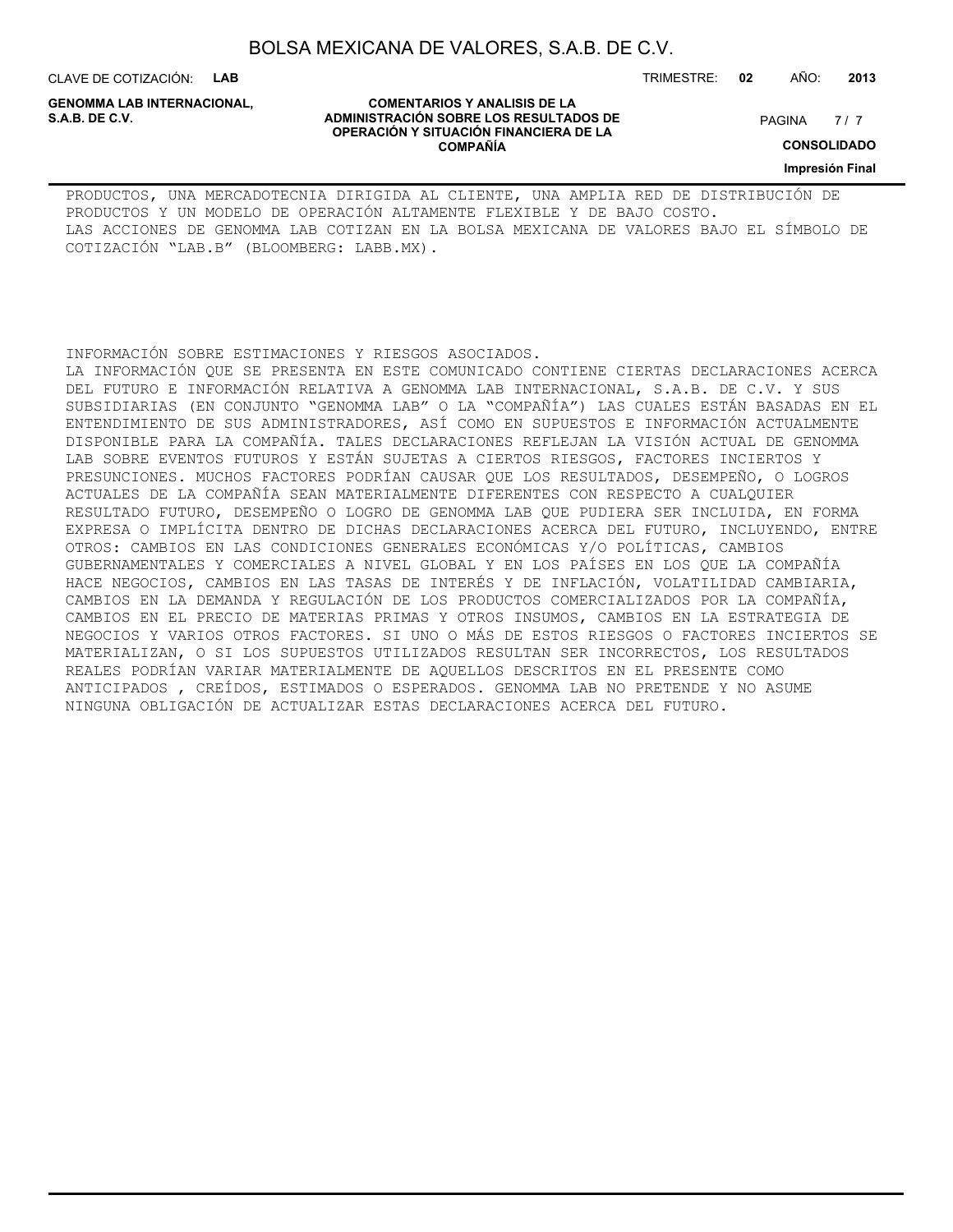PRODUCTOS, UNA MERCADOTECNIA DIRIGIDA AL CLIENTE, UNA AMPLIA RED DE DISTRIBUCIÓN DE PRODUCTOS Y UN MODELO DE OPERACIÓN ALTAMENTE FLEXIBLE Y DE BAJO COSTO.
LAS ACCIONES DE GENOMMA LAB COTIZAN EN LA BOLSA MEXICANA DE VALORES BAJO EL SÍMBOLO DE COTIZACIÓN "LAB.B" (BLOOMBERG: LABB.MX).

INFORMACIÓN SOBRE ESTIMACIONES Y RIESGOS ASOCIADOS.
LA INFORMACIÓN QUE SE PRESENTA EN ESTE COMUNICADO CONTIENE CIERTAS DECLARACIONES ACERCA DEL FUTURO E INFORMACIÓN RELATIVA A GENOMMA LAB INTERNACIONAL, S.A.B. DE C.V. Y SUS SUBSIDIARIAS (EN CONJUNTO "GENOMMA LAB" O LA "COMPAÑÍA") LAS CUALES ESTÁN BASADAS EN EL ENTENDIMIENTO DE SUS ADMINISTRADORES, ASÍ COMO EN SUPUESTOS E INFORMACIÓN ACTUALMENTE DISPONIBLE PARA LA COMPAÑÍA. TALES DECLARACIONES REFLEJAN LA VISIÓN ACTUAL DE GENOMMA LAB SOBRE EVENTOS FUTUROS Y ESTÁN SUJETAS A CIERTOS RIESGOS, FACTORES INCIERTOS Y PRESUNCIONES. MUCHOS FACTORES PODRÍAN CAUSAR QUE LOS RESULTADOS, DESEMPEÑO, O LOGROS ACTUALES DE LA COMPAÑÍA SEAN MATERIALMENTE DIFERENTES CON RESPECTO A CUALQUIER RESULTADO FUTURO, DESEMPEÑO O LOGRO DE GENOMMA LAB QUE PUDIERA SER INCLUIDA, EN FORMA EXPRESA O IMPLÍCITA DENTRO DE DICHAS DECLARACIONES ACERCA DEL FUTURO, INCLUYENDO, ENTRE OTROS: CAMBIOS EN LAS CONDICIONES GENERALES ECONÓMICAS Y/O POLÍTICAS, CAMBIOS GUBERNAMENTALES Y COMERCIALES A NIVEL GLOBAL Y EN LOS PAÍSES EN LOS QUE LA COMPAÑÍA HACE NEGOCIOS, CAMBIOS EN LAS TASAS DE INTERÉS Y DE INFLACIÓN, VOLATILIDAD CAMBIARIA, CAMBIOS EN LA DEMANDA Y REGULACIÓN DE LOS PRODUCTOS COMERCIALIZADOS POR LA COMPAÑÍA, CAMBIOS EN EL PRECIO DE MATERIAS PRIMAS Y OTROS INSUMOS, CAMBIOS EN LA ESTRATEGIA DE NEGOCIOS Y VARIOS OTROS FACTORES. SI UNO O MÁS DE ESTOS RIESGOS O FACTORES INCIERTOS SE MATERIALIZAN, O SI LOS SUPUESTOS UTILIZADOS RESULTAN SER INCORRECTOS, LOS RESULTADOS REALES PODRÍAN VARIAR MATERIALMENTE DE AQUELLOS DESCRITOS EN EL PRESENTE COMO ANTICIPADOS , CREÍDOS, ESTIMADOS O ESPERADOS. GENOMMA LAB NO PRETENDE Y NO ASUME NINGUNA OBLIGACIÓN DE ACTUALIZAR ESTAS DECLARACIONES ACERCA DEL FUTURO.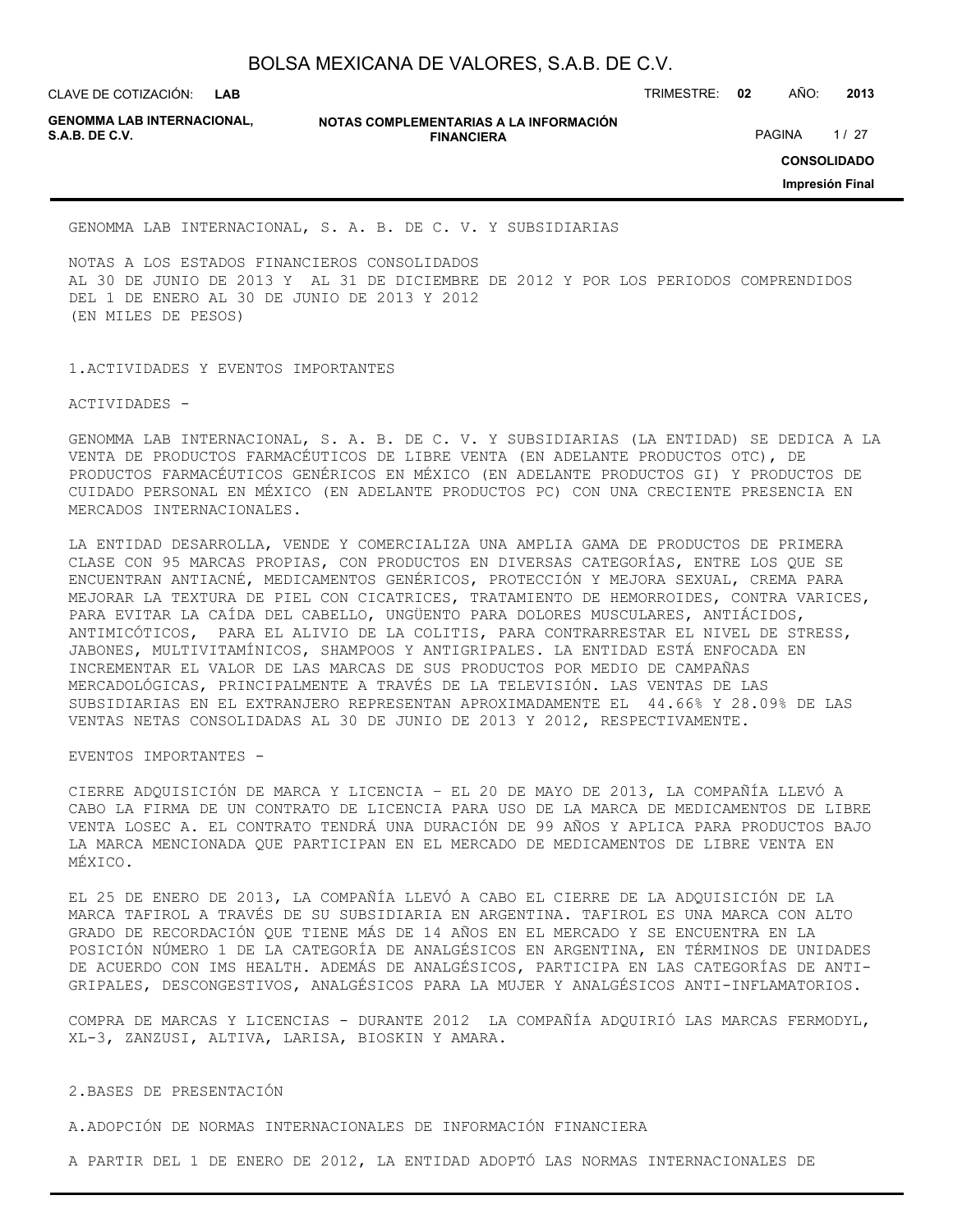GENOMMA LAB INTERNACIONAL, S. A. B. DE C. V. Y SUBSIDIARIAS

NOTAS A LOS ESTADOS FINANCIEROS CONSOLIDADOS
AL 30 DE JUNIO DE 2013 Y AL 31 DE DICIEMBRE DE 2012 Y POR LOS PERIODOS COMPRENDIDOS DEL 1 DE ENERO AL 30 DE JUNIO DE 2013 Y 2012
(EN MILES DE PESOS)

## 1. ACTIVIDADES Y EVENTOS IMPORTANTES

ACTIVIDADES -

GENOMMA LAB INTERNACIONAL, S. A. B. DE C. V. Y SUBSIDIARIAS (LA ENTIDAD) SE DEDICA A LA VENTA DE PRODUCTOS FARMACÉUTICOS DE LIBRE VENTA (EN ADELANTE PRODUCTOS OTC), DE PRODUCTOS FARMACÉUTICOS GENÉRICOS EN MÉXICO (EN ADELANTE PRODUCTOS GI) Y PRODUCTOS DE CUIDADO PERSONAL EN MÉXICO (EN ADELANTE PRODUCTOS PC) CON UNA CRECIENTE PRESENCIA EN MERCADOS INTERNACIONALES.

LA ENTIDAD DESARROLLA, VENDE Y COMERCIALIZA UNA AMPLIA GAMA DE PRODUCTOS DE PRIMERA CLASE CON 95 MARCAS PROPIAS, CON PRODUCTOS EN DIVERSAS CATEGORÍAS, ENTRE LOS QUE SE ENCUENTRAN ANTIACNÉ, MEDICAMENTOS GENÉRICOS, PROTECCIÓN Y MEJORA SEXUAL, CREMA PARA MEJORAR LA TEXTURA DE PIEL CON CICATRICES, TRATAMIENTO DE HEMORROIDES, CONTRA VARICES, PARA EVITAR LA CAÍDA DEL CABELLO, UNGÜENTO PARA DOLORES MUSCULARES, ANTIÁCIDOS, ANTIMICÓTICOS, PARA EL ALIVIO DE LA COLITIS, PARA CONTRARRESTAR EL NIVEL DE STRESS, JABONES, MULTIVITAMÍNICOS, SHAMPOOS Y ANTIGRIPALES. LA ENTIDAD ESTÁ ENFOCADA EN INCREMENTAR EL VALOR DE LAS MARCAS DE SUS PRODUCTOS POR MEDIO DE CAMPAÑAS MERCADOLÓGICAS, PRINCIPALMENTE A TRAVÉS DE LA TELEVISIÓN. LAS VENTAS DE LAS SUBSIDIARIAS EN EL EXTRANJERO REPRESENTAN APROXIMADAMENTE EL 44.66% Y 28.09% DE LAS VENTAS NETAS CONSOLIDADAS AL 30 DE JUNIO DE 2013 Y 2012, RESPECTIVAMENTE.

EVENTOS IMPORTANTES -

CIERRE ADQUISICIÓN DE MARCA Y LICENCIA – EL 20 DE MAYO DE 2013, LA COMPAÑÍA LLEVÓ A CABO LA FIRMA DE UN CONTRATO DE LICENCIA PARA USO DE LA MARCA DE MEDICAMENTOS DE LIBRE VENTA LOSEC A. EL CONTRATO TENDRÁ UNA DURACIÓN DE 99 AÑOS Y APLICA PARA PRODUCTOS BAJO LA MARCA MENCIONADA QUE PARTICIPAN EN EL MERCADO DE MEDICAMENTOS DE LIBRE VENTA EN MÉXICO.

EL 25 DE ENERO DE 2013, LA COMPAÑÍA LLEVÓ A CABO EL CIERRE DE LA ADQUISICIÓN DE LA MARCA TAFIROL A TRAVÉS DE SU SUBSIDIARIA EN ARGENTINA. TAFIROL ES UNA MARCA CON ALTO GRADO DE RECORDACIÓN QUE TIENE MÁS DE 14 AÑOS EN EL MERCADO Y SE ENCUENTRA EN LA POSICIÓN NÚMERO 1 DE LA CATEGORÍA DE ANALGÉSICOS EN ARGENTINA, EN TÉRMINOS DE UNIDADES DE ACUERDO CON IMS HEALTH. ADEMÁS DE ANALGÉSICOS, PARTICIPA EN LAS CATEGORÍAS DE ANTI-GRIPALES, DESCONGESTIVOS, ANALGÉSICOS PARA LA MUJER Y ANALGÉSICOS ANTI-INFLAMATORIOS.

COMPRA DE MARCAS Y LICENCIAS - DURANTE 2012 LA COMPAÑÍA ADQUIRIÓ LAS MARCAS FERMODYL, XL-3, ZANZUSI, ALTIVA, LARISA, BIOSKIN Y AMARA.

## 2. BASES DE PRESENTACIÓN

### A. ADOPCIÓN DE NORMAS INTERNACIONALES DE INFORMACIÓN FINANCIERA

A PARTIR DEL 1 DE ENERO DE 2012, LA ENTIDAD ADOPTÓ LAS NORMAS INTERNACIONALES DE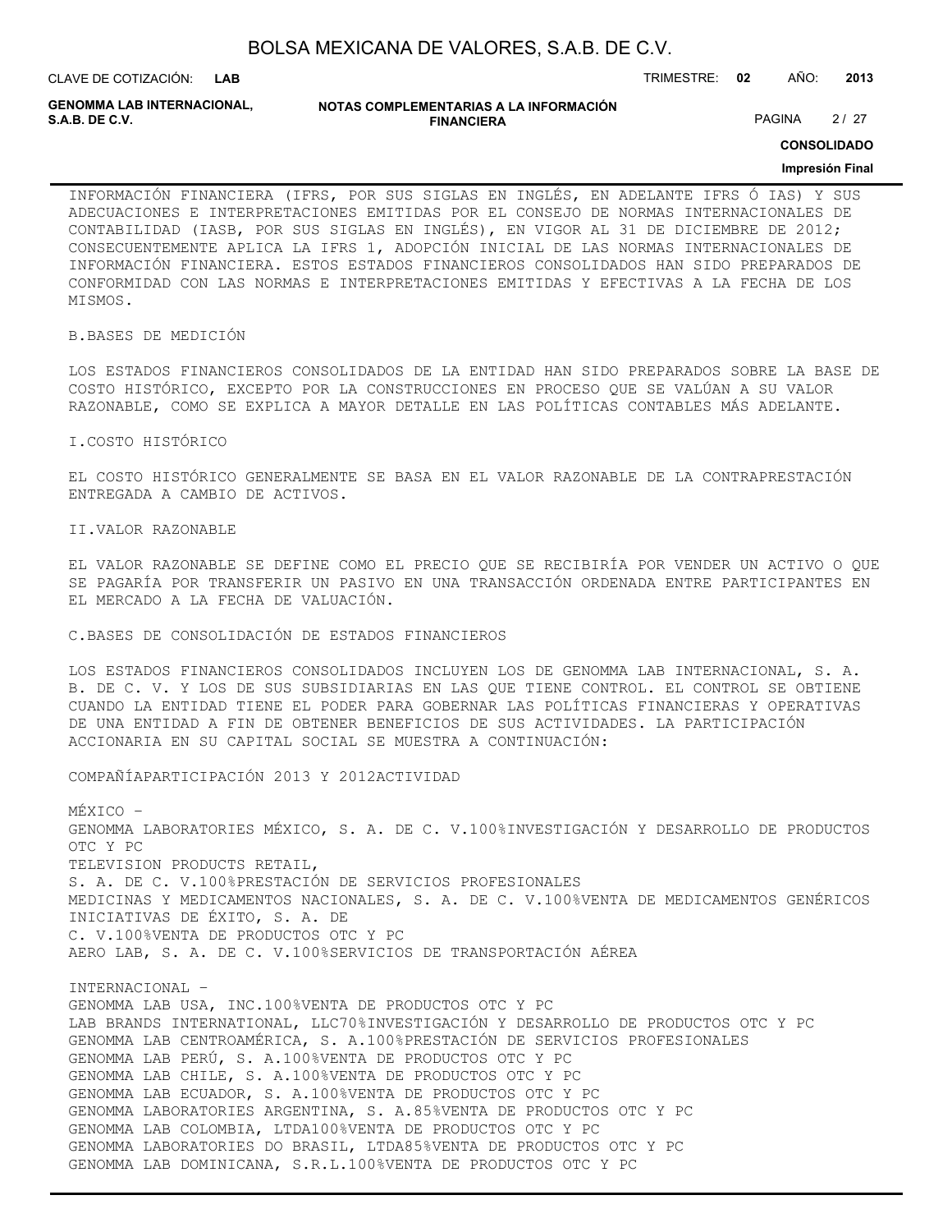INFORMACIÓN FINANCIERA (IFRS, POR SUS SIGLAS EN INGLÉS, EN ADELANTE IFRS Ó IAS) Y SUS ADECUACIONES E INTERPRETACIONES EMITIDAS POR EL CONSEJO DE NORMAS INTERNACIONALES DE CONTABILIDAD (IASB, POR SUS SIGLAS EN INGLÉS), EN VIGOR AL 31 DE DICIEMBRE DE 2012; CONSECUENTEMENTE APLICA LA IFRS 1, ADOPCIÓN INICIAL DE LAS NORMAS INTERNACIONALES DE INFORMACIÓN FINANCIERA. ESTOS ESTADOS FINANCIEROS CONSOLIDADOS HAN SIDO PREPARADOS DE CONFORMIDAD CON LAS NORMAS E INTERPRETACIONES EMITIDAS Y EFECTIVAS A LA FECHA DE LOS MISMOS.

B.BASES DE MEDICIÓN

LOS ESTADOS FINANCIEROS CONSOLIDADOS DE LA ENTIDAD HAN SIDO PREPARADOS SOBRE LA BASE DE COSTO HISTÓRICO, EXCEPTO POR LA CONSTRUCCIONES EN PROCESO QUE SE VALÚAN A SU VALOR RAZONABLE, COMO SE EXPLICA A MAYOR DETALLE EN LAS POLÍTICAS CONTABLES MÁS ADELANTE.

I.COSTO HISTÓRICO

EL COSTO HISTÓRICO GENERALMENTE SE BASA EN EL VALOR RAZONABLE DE LA CONTRAPRESTACIÓN ENTREGADA A CAMBIO DE ACTIVOS.

II.VALOR RAZONABLE

EL VALOR RAZONABLE SE DEFINE COMO EL PRECIO QUE SE RECIBIRÍA POR VENDER UN ACTIVO O QUE SE PAGARÍA POR TRANSFERIR UN PASIVO EN UNA TRANSACCIÓN ORDENADA ENTRE PARTICIPANTES EN EL MERCADO A LA FECHA DE VALUACIÓN.

C.BASES DE CONSOLIDACIÓN DE ESTADOS FINANCIEROS

LOS ESTADOS FINANCIEROS CONSOLIDADOS INCLUYEN LOS DE GENOMMA LAB INTERNACIONAL, S. A. B. DE C. V. Y LOS DE SUS SUBSIDIARIAS EN LAS QUE TIENE CONTROL. EL CONTROL SE OBTIENE CUANDO LA ENTIDAD TIENE EL PODER PARA GOBERNAR LAS POLÍTICAS FINANCIERAS Y OPERATIVAS DE UNA ENTIDAD A FIN DE OBTENER BENEFICIOS DE SUS ACTIVIDADES. LA PARTICIPACIÓN ACCIONARIA EN SU CAPITAL SOCIAL SE MUESTRA A CONTINUACIÓN:

| COMPAÑÍA | PARTICIPACIÓN 2013 Y 2012 | ACTIVIDAD |
|---|---|---|
| MÉXICO – | | |
| GENOMMA LABORATORIES MÉXICO, S. A. DE C. V. | 100% | INVESTIGACIÓN Y DESARROLLO DE PRODUCTOS OTC Y PC |
| TELEVISION PRODUCTS RETAIL, S. A. DE C. V. | 100% | PRESTACIÓN DE SERVICIOS PROFESIONALES |
| MEDICINAS Y MEDICAMENTOS NACIONALES, S. A. DE C. V. | 100% | VENTA DE MEDICAMENTOS GENÉRICOS |
| INICIATIVAS DE ÉXITO, S. A. DE C. V. | 100% | VENTA DE PRODUCTOS OTC Y PC |
| AERO LAB, S. A. DE C. V. | 100% | SERVICIOS DE TRANSPORTACIÓN AÉREA |
| INTERNACIONAL – | | |
| GENOMMA LAB USA, INC. | 100% | VENTA DE PRODUCTOS OTC Y PC |
| LAB BRANDS INTERNATIONAL, LLC | 70% | INVESTIGACIÓN Y DESARROLLO DE PRODUCTOS OTC Y PC |
| GENOMMA LAB CENTROAMÉRICA, S. A. | 100% | PRESTACIÓN DE SERVICIOS PROFESIONALES |
| GENOMMA LAB PERÚ, S. A. | 100% | VENTA DE PRODUCTOS OTC Y PC |
| GENOMMA LAB CHILE, S. A. | 100% | VENTA DE PRODUCTOS OTC Y PC |
| GENOMMA LAB ECUADOR, S. A. | 100% | VENTA DE PRODUCTOS OTC Y PC |
| GENOMMA LABORATORIES ARGENTINA, S. A. | 85% | VENTA DE PRODUCTOS OTC Y PC |
| GENOMMA LAB COLOMBIA, LTDA | 100% | VENTA DE PRODUCTOS OTC Y PC |
| GENOMMA LABORATORIES DO BRASIL, LTDA | 85% | VENTA DE PRODUCTOS OTC Y PC |
| GENOMMA LAB DOMINICANA, S.R.L. | 100% | VENTA DE PRODUCTOS OTC Y PC |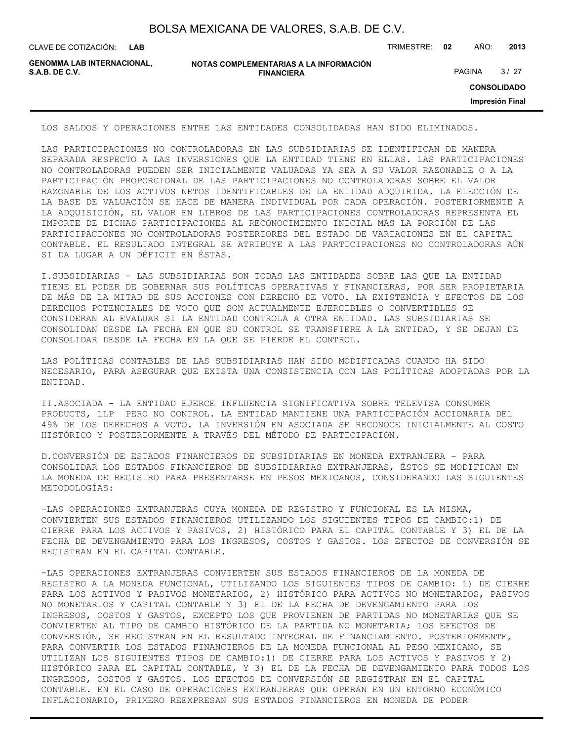LOS SALDOS Y OPERACIONES ENTRE LAS ENTIDADES CONSOLIDADAS HAN SIDO ELIMINADOS.

LAS PARTICIPACIONES NO CONTROLADORAS EN LAS SUBSIDIARIAS SE IDENTIFICAN DE MANERA SEPARADA RESPECTO A LAS INVERSIONES QUE LA ENTIDAD TIENE EN ELLAS. LAS PARTICIPACIONES NO CONTROLADORAS PUEDEN SER INICIALMENTE VALUADAS YA SEA A SU VALOR RAZONABLE O A LA PARTICIPACIÓN PROPORCIONAL DE LAS PARTICIPACIONES NO CONTROLADORAS SOBRE EL VALOR RAZONABLE DE LOS ACTIVOS NETOS IDENTIFICABLES DE LA ENTIDAD ADQUIRIDA. LA ELECCIÓN DE LA BASE DE VALUACIÓN SE HACE DE MANERA INDIVIDUAL POR CADA OPERACIÓN. POSTERIORMENTE A LA ADQUISICIÓN, EL VALOR EN LIBROS DE LAS PARTICIPACIONES CONTROLADORAS REPRESENTA EL IMPORTE DE DICHAS PARTICIPACIONES AL RECONOCIMIENTO INICIAL MÁS LA PORCIÓN DE LAS PARTICIPACIONES NO CONTROLADORAS POSTERIORES DEL ESTADO DE VARIACIONES EN EL CAPITAL CONTABLE. EL RESULTADO INTEGRAL SE ATRIBUYE A LAS PARTICIPACIONES NO CONTROLADORAS AÚN SI DA LUGAR A UN DÉFICIT EN ÉSTAS.

I.SUBSIDIARIAS - LAS SUBSIDIARIAS SON TODAS LAS ENTIDADES SOBRE LAS QUE LA ENTIDAD TIENE EL PODER DE GOBERNAR SUS POLÍTICAS OPERATIVAS Y FINANCIERAS, POR SER PROPIETARIA DE MÁS DE LA MITAD DE SUS ACCIONES CON DERECHO DE VOTO. LA EXISTENCIA Y EFECTOS DE LOS DERECHOS POTENCIALES DE VOTO QUE SON ACTUALMENTE EJERCIBLES O CONVERTIBLES SE CONSIDERAN AL EVALUAR SI LA ENTIDAD CONTROLA A OTRA ENTIDAD. LAS SUBSIDIARIAS SE CONSOLIDAN DESDE LA FECHA EN QUE SU CONTROL SE TRANSFIERE A LA ENTIDAD, Y SE DEJAN DE CONSOLIDAR DESDE LA FECHA EN LA QUE SE PIERDE EL CONTROL.

LAS POLÍTICAS CONTABLES DE LAS SUBSIDIARIAS HAN SIDO MODIFICADAS CUANDO HA SIDO NECESARIO, PARA ASEGURAR QUE EXISTA UNA CONSISTENCIA CON LAS POLÍTICAS ADOPTADAS POR LA ENTIDAD.

II.ASOCIADA - LA ENTIDAD EJERCE INFLUENCIA SIGNIFICATIVA SOBRE TELEVISA CONSUMER PRODUCTS, LLP PERO NO CONTROL. LA ENTIDAD MANTIENE UNA PARTICIPACIÓN ACCIONARIA DEL 49% DE LOS DERECHOS A VOTO. LA INVERSIÓN EN ASOCIADA SE RECONOCE INICIALMENTE AL COSTO HISTÓRICO Y POSTERIORMENTE A TRAVÉS DEL MÉTODO DE PARTICIPACIÓN.

D.CONVERSIÓN DE ESTADOS FINANCIEROS DE SUBSIDIARIAS EN MONEDA EXTRANJERA - PARA CONSOLIDAR LOS ESTADOS FINANCIEROS DE SUBSIDIARIAS EXTRANJERAS, ÉSTOS SE MODIFICAN EN LA MONEDA DE REGISTRO PARA PRESENTARSE EN PESOS MEXICANOS, CONSIDERANDO LAS SIGUIENTES METODOLOGÍAS:

-LAS OPERACIONES EXTRANJERAS CUYA MONEDA DE REGISTRO Y FUNCIONAL ES LA MISMA, CONVIERTEN SUS ESTADOS FINANCIEROS UTILIZANDO LOS SIGUIENTES TIPOS DE CAMBIO:1) DE CIERRE PARA LOS ACTIVOS Y PASIVOS, 2) HISTÓRICO PARA EL CAPITAL CONTABLE Y 3) EL DE LA FECHA DE DEVENGAMIENTO PARA LOS INGRESOS, COSTOS Y GASTOS. LOS EFECTOS DE CONVERSIÓN SE REGISTRAN EN EL CAPITAL CONTABLE.

-LAS OPERACIONES EXTRANJERAS CONVIERTEN SUS ESTADOS FINANCIEROS DE LA MONEDA DE REGISTRO A LA MONEDA FUNCIONAL, UTILIZANDO LOS SIGUIENTES TIPOS DE CAMBIO: 1) DE CIERRE PARA LOS ACTIVOS Y PASIVOS MONETARIOS, 2) HISTÓRICO PARA ACTIVOS NO MONETARIOS, PASIVOS NO MONETARIOS Y CAPITAL CONTABLE Y 3) EL DE LA FECHA DE DEVENGAMIENTO PARA LOS INGRESOS, COSTOS Y GASTOS, EXCEPTO LOS QUE PROVIENEN DE PARTIDAS NO MONETARIAS QUE SE CONVIERTEN AL TIPO DE CAMBIO HISTÓRICO DE LA PARTIDA NO MONETARIA; LOS EFECTOS DE CONVERSIÓN, SE REGISTRAN EN EL RESULTADO INTEGRAL DE FINANCIAMIENTO. POSTERIORMENTE, PARA CONVERTIR LOS ESTADOS FINANCIEROS DE LA MONEDA FUNCIONAL AL PESO MEXICANO, SE UTILIZAN LOS SIGUIENTES TIPOS DE CAMBIO:1) DE CIERRE PARA LOS ACTIVOS Y PASIVOS Y 2) HISTÓRICO PARA EL CAPITAL CONTABLE, Y 3) EL DE LA FECHA DE DEVENGAMIENTO PARA TODOS LOS INGRESOS, COSTOS Y GASTOS. LOS EFECTOS DE CONVERSIÓN SE REGISTRAN EN EL CAPITAL CONTABLE. EN EL CASO DE OPERACIONES EXTRANJERAS QUE OPERAN EN UN ENTORNO ECONÓMICO INFLACIONARIO, PRIMERO REEXPRESAN SUS ESTADOS FINANCIEROS EN MONEDA DE PODER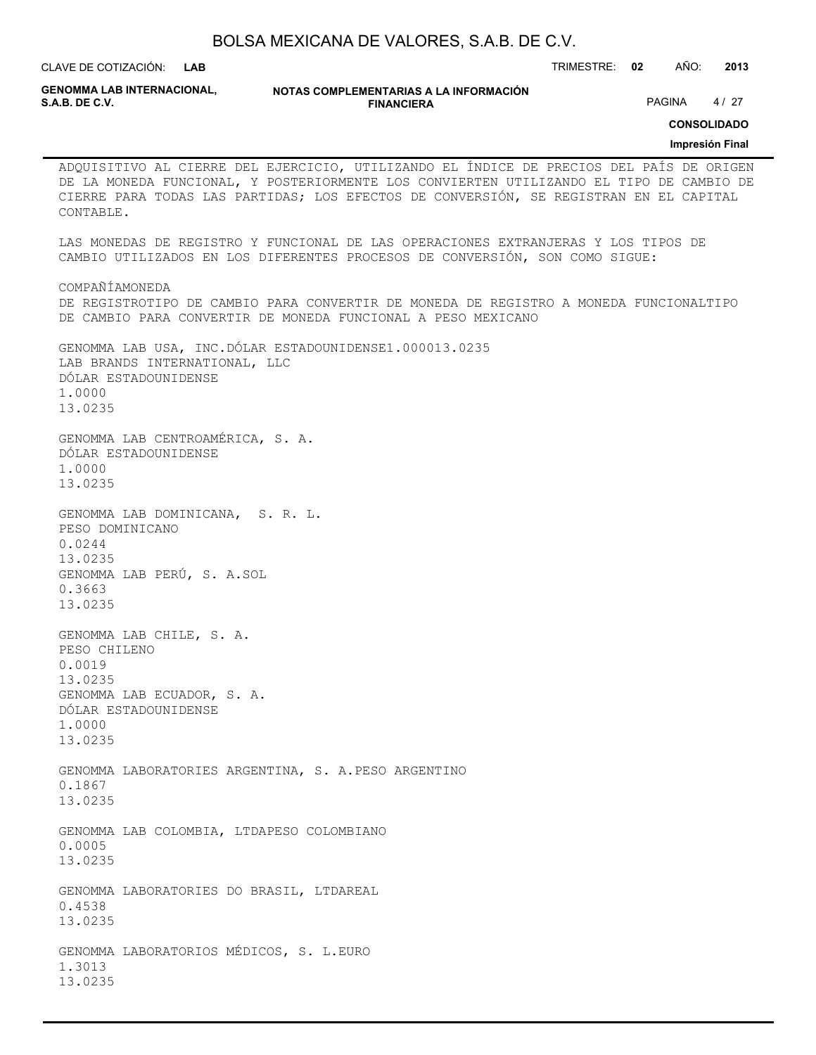ADQUISITIVO AL CIERRE DEL EJERCICIO, UTILIZANDO EL ÍNDICE DE PRECIOS DEL PAÍS DE ORIGEN DE LA MONEDA FUNCIONAL, Y POSTERIORMENTE LOS CONVIERTEN UTILIZANDO EL TIPO DE CAMBIO DE CIERRE PARA TODAS LAS PARTIDAS; LOS EFECTOS DE CONVERSIÓN, SE REGISTRAN EN EL CAPITAL CONTABLE.

LAS MONEDAS DE REGISTRO Y FUNCIONAL DE LAS OPERACIONES EXTRANJERAS Y LOS TIPOS DE CAMBIO UTILIZADOS EN LOS DIFERENTES PROCESOS DE CONVERSIÓN, SON COMO SIGUE:

| COMPAÑÍA | MONEDA DE REGISTRO | TIPO DE CAMBIO PARA CONVERTIR DE MONEDA DE REGISTRO A MONEDA FUNCIONAL | TIPO DE CAMBIO PARA CONVERTIR DE MONEDA FUNCIONAL A PESO MEXICANO |
|---|---|---|---|
| GENOMMA LAB USA, INC. | DÓLAR ESTADOUNIDENSE | 1.0000 | 13.0235 |
| LAB BRANDS INTERNATIONAL, LLC | DÓLAR ESTADOUNIDENSE | 1.0000 | 13.0235 |
| GENOMMA LAB CENTROAMÉRICA, S. A. | DÓLAR ESTADOUNIDENSE | 1.0000 | 13.0235 |
| GENOMMA LAB DOMINICANA, S. R. L. | PESO DOMINICANO | 0.0244 | 13.0235 |
| GENOMMA LAB PERÚ, S. A. | SOL | 0.3663 | 13.0235 |
| GENOMMA LAB CHILE, S. A. | PESO CHILENO | 0.0019 | 13.0235 |
| GENOMMA LAB ECUADOR, S. A. | DÓLAR ESTADOUNIDENSE | 1.0000 | 13.0235 |
| GENOMMA LABORATORIES ARGENTINA, S. A. | PESO ARGENTINO | 0.1867 | 13.0235 |
| GENOMMA LAB COLOMBIA, LTDA | PESO COLOMBIANO | 0.0005 | 13.0235 |
| GENOMMA LABORATORIES DO BRASIL, LTDA | REAL | 0.4538 | 13.0235 |
| GENOMMA LABORATORIOS MÉDICOS, S. L. | EURO | 1.3013 | 13.0235 |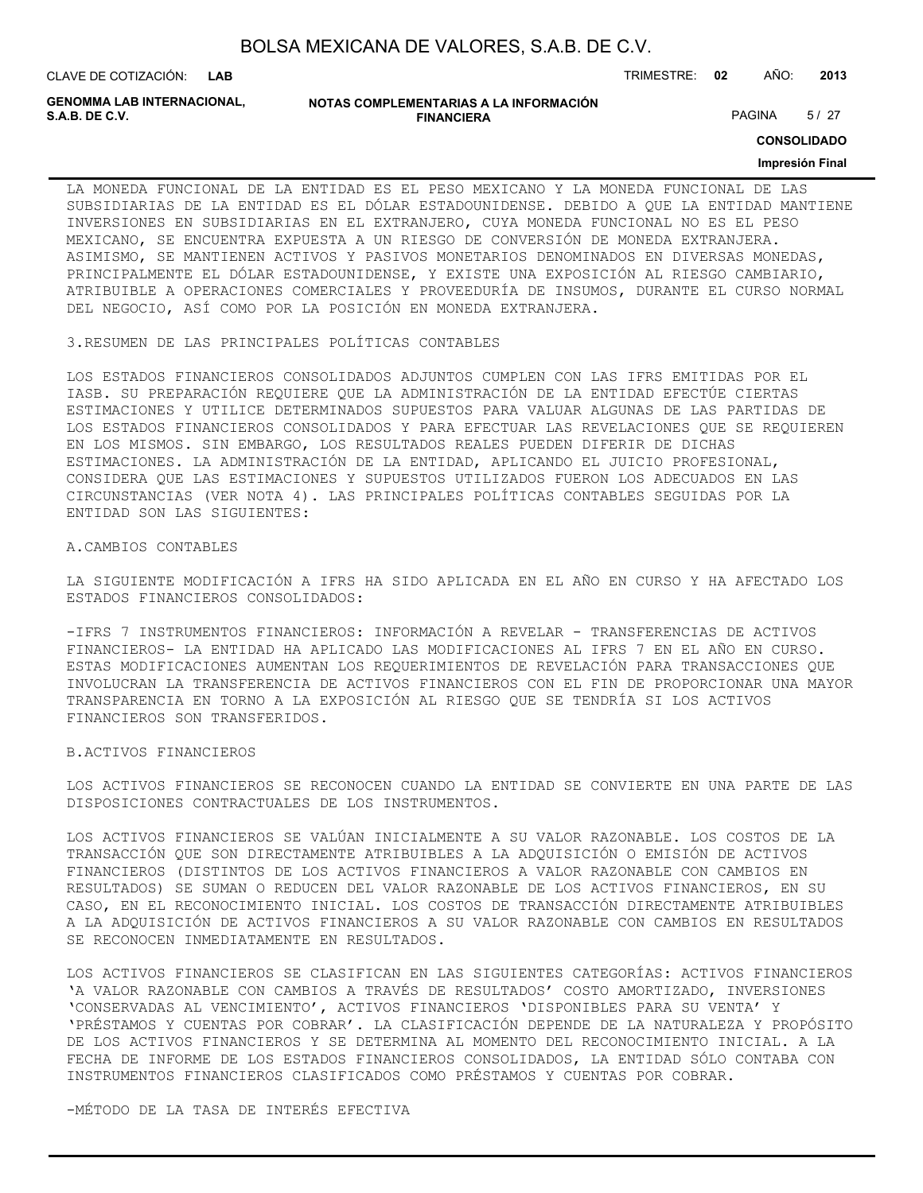LA MONEDA FUNCIONAL DE LA ENTIDAD ES EL PESO MEXICANO Y LA MONEDA FUNCIONAL DE LAS SUBSIDIARIAS DE LA ENTIDAD ES EL DÓLAR ESTADOUNIDENSE. DEBIDO A QUE LA ENTIDAD MANTIENE INVERSIONES EN SUBSIDIARIAS EN EL EXTRANJERO, CUYA MONEDA FUNCIONAL NO ES EL PESO MEXICANO, SE ENCUENTRA EXPUESTA A UN RIESGO DE CONVERSIÓN DE MONEDA EXTRANJERA. ASIMISMO, SE MANTIENEN ACTIVOS Y PASIVOS MONETARIOS DENOMINADOS EN DIVERSAS MONEDAS, PRINCIPALMENTE EL DÓLAR ESTADOUNIDENSE, Y EXISTE UNA EXPOSICIÓN AL RIESGO CAMBIARIO, ATRIBUIBLE A OPERACIONES COMERCIALES Y PROVEEDURÍA DE INSUMOS, DURANTE EL CURSO NORMAL DEL NEGOCIO, ASÍ COMO POR LA POSICIÓN EN MONEDA EXTRANJERA.

3.RESUMEN DE LAS PRINCIPALES POLÍTICAS CONTABLES

LOS ESTADOS FINANCIEROS CONSOLIDADOS ADJUNTOS CUMPLEN CON LAS IFRS EMITIDAS POR EL IASB. SU PREPARACIÓN REQUIERE QUE LA ADMINISTRACIÓN DE LA ENTIDAD EFECTÚE CIERTAS ESTIMACIONES Y UTILICE DETERMINADOS SUPUESTOS PARA VALUAR ALGUNAS DE LAS PARTIDAS DE LOS ESTADOS FINANCIEROS CONSOLIDADOS Y PARA EFECTUAR LAS REVELACIONES QUE SE REQUIEREN EN LOS MISMOS. SIN EMBARGO, LOS RESULTADOS REALES PUEDEN DIFERIR DE DICHAS ESTIMACIONES. LA ADMINISTRACIÓN DE LA ENTIDAD, APLICANDO EL JUICIO PROFESIONAL, CONSIDERA QUE LAS ESTIMACIONES Y SUPUESTOS UTILIZADOS FUERON LOS ADECUADOS EN LAS CIRCUNSTANCIAS (VER NOTA 4). LAS PRINCIPALES POLÍTICAS CONTABLES SEGUIDAS POR LA ENTIDAD SON LAS SIGUIENTES:

A.CAMBIOS CONTABLES

LA SIGUIENTE MODIFICACIÓN A IFRS HA SIDO APLICADA EN EL AÑO EN CURSO Y HA AFECTADO LOS ESTADOS FINANCIEROS CONSOLIDADOS:

-IFRS 7 INSTRUMENTOS FINANCIEROS: INFORMACIÓN A REVELAR - TRANSFERENCIAS DE ACTIVOS FINANCIEROS- LA ENTIDAD HA APLICADO LAS MODIFICACIONES AL IFRS 7 EN EL AÑO EN CURSO. ESTAS MODIFICACIONES AUMENTAN LOS REQUERIMIENTOS DE REVELACIÓN PARA TRANSACCIONES QUE INVOLUCRAN LA TRANSFERENCIA DE ACTIVOS FINANCIEROS CON EL FIN DE PROPORCIONAR UNA MAYOR TRANSPARENCIA EN TORNO A LA EXPOSICIÓN AL RIESGO QUE SE TENDRÍA SI LOS ACTIVOS FINANCIEROS SON TRANSFERIDOS.

B.ACTIVOS FINANCIEROS

LOS ACTIVOS FINANCIEROS SE RECONOCEN CUANDO LA ENTIDAD SE CONVIERTE EN UNA PARTE DE LAS DISPOSICIONES CONTRACTUALES DE LOS INSTRUMENTOS.

LOS ACTIVOS FINANCIEROS SE VALÚAN INICIALMENTE A SU VALOR RAZONABLE. LOS COSTOS DE LA TRANSACCIÓN QUE SON DIRECTAMENTE ATRIBUIBLES A LA ADQUISICIÓN O EMISIÓN DE ACTIVOS FINANCIEROS (DISTINTOS DE LOS ACTIVOS FINANCIEROS A VALOR RAZONABLE CON CAMBIOS EN RESULTADOS) SE SUMAN O REDUCEN DEL VALOR RAZONABLE DE LOS ACTIVOS FINANCIEROS, EN SU CASO, EN EL RECONOCIMIENTO INICIAL. LOS COSTOS DE TRANSACCIÓN DIRECTAMENTE ATRIBUIBLES A LA ADQUISICIÓN DE ACTIVOS FINANCIEROS A SU VALOR RAZONABLE CON CAMBIOS EN RESULTADOS SE RECONOCEN INMEDIATAMENTE EN RESULTADOS.

LOS ACTIVOS FINANCIEROS SE CLASIFICAN EN LAS SIGUIENTES CATEGORÍAS: ACTIVOS FINANCIEROS 'A VALOR RAZONABLE CON CAMBIOS A TRAVÉS DE RESULTADOS' COSTO AMORTIZADO, INVERSIONES 'CONSERVADAS AL VENCIMIENTO', ACTIVOS FINANCIEROS 'DISPONIBLES PARA SU VENTA' Y 'PRÉSTAMOS Y CUENTAS POR COBRAR'. LA CLASIFICACIÓN DEPENDE DE LA NATURALEZA Y PROPÓSITO DE LOS ACTIVOS FINANCIEROS Y SE DETERMINA AL MOMENTO DEL RECONOCIMIENTO INICIAL. A LA FECHA DE INFORME DE LOS ESTADOS FINANCIEROS CONSOLIDADOS, LA ENTIDAD SÓLO CONTABA CON INSTRUMENTOS FINANCIEROS CLASIFICADOS COMO PRÉSTAMOS Y CUENTAS POR COBRAR.

-MÉTODO DE LA TASA DE INTERÉS EFECTIVA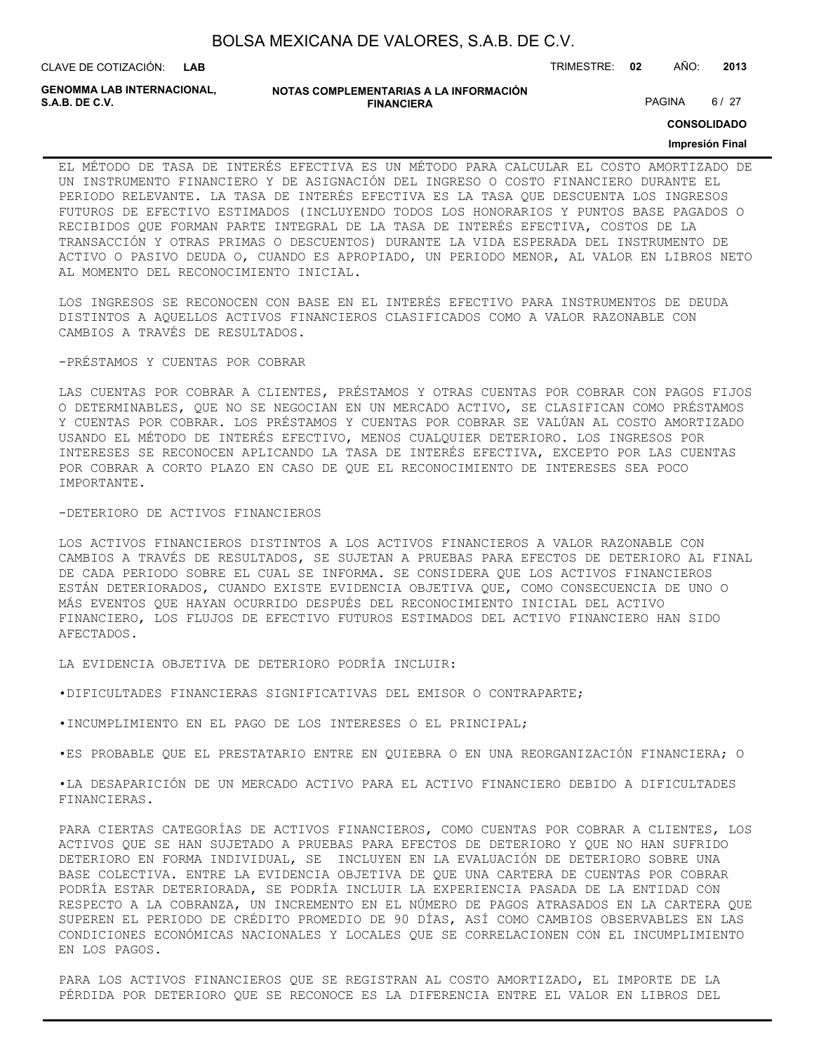EL MÉTODO DE TASA DE INTERÉS EFECTIVA ES UN MÉTODO PARA CALCULAR EL COSTO AMORTIZADO DE UN INSTRUMENTO FINANCIERO Y DE ASIGNACIÓN DEL INGRESO O COSTO FINANCIERO DURANTE EL PERIODO RELEVANTE. LA TASA DE INTERÉS EFECTIVA ES LA TASA QUE DESCUENTA LOS INGRESOS FUTUROS DE EFECTIVO ESTIMADOS (INCLUYENDO TODOS LOS HONORARIOS Y PUNTOS BASE PAGADOS O RECIBIDOS QUE FORMAN PARTE INTEGRAL DE LA TASA DE INTERÉS EFECTIVA, COSTOS DE LA TRANSACCIÓN Y OTRAS PRIMAS O DESCUENTOS) DURANTE LA VIDA ESPERADA DEL INSTRUMENTO DE ACTIVO O PASIVO DEUDA O, CUANDO ES APROPIADO, UN PERIODO MENOR, AL VALOR EN LIBROS NETO AL MOMENTO DEL RECONOCIMIENTO INICIAL.

LOS INGRESOS SE RECONOCEN CON BASE EN EL INTERÉS EFECTIVO PARA INSTRUMENTOS DE DEUDA DISTINTOS A AQUELLOS ACTIVOS FINANCIEROS CLASIFICADOS COMO A VALOR RAZONABLE CON CAMBIOS A TRAVÉS DE RESULTADOS.

-PRÉSTAMOS Y CUENTAS POR COBRAR

LAS CUENTAS POR COBRAR A CLIENTES, PRÉSTAMOS Y OTRAS CUENTAS POR COBRAR CON PAGOS FIJOS O DETERMINABLES, QUE NO SE NEGOCIAN EN UN MERCADO ACTIVO, SE CLASIFICAN COMO PRÉSTAMOS Y CUENTAS POR COBRAR. LOS PRÉSTAMOS Y CUENTAS POR COBRAR SE VALÚAN AL COSTO AMORTIZADO USANDO EL MÉTODO DE INTERÉS EFECTIVO, MENOS CUALQUIER DETERIORO. LOS INGRESOS POR INTERESES SE RECONOCEN APLICANDO LA TASA DE INTERÉS EFECTIVA, EXCEPTO POR LAS CUENTAS POR COBRAR A CORTO PLAZO EN CASO DE QUE EL RECONOCIMIENTO DE INTERESES SEA POCO IMPORTANTE.

-DETERIORO DE ACTIVOS FINANCIEROS

LOS ACTIVOS FINANCIEROS DISTINTOS A LOS ACTIVOS FINANCIEROS A VALOR RAZONABLE CON CAMBIOS A TRAVÉS DE RESULTADOS, SE SUJETAN A PRUEBAS PARA EFECTOS DE DETERIORO AL FINAL DE CADA PERIODO SOBRE EL CUAL SE INFORMA. SE CONSIDERA QUE LOS ACTIVOS FINANCIEROS ESTÁN DETERIORADOS, CUANDO EXISTE EVIDENCIA OBJETIVA QUE, COMO CONSECUENCIA DE UNO O MÁS EVENTOS QUE HAYAN OCURRIDO DESPUÉS DEL RECONOCIMIENTO INICIAL DEL ACTIVO FINANCIERO, LOS FLUJOS DE EFECTIVO FUTUROS ESTIMADOS DEL ACTIVO FINANCIERO HAN SIDO AFECTADOS.

LA EVIDENCIA OBJETIVA DE DETERIORO PODRÍA INCLUIR:

•DIFICULTADES FINANCIERAS SIGNIFICATIVAS DEL EMISOR O CONTRAPARTE;

•INCUMPLIMIENTO EN EL PAGO DE LOS INTERESES O EL PRINCIPAL;

•ES PROBABLE QUE EL PRESTATARIO ENTRE EN QUIEBRA O EN UNA REORGANIZACIÓN FINANCIERA; O

•LA DESAPARICIÓN DE UN MERCADO ACTIVO PARA EL ACTIVO FINANCIERO DEBIDO A DIFICULTADES FINANCIERAS.

PARA CIERTAS CATEGORÍAS DE ACTIVOS FINANCIEROS, COMO CUENTAS POR COBRAR A CLIENTES, LOS ACTIVOS QUE SE HAN SUJETADO A PRUEBAS PARA EFECTOS DE DETERIORO Y QUE NO HAN SUFRIDO DETERIORO EN FORMA INDIVIDUAL, SE INCLUYEN EN LA EVALUACIÓN DE DETERIORO SOBRE UNA BASE COLECTIVA. ENTRE LA EVIDENCIA OBJETIVA DE QUE UNA CARTERA DE CUENTAS POR COBRAR PODRÍA ESTAR DETERIORADA, SE PODRÍA INCLUIR LA EXPERIENCIA PASADA DE LA ENTIDAD CON RESPECTO A LA COBRANZA, UN INCREMENTO EN EL NÚMERO DE PAGOS ATRASADOS EN LA CARTERA QUE SUPEREN EL PERIODO DE CRÉDITO PROMEDIO DE 90 DÍAS, ASÍ COMO CAMBIOS OBSERVABLES EN LAS CONDICIONES ECONÓMICAS NACIONALES Y LOCALES QUE SE CORRELACIONEN CON EL INCUMPLIMIENTO EN LOS PAGOS.

PARA LOS ACTIVOS FINANCIEROS QUE SE REGISTRAN AL COSTO AMORTIZADO, EL IMPORTE DE LA PÉRDIDA POR DETERIORO QUE SE RECONOCE ES LA DIFERENCIA ENTRE EL VALOR EN LIBROS DEL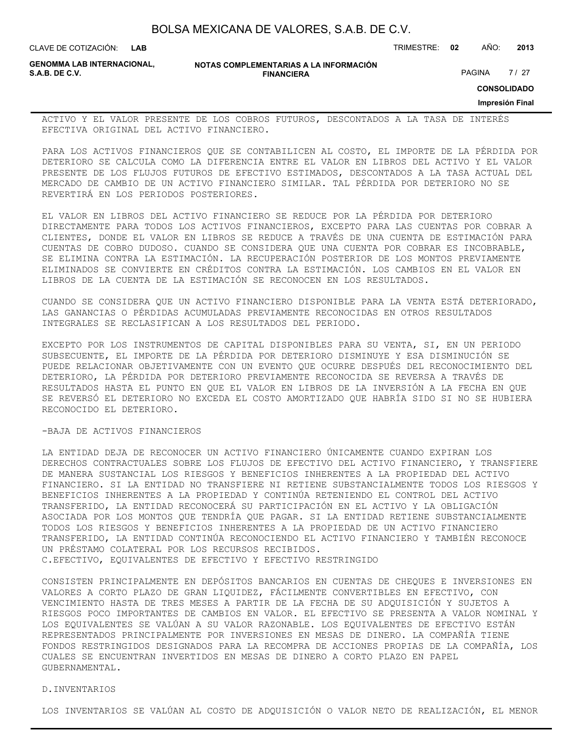ACTIVO Y EL VALOR PRESENTE DE LOS COBROS FUTUROS, DESCONTADOS A LA TASA DE INTERÉS EFECTIVA ORIGINAL DEL ACTIVO FINANCIERO.

PARA LOS ACTIVOS FINANCIEROS QUE SE CONTABILICEN AL COSTO, EL IMPORTE DE LA PÉRDIDA POR DETERIORO SE CALCULA COMO LA DIFERENCIA ENTRE EL VALOR EN LIBROS DEL ACTIVO Y EL VALOR PRESENTE DE LOS FLUJOS FUTUROS DE EFECTIVO ESTIMADOS, DESCONTADOS A LA TASA ACTUAL DEL MERCADO DE CAMBIO DE UN ACTIVO FINANCIERO SIMILAR. TAL PÉRDIDA POR DETERIORO NO SE REVERTIRÁ EN LOS PERIODOS POSTERIORES.

EL VALOR EN LIBROS DEL ACTIVO FINANCIERO SE REDUCE POR LA PÉRDIDA POR DETERIORO DIRECTAMENTE PARA TODOS LOS ACTIVOS FINANCIEROS, EXCEPTO PARA LAS CUENTAS POR COBRAR A CLIENTES, DONDE EL VALOR EN LIBROS SE REDUCE A TRAVÉS DE UNA CUENTA DE ESTIMACIÓN PARA CUENTAS DE COBRO DUDOSO. CUANDO SE CONSIDERA QUE UNA CUENTA POR COBRAR ES INCOBRABLE, SE ELIMINA CONTRA LA ESTIMACIÓN. LA RECUPERACIÓN POSTERIOR DE LOS MONTOS PREVIAMENTE ELIMINADOS SE CONVIERTE EN CRÉDITOS CONTRA LA ESTIMACIÓN. LOS CAMBIOS EN EL VALOR EN LIBROS DE LA CUENTA DE LA ESTIMACIÓN SE RECONOCEN EN LOS RESULTADOS.

CUANDO SE CONSIDERA QUE UN ACTIVO FINANCIERO DISPONIBLE PARA LA VENTA ESTÁ DETERIORADO, LAS GANANCIAS O PÉRDIDAS ACUMULADAS PREVIAMENTE RECONOCIDAS EN OTROS RESULTADOS INTEGRALES SE RECLASIFICAN A LOS RESULTADOS DEL PERIODO.

EXCEPTO POR LOS INSTRUMENTOS DE CAPITAL DISPONIBLES PARA SU VENTA, SI, EN UN PERIODO SUBSECUENTE, EL IMPORTE DE LA PÉRDIDA POR DETERIORO DISMINUYE Y ESA DISMINUCIÓN SE PUEDE RELACIONAR OBJETIVAMENTE CON UN EVENTO QUE OCURRE DESPUÉS DEL RECONOCIMIENTO DEL DETERIORO, LA PÉRDIDA POR DETERIORO PREVIAMENTE RECONOCIDA SE REVERSA A TRAVÉS DE RESULTADOS HASTA EL PUNTO EN QUE EL VALOR EN LIBROS DE LA INVERSIÓN A LA FECHA EN QUE SE REVERSÓ EL DETERIORO NO EXCEDA EL COSTO AMORTIZADO QUE HABRÍA SIDO SI NO SE HUBIERA RECONOCIDO EL DETERIORO.

-BAJA DE ACTIVOS FINANCIEROS

LA ENTIDAD DEJA DE RECONOCER UN ACTIVO FINANCIERO ÚNICAMENTE CUANDO EXPIRAN LOS DERECHOS CONTRACTUALES SOBRE LOS FLUJOS DE EFECTIVO DEL ACTIVO FINANCIERO, Y TRANSFIERE DE MANERA SUSTANCIAL LOS RIESGOS Y BENEFICIOS INHERENTES A LA PROPIEDAD DEL ACTIVO FINANCIERO. SI LA ENTIDAD NO TRANSFIERE NI RETIENE SUBSTANCIALMENTE TODOS LOS RIESGOS Y BENEFICIOS INHERENTES A LA PROPIEDAD Y CONTINÚA RETENIENDO EL CONTROL DEL ACTIVO TRANSFERIDO, LA ENTIDAD RECONOCERÁ SU PARTICIPACIÓN EN EL ACTIVO Y LA OBLIGACIÓN ASOCIADA POR LOS MONTOS QUE TENDRÍA QUE PAGAR. SI LA ENTIDAD RETIENE SUBSTANCIALMENTE TODOS LOS RIESGOS Y BENEFICIOS INHERENTES A LA PROPIEDAD DE UN ACTIVO FINANCIERO TRANSFERIDO, LA ENTIDAD CONTINÚA RECONOCIENDO EL ACTIVO FINANCIERO Y TAMBIÉN RECONOCE UN PRÉSTAMO COLATERAL POR LOS RECURSOS RECIBIDOS.

C.EFECTIVO, EQUIVALENTES DE EFECTIVO Y EFECTIVO RESTRINGIDO

CONSISTEN PRINCIPALMENTE EN DEPÓSITOS BANCARIOS EN CUENTAS DE CHEQUES E INVERSIONES EN VALORES A CORTO PLAZO DE GRAN LIQUIDEZ, FÁCILMENTE CONVERTIBLES EN EFECTIVO, CON VENCIMIENTO HASTA DE TRES MESES A PARTIR DE LA FECHA DE SU ADQUISICIÓN Y SUJETOS A RIESGOS POCO IMPORTANTES DE CAMBIOS EN VALOR. EL EFECTIVO SE PRESENTA A VALOR NOMINAL Y LOS EQUIVALENTES SE VALÚAN A SU VALOR RAZONABLE. LOS EQUIVALENTES DE EFECTIVO ESTÁN REPRESENTADOS PRINCIPALMENTE POR INVERSIONES EN MESAS DE DINERO. LA COMPAÑÍA TIENE FONDOS RESTRINGIDOS DESIGNADOS PARA LA RECOMPRA DE ACCIONES PROPIAS DE LA COMPAÑÍA, LOS CUALES SE ENCUENTRAN INVERTIDOS EN MESAS DE DINERO A CORTO PLAZO EN PAPEL GUBERNAMENTAL.

D.INVENTARIOS

LOS INVENTARIOS SE VALÚAN AL COSTO DE ADQUISICIÓN O VALOR NETO DE REALIZACIÓN, EL MENOR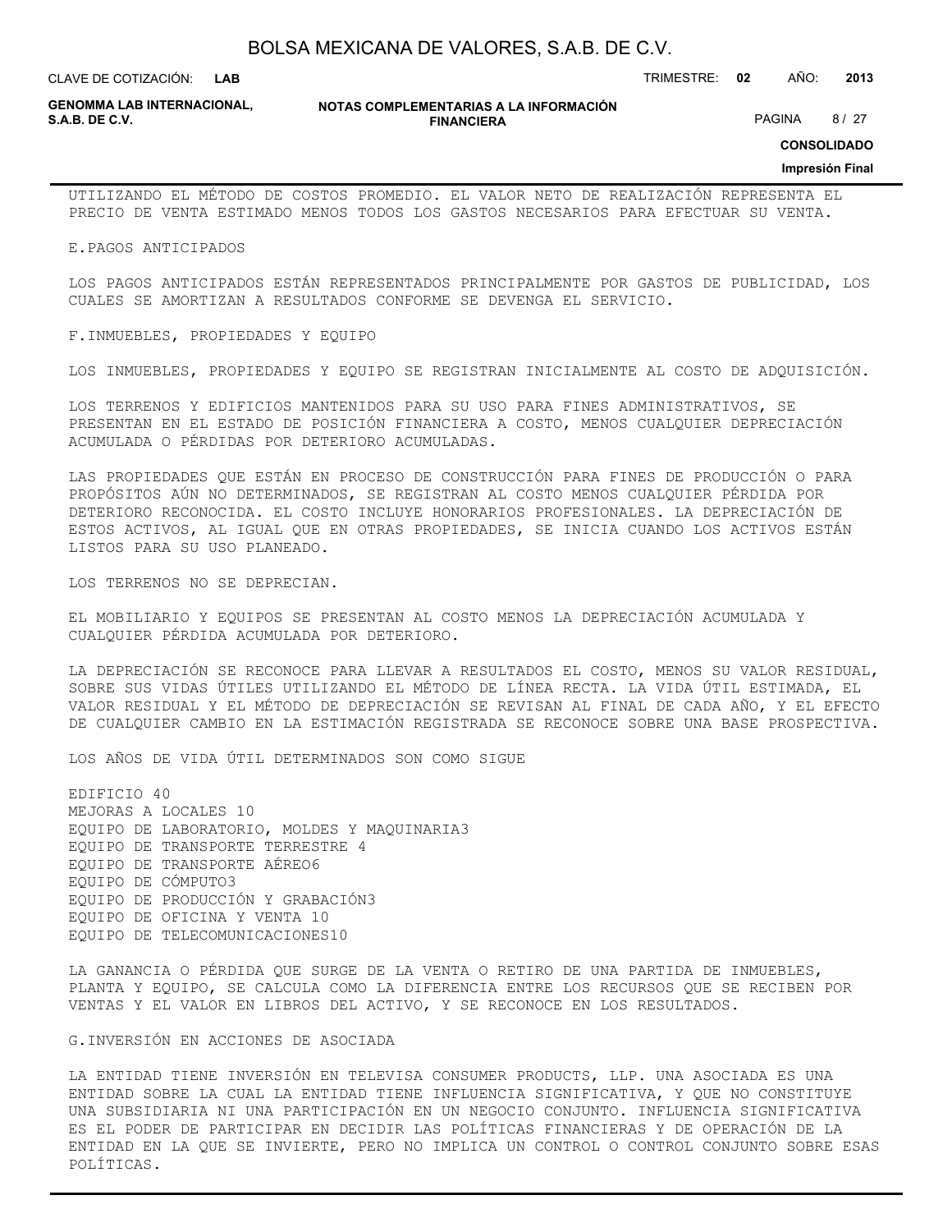UTILIZANDO EL MÉTODO DE COSTOS PROMEDIO. EL VALOR NETO DE REALIZACIÓN REPRESENTA EL PRECIO DE VENTA ESTIMADO MENOS TODOS LOS GASTOS NECESARIOS PARA EFECTUAR SU VENTA.

E.PAGOS ANTICIPADOS

LOS PAGOS ANTICIPADOS ESTÁN REPRESENTADOS PRINCIPALMENTE POR GASTOS DE PUBLICIDAD, LOS CUALES SE AMORTIZAN A RESULTADOS CONFORME SE DEVENGA EL SERVICIO.

F.INMUEBLES, PROPIEDADES Y EQUIPO

LOS INMUEBLES, PROPIEDADES Y EQUIPO SE REGISTRAN INICIALMENTE AL COSTO DE ADQUISICIÓN.

LOS TERRENOS Y EDIFICIOS MANTENIDOS PARA SU USO PARA FINES ADMINISTRATIVOS, SE PRESENTAN EN EL ESTADO DE POSICIÓN FINANCIERA A COSTO, MENOS CUALQUIER DEPRECIACIÓN ACUMULADA O PÉRDIDAS POR DETERIORO ACUMULADAS.

LAS PROPIEDADES QUE ESTÁN EN PROCESO DE CONSTRUCCIÓN PARA FINES DE PRODUCCIÓN O PARA PROPÓSITOS AÚN NO DETERMINADOS, SE REGISTRAN AL COSTO MENOS CUALQUIER PÉRDIDA POR DETERIORO RECONOCIDA. EL COSTO INCLUYE HONORARIOS PROFESIONALES. LA DEPRECIACIÓN DE ESTOS ACTIVOS, AL IGUAL QUE EN OTRAS PROPIEDADES, SE INICIA CUANDO LOS ACTIVOS ESTÁN LISTOS PARA SU USO PLANEADO.

LOS TERRENOS NO SE DEPRECIAN.

EL MOBILIARIO Y EQUIPOS SE PRESENTAN AL COSTO MENOS LA DEPRECIACIÓN ACUMULADA Y CUALQUIER PÉRDIDA ACUMULADA POR DETERIORO.

LA DEPRECIACIÓN SE RECONOCE PARA LLEVAR A RESULTADOS EL COSTO, MENOS SU VALOR RESIDUAL, SOBRE SUS VIDAS ÚTILES UTILIZANDO EL MÉTODO DE LÍNEA RECTA. LA VIDA ÚTIL ESTIMADA, EL VALOR RESIDUAL Y EL MÉTODO DE DEPRECIACIÓN SE REVISAN AL FINAL DE CADA AÑO, Y EL EFECTO DE CUALQUIER CAMBIO EN LA ESTIMACIÓN REGISTRADA SE RECONOCE SOBRE UNA BASE PROSPECTIVA.

LOS AÑOS DE VIDA ÚTIL DETERMINADOS SON COMO SIGUE

EDIFICIO 40
MEJORAS A LOCALES 10
EQUIPO DE LABORATORIO, MOLDES Y MAQUINARIA3
EQUIPO DE TRANSPORTE TERRESTRE 4
EQUIPO DE TRANSPORTE AÉREO6
EQUIPO DE CÓMPUTO3
EQUIPO DE PRODUCCIÓN Y GRABACIÓN3
EQUIPO DE OFICINA Y VENTA 10
EQUIPO DE TELECOMUNICACIONES10

LA GANANCIA O PÉRDIDA QUE SURGE DE LA VENTA O RETIRO DE UNA PARTIDA DE INMUEBLES, PLANTA Y EQUIPO, SE CALCULA COMO LA DIFERENCIA ENTRE LOS RECURSOS QUE SE RECIBEN POR VENTAS Y EL VALOR EN LIBROS DEL ACTIVO, Y SE RECONOCE EN LOS RESULTADOS.

G.INVERSIÓN EN ACCIONES DE ASOCIADA

LA ENTIDAD TIENE INVERSIÓN EN TELEVISA CONSUMER PRODUCTS, LLP. UNA ASOCIADA ES UNA ENTIDAD SOBRE LA CUAL LA ENTIDAD TIENE INFLUENCIA SIGNIFICATIVA, Y QUE NO CONSTITUYE UNA SUBSIDIARIA NI UNA PARTICIPACIÓN EN UN NEGOCIO CONJUNTO. INFLUENCIA SIGNIFICATIVA ES EL PODER DE PARTICIPAR EN DECIDIR LAS POLÍTICAS FINANCIERAS Y DE OPERACIÓN DE LA ENTIDAD EN LA QUE SE INVIERTE, PERO NO IMPLICA UN CONTROL O CONTROL CONJUNTO SOBRE ESAS POLÍTICAS.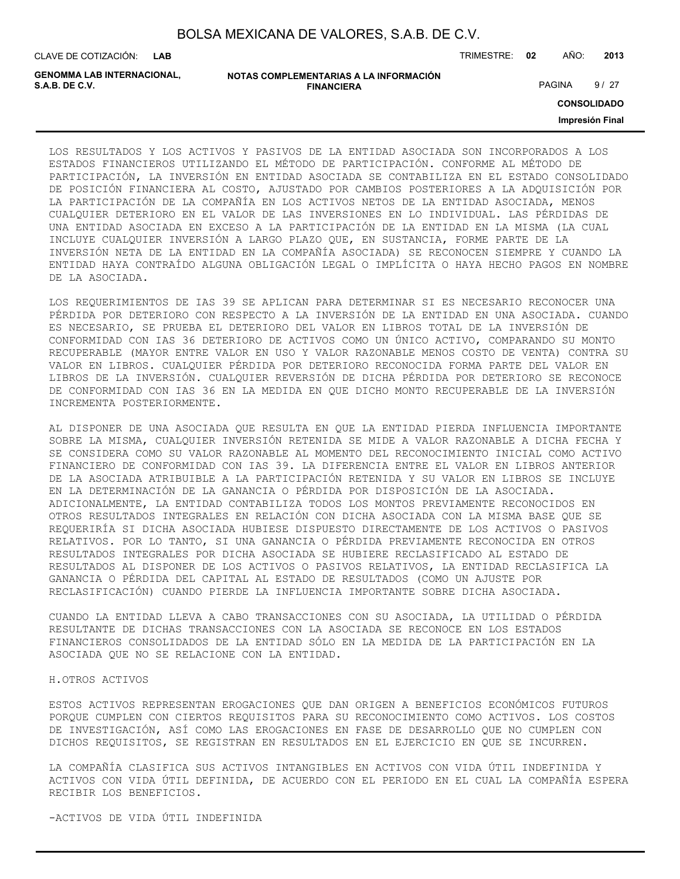LOS RESULTADOS Y LOS ACTIVOS Y PASIVOS DE LA ENTIDAD ASOCIADA SON INCORPORADOS A LOS ESTADOS FINANCIEROS UTILIZANDO EL MÉTODO DE PARTICIPACIÓN. CONFORME AL MÉTODO DE PARTICIPACIÓN, LA INVERSIÓN EN ENTIDAD ASOCIADA SE CONTABILIZA EN EL ESTADO CONSOLIDADO DE POSICIÓN FINANCIERA AL COSTO, AJUSTADO POR CAMBIOS POSTERIORES A LA ADQUISICIÓN POR LA PARTICIPACIÓN DE LA COMPAÑÍA EN LOS ACTIVOS NETOS DE LA ENTIDAD ASOCIADA, MENOS CUALQUIER DETERIORO EN EL VALOR DE LAS INVERSIONES EN LO INDIVIDUAL. LAS PÉRDIDAS DE UNA ENTIDAD ASOCIADA EN EXCESO A LA PARTICIPACIÓN DE LA ENTIDAD EN LA MISMA (LA CUAL INCLUYE CUALQUIER INVERSIÓN A LARGO PLAZO QUE, EN SUSTANCIA, FORME PARTE DE LA INVERSIÓN NETA DE LA ENTIDAD EN LA COMPAÑÍA ASOCIADA) SE RECONOCEN SIEMPRE Y CUANDO LA ENTIDAD HAYA CONTRAÍDO ALGUNA OBLIGACIÓN LEGAL O IMPLÍCITA O HAYA HECHO PAGOS EN NOMBRE DE LA ASOCIADA.

LOS REQUERIMIENTOS DE IAS 39 SE APLICAN PARA DETERMINAR SI ES NECESARIO RECONOCER UNA PÉRDIDA POR DETERIORO CON RESPECTO A LA INVERSIÓN DE LA ENTIDAD EN UNA ASOCIADA. CUANDO ES NECESARIO, SE PRUEBA EL DETERIORO DEL VALOR EN LIBROS TOTAL DE LA INVERSIÓN DE CONFORMIDAD CON IAS 36 DETERIORO DE ACTIVOS COMO UN ÚNICO ACTIVO, COMPARANDO SU MONTO RECUPERABLE (MAYOR ENTRE VALOR EN USO Y VALOR RAZONABLE MENOS COSTO DE VENTA) CONTRA SU VALOR EN LIBROS. CUALQUIER PÉRDIDA POR DETERIORO RECONOCIDA FORMA PARTE DEL VALOR EN LIBROS DE LA INVERSIÓN. CUALQUIER REVERSIÓN DE DICHA PÉRDIDA POR DETERIORO SE RECONOCE DE CONFORMIDAD CON IAS 36 EN LA MEDIDA EN QUE DICHO MONTO RECUPERABLE DE LA INVERSIÓN INCREMENTA POSTERIORMENTE.

AL DISPONER DE UNA ASOCIADA QUE RESULTA EN QUE LA ENTIDAD PIERDA INFLUENCIA IMPORTANTE SOBRE LA MISMA, CUALQUIER INVERSIÓN RETENIDA SE MIDE A VALOR RAZONABLE A DICHA FECHA Y SE CONSIDERA COMO SU VALOR RAZONABLE AL MOMENTO DEL RECONOCIMIENTO INICIAL COMO ACTIVO FINANCIERO DE CONFORMIDAD CON IAS 39. LA DIFERENCIA ENTRE EL VALOR EN LIBROS ANTERIOR DE LA ASOCIADA ATRIBUIBLE A LA PARTICIPACIÓN RETENIDA Y SU VALOR EN LIBROS SE INCLUYE EN LA DETERMINACIÓN DE LA GANANCIA O PÉRDIDA POR DISPOSICIÓN DE LA ASOCIADA. ADICIONALMENTE, LA ENTIDAD CONTABILIZA TODOS LOS MONTOS PREVIAMENTE RECONOCIDOS EN OTROS RESULTADOS INTEGRALES EN RELACIÓN CON DICHA ASOCIADA CON LA MISMA BASE QUE SE REQUERIRÍA SI DICHA ASOCIADA HUBIESE DISPUESTO DIRECTAMENTE DE LOS ACTIVOS O PASIVOS RELATIVOS. POR LO TANTO, SI UNA GANANCIA O PÉRDIDA PREVIAMENTE RECONOCIDA EN OTROS RESULTADOS INTEGRALES POR DICHA ASOCIADA SE HUBIERE RECLASIFICADO AL ESTADO DE RESULTADOS AL DISPONER DE LOS ACTIVOS O PASIVOS RELATIVOS, LA ENTIDAD RECLASIFICA LA GANANCIA O PÉRDIDA DEL CAPITAL AL ESTADO DE RESULTADOS (COMO UN AJUSTE POR RECLASIFICACIÓN) CUANDO PIERDE LA INFLUENCIA IMPORTANTE SOBRE DICHA ASOCIADA.

CUANDO LA ENTIDAD LLEVA A CABO TRANSACCIONES CON SU ASOCIADA, LA UTILIDAD O PÉRDIDA RESULTANTE DE DICHAS TRANSACCIONES CON LA ASOCIADA SE RECONOCE EN LOS ESTADOS FINANCIEROS CONSOLIDADOS DE LA ENTIDAD SÓLO EN LA MEDIDA DE LA PARTICIPACIÓN EN LA ASOCIADA QUE NO SE RELACIONE CON LA ENTIDAD.

H.OTROS ACTIVOS

ESTOS ACTIVOS REPRESENTAN EROGACIONES QUE DAN ORIGEN A BENEFICIOS ECONÓMICOS FUTUROS PORQUE CUMPLEN CON CIERTOS REQUISITOS PARA SU RECONOCIMIENTO COMO ACTIVOS. LOS COSTOS DE INVESTIGACIÓN, ASÍ COMO LAS EROGACIONES EN FASE DE DESARROLLO QUE NO CUMPLEN CON DICHOS REQUISITOS, SE REGISTRAN EN RESULTADOS EN EL EJERCICIO EN QUE SE INCURREN.

LA COMPAÑÍA CLASIFICA SUS ACTIVOS INTANGIBLES EN ACTIVOS CON VIDA ÚTIL INDEFINIDA Y ACTIVOS CON VIDA ÚTIL DEFINIDA, DE ACUERDO CON EL PERIODO EN EL CUAL LA COMPAÑÍA ESPERA RECIBIR LOS BENEFICIOS.

-ACTIVOS DE VIDA ÚTIL INDEFINIDA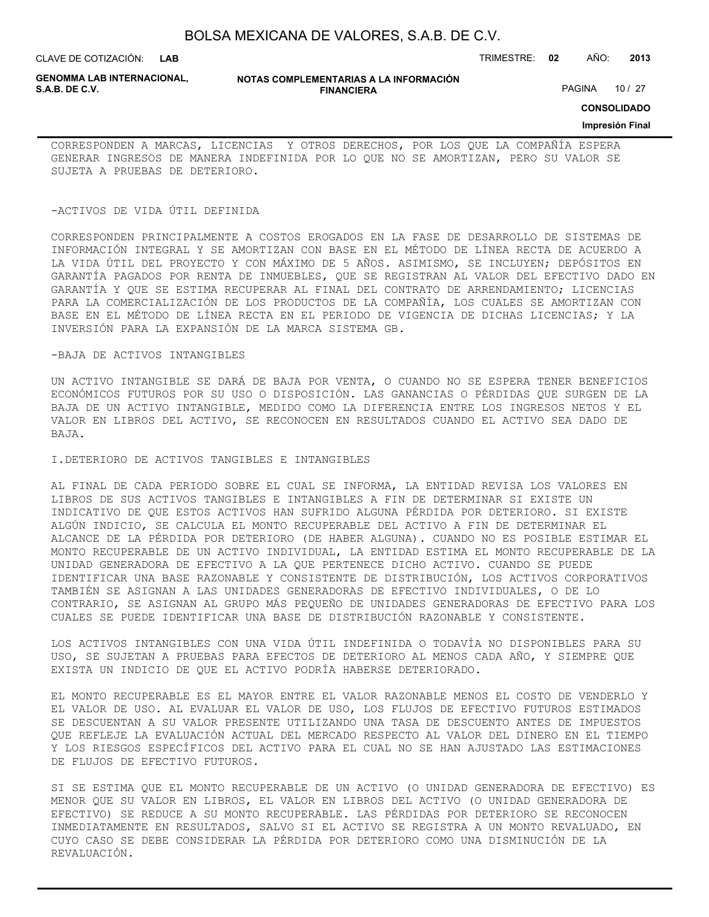CORRESPONDEN A MARCAS, LICENCIAS Y OTROS DERECHOS, POR LOS QUE LA COMPAÑÍA ESPERA GENERAR INGRESOS DE MANERA INDEFINIDA POR LO QUE NO SE AMORTIZAN, PERO SU VALOR SE SUJETA A PRUEBAS DE DETERIORO.

-ACTIVOS DE VIDA ÚTIL DEFINIDA

CORRESPONDEN PRINCIPALMENTE A COSTOS EROGADOS EN LA FASE DE DESARROLLO DE SISTEMAS DE INFORMACIÓN INTEGRAL Y SE AMORTIZAN CON BASE EN EL MÉTODO DE LÍNEA RECTA DE ACUERDO A LA VIDA ÚTIL DEL PROYECTO Y CON MÁXIMO DE 5 AÑOS. ASIMISMO, SE INCLUYEN; DEPÓSITOS EN GARANTÍA PAGADOS POR RENTA DE INMUEBLES, QUE SE REGISTRAN AL VALOR DEL EFECTIVO DADO EN GARANTÍA Y QUE SE ESTIMA RECUPERAR AL FINAL DEL CONTRATO DE ARRENDAMIENTO; LICENCIAS PARA LA COMERCIALIZACIÓN DE LOS PRODUCTOS DE LA COMPAÑÍA, LOS CUALES SE AMORTIZAN CON BASE EN EL MÉTODO DE LÍNEA RECTA EN EL PERIODO DE VIGENCIA DE DICHAS LICENCIAS; Y LA INVERSIÓN PARA LA EXPANSIÓN DE LA MARCA SISTEMA GB.

-BAJA DE ACTIVOS INTANGIBLES

UN ACTIVO INTANGIBLE SE DARÁ DE BAJA POR VENTA, O CUANDO NO SE ESPERA TENER BENEFICIOS ECONÓMICOS FUTUROS POR SU USO O DISPOSICIÓN. LAS GANANCIAS O PÉRDIDAS QUE SURGEN DE LA BAJA DE UN ACTIVO INTANGIBLE, MEDIDO COMO LA DIFERENCIA ENTRE LOS INGRESOS NETOS Y EL VALOR EN LIBROS DEL ACTIVO, SE RECONOCEN EN RESULTADOS CUANDO EL ACTIVO SEA DADO DE BAJA.

I.DETERIORO DE ACTIVOS TANGIBLES E INTANGIBLES

AL FINAL DE CADA PERIODO SOBRE EL CUAL SE INFORMA, LA ENTIDAD REVISA LOS VALORES EN LIBROS DE SUS ACTIVOS TANGIBLES E INTANGIBLES A FIN DE DETERMINAR SI EXISTE UN INDICATIVO DE QUE ESTOS ACTIVOS HAN SUFRIDO ALGUNA PÉRDIDA POR DETERIORO. SI EXISTE ALGÚN INDICIO, SE CALCULA EL MONTO RECUPERABLE DEL ACTIVO A FIN DE DETERMINAR EL ALCANCE DE LA PÉRDIDA POR DETERIORO (DE HABER ALGUNA). CUANDO NO ES POSIBLE ESTIMAR EL MONTO RECUPERABLE DE UN ACTIVO INDIVIDUAL, LA ENTIDAD ESTIMA EL MONTO RECUPERABLE DE LA UNIDAD GENERADORA DE EFECTIVO A LA QUE PERTENECE DICHO ACTIVO. CUANDO SE PUEDE IDENTIFICAR UNA BASE RAZONABLE Y CONSISTENTE DE DISTRIBUCIÓN, LOS ACTIVOS CORPORATIVOS TAMBIÉN SE ASIGNAN A LAS UNIDADES GENERADORAS DE EFECTIVO INDIVIDUALES, O DE LO CONTRARIO, SE ASIGNAN AL GRUPO MÁS PEQUEÑO DE UNIDADES GENERADORAS DE EFECTIVO PARA LOS CUALES SE PUEDE IDENTIFICAR UNA BASE DE DISTRIBUCIÓN RAZONABLE Y CONSISTENTE.

LOS ACTIVOS INTANGIBLES CON UNA VIDA ÚTIL INDEFINIDA O TODAVÍA NO DISPONIBLES PARA SU USO, SE SUJETAN A PRUEBAS PARA EFECTOS DE DETERIORO AL MENOS CADA AÑO, Y SIEMPRE QUE EXISTA UN INDICIO DE QUE EL ACTIVO PODRÍA HABERSE DETERIORADO.

EL MONTO RECUPERABLE ES EL MAYOR ENTRE EL VALOR RAZONABLE MENOS EL COSTO DE VENDERLO Y EL VALOR DE USO. AL EVALUAR EL VALOR DE USO, LOS FLUJOS DE EFECTIVO FUTUROS ESTIMADOS SE DESCUENTAN A SU VALOR PRESENTE UTILIZANDO UNA TASA DE DESCUENTO ANTES DE IMPUESTOS QUE REFLEJE LA EVALUACIÓN ACTUAL DEL MERCADO RESPECTO AL VALOR DEL DINERO EN EL TIEMPO Y LOS RIESGOS ESPECÍFICOS DEL ACTIVO PARA EL CUAL NO SE HAN AJUSTADO LAS ESTIMACIONES DE FLUJOS DE EFECTIVO FUTUROS.

SI SE ESTIMA QUE EL MONTO RECUPERABLE DE UN ACTIVO (O UNIDAD GENERADORA DE EFECTIVO) ES MENOR QUE SU VALOR EN LIBROS, EL VALOR EN LIBROS DEL ACTIVO (O UNIDAD GENERADORA DE EFECTIVO) SE REDUCE A SU MONTO RECUPERABLE. LAS PÉRDIDAS POR DETERIORO SE RECONOCEN INMEDIATAMENTE EN RESULTADOS, SALVO SI EL ACTIVO SE REGISTRA A UN MONTO REVALUADO, EN CUYO CASO SE DEBE CONSIDERAR LA PÉRDIDA POR DETERIORO COMO UNA DISMINUCIÓN DE LA REVALUACIÓN.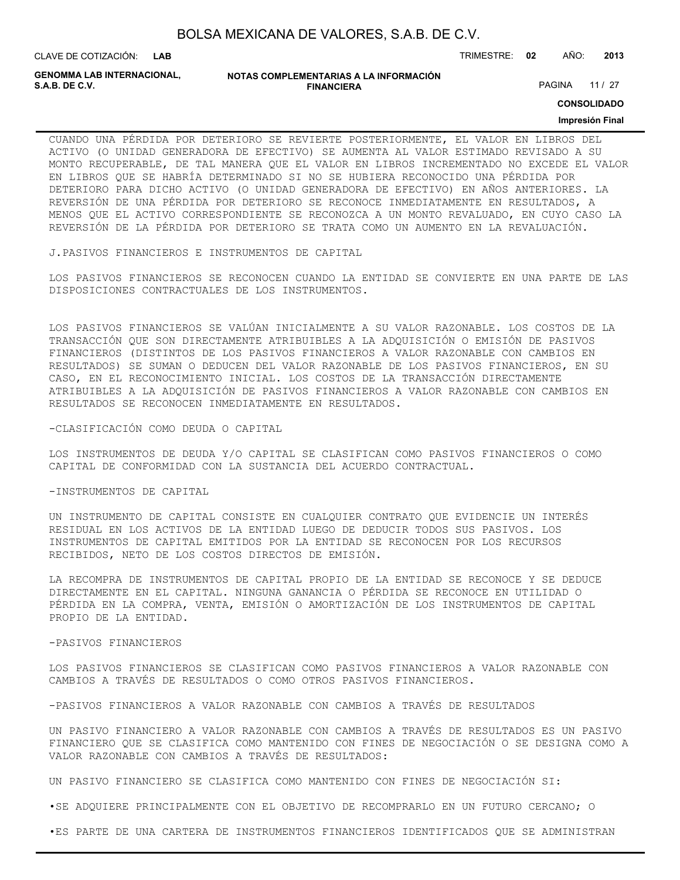CUANDO UNA PÉRDIDA POR DETERIORO SE REVIERTE POSTERIORMENTE, EL VALOR EN LIBROS DEL ACTIVO (O UNIDAD GENERADORA DE EFECTIVO) SE AUMENTA AL VALOR ESTIMADO REVISADO A SU MONTO RECUPERABLE, DE TAL MANERA QUE EL VALOR EN LIBROS INCREMENTADO NO EXCEDE EL VALOR EN LIBROS QUE SE HABRÍA DETERMINADO SI NO SE HUBIERA RECONOCIDO UNA PÉRDIDA POR DETERIORO PARA DICHO ACTIVO (O UNIDAD GENERADORA DE EFECTIVO) EN AÑOS ANTERIORES. LA REVERSIÓN DE UNA PÉRDIDA POR DETERIORO SE RECONOCE INMEDIATAMENTE EN RESULTADOS, A MENOS QUE EL ACTIVO CORRESPONDIENTE SE RECONOZCA A UN MONTO REVALUADO, EN CUYO CASO LA REVERSIÓN DE LA PÉRDIDA POR DETERIORO SE TRATA COMO UN AUMENTO EN LA REVALUACIÓN.

J.PASIVOS FINANCIEROS E INSTRUMENTOS DE CAPITAL

LOS PASIVOS FINANCIEROS SE RECONOCEN CUANDO LA ENTIDAD SE CONVIERTE EN UNA PARTE DE LAS DISPOSICIONES CONTRACTUALES DE LOS INSTRUMENTOS.

LOS PASIVOS FINANCIEROS SE VALÚAN INICIALMENTE A SU VALOR RAZONABLE. LOS COSTOS DE LA TRANSACCIÓN QUE SON DIRECTAMENTE ATRIBUIBLES A LA ADQUISICIÓN O EMISIÓN DE PASIVOS FINANCIEROS (DISTINTOS DE LOS PASIVOS FINANCIEROS A VALOR RAZONABLE CON CAMBIOS EN RESULTADOS) SE SUMAN O DEDUCEN DEL VALOR RAZONABLE DE LOS PASIVOS FINANCIEROS, EN SU CASO, EN EL RECONOCIMIENTO INICIAL. LOS COSTOS DE LA TRANSACCIÓN DIRECTAMENTE ATRIBUIBLES A LA ADQUISICIÓN DE PASIVOS FINANCIEROS A VALOR RAZONABLE CON CAMBIOS EN RESULTADOS SE RECONOCEN INMEDIATAMENTE EN RESULTADOS.

-CLASIFICACIÓN COMO DEUDA O CAPITAL

LOS INSTRUMENTOS DE DEUDA Y/O CAPITAL SE CLASIFICAN COMO PASIVOS FINANCIEROS O COMO CAPITAL DE CONFORMIDAD CON LA SUSTANCIA DEL ACUERDO CONTRACTUAL.

-INSTRUMENTOS DE CAPITAL

UN INSTRUMENTO DE CAPITAL CONSISTE EN CUALQUIER CONTRATO QUE EVIDENCIE UN INTERÉS RESIDUAL EN LOS ACTIVOS DE LA ENTIDAD LUEGO DE DEDUCIR TODOS SUS PASIVOS. LOS INSTRUMENTOS DE CAPITAL EMITIDOS POR LA ENTIDAD SE RECONOCEN POR LOS RECURSOS RECIBIDOS, NETO DE LOS COSTOS DIRECTOS DE EMISIÓN.

LA RECOMPRA DE INSTRUMENTOS DE CAPITAL PROPIO DE LA ENTIDAD SE RECONOCE Y SE DEDUCE DIRECTAMENTE EN EL CAPITAL. NINGUNA GANANCIA O PÉRDIDA SE RECONOCE EN UTILIDAD O PÉRDIDA EN LA COMPRA, VENTA, EMISIÓN O AMORTIZACIÓN DE LOS INSTRUMENTOS DE CAPITAL PROPIO DE LA ENTIDAD.

-PASIVOS FINANCIEROS

LOS PASIVOS FINANCIEROS SE CLASIFICAN COMO PASIVOS FINANCIEROS A VALOR RAZONABLE CON CAMBIOS A TRAVÉS DE RESULTADOS O COMO OTROS PASIVOS FINANCIEROS.

-PASIVOS FINANCIEROS A VALOR RAZONABLE CON CAMBIOS A TRAVÉS DE RESULTADOS

UN PASIVO FINANCIERO A VALOR RAZONABLE CON CAMBIOS A TRAVÉS DE RESULTADOS ES UN PASIVO FINANCIERO QUE SE CLASIFICA COMO MANTENIDO CON FINES DE NEGOCIACIÓN O SE DESIGNA COMO A VALOR RAZONABLE CON CAMBIOS A TRAVÉS DE RESULTADOS:

UN PASIVO FINANCIERO SE CLASIFICA COMO MANTENIDO CON FINES DE NEGOCIACIÓN SI:

•SE ADQUIERE PRINCIPALMENTE CON EL OBJETIVO DE RECOMPRARLO EN UN FUTURO CERCANO; O

•ES PARTE DE UNA CARTERA DE INSTRUMENTOS FINANCIEROS IDENTIFICADOS QUE SE ADMINISTRAN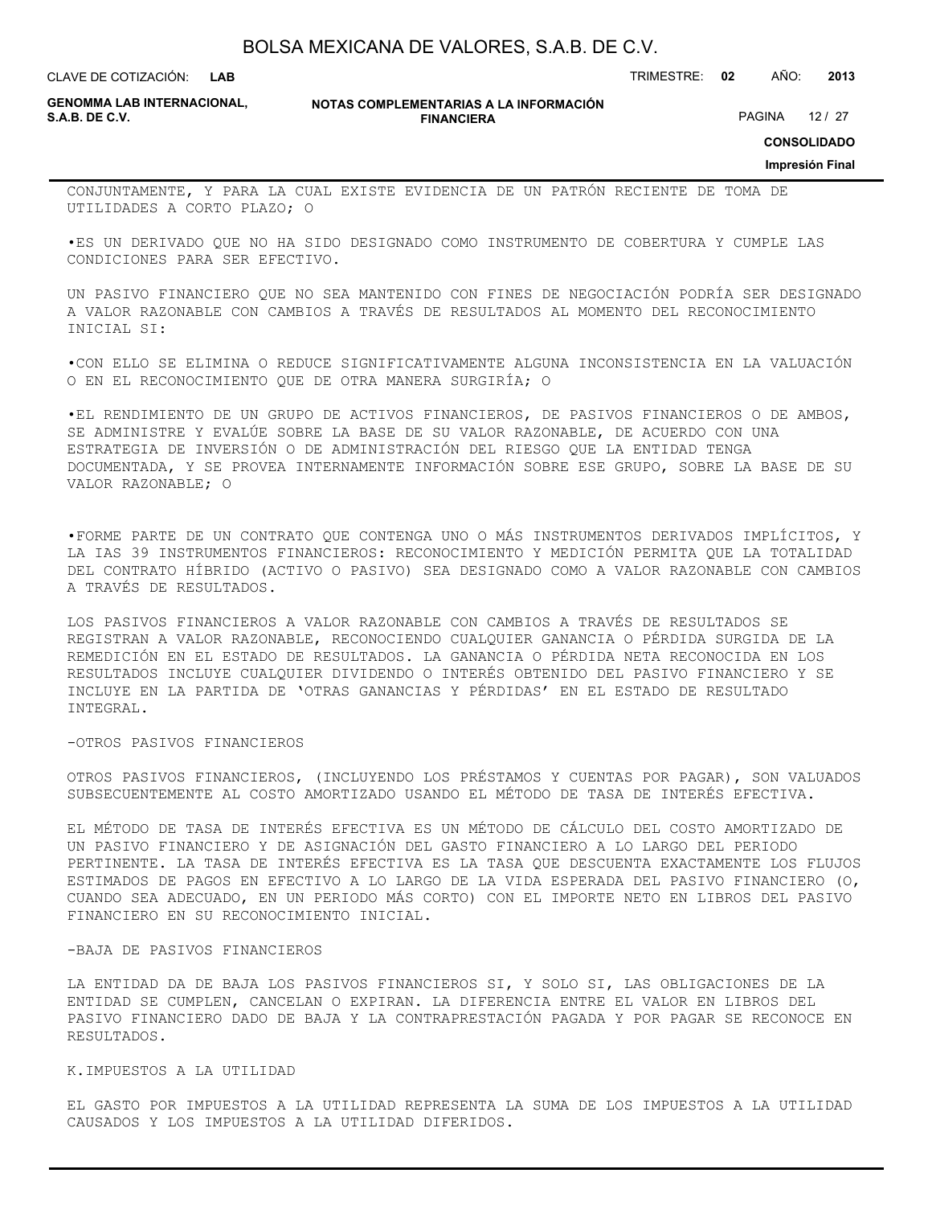CONJUNTAMENTE, Y PARA LA CUAL EXISTE EVIDENCIA DE UN PATRÓN RECIENTE DE TOMA DE UTILIDADES A CORTO PLAZO; O

•ES UN DERIVADO QUE NO HA SIDO DESIGNADO COMO INSTRUMENTO DE COBERTURA Y CUMPLE LAS CONDICIONES PARA SER EFECTIVO.

UN PASIVO FINANCIERO QUE NO SEA MANTENIDO CON FINES DE NEGOCIACIÓN PODRÍA SER DESIGNADO A VALOR RAZONABLE CON CAMBIOS A TRAVÉS DE RESULTADOS AL MOMENTO DEL RECONOCIMIENTO INICIAL SI:

•CON ELLO SE ELIMINA O REDUCE SIGNIFICATIVAMENTE ALGUNA INCONSISTENCIA EN LA VALUACIÓN O EN EL RECONOCIMIENTO QUE DE OTRA MANERA SURGIRÍA; O

•EL RENDIMIENTO DE UN GRUPO DE ACTIVOS FINANCIEROS, DE PASIVOS FINANCIEROS O DE AMBOS, SE ADMINISTRE Y EVALÚE SOBRE LA BASE DE SU VALOR RAZONABLE, DE ACUERDO CON UNA ESTRATEGIA DE INVERSIÓN O DE ADMINISTRACIÓN DEL RIESGO QUE LA ENTIDAD TENGA DOCUMENTADA, Y SE PROVEA INTERNAMENTE INFORMACIÓN SOBRE ESE GRUPO, SOBRE LA BASE DE SU VALOR RAZONABLE; O

•FORME PARTE DE UN CONTRATO QUE CONTENGA UNO O MÁS INSTRUMENTOS DERIVADOS IMPLÍCITOS, Y LA IAS 39 INSTRUMENTOS FINANCIEROS: RECONOCIMIENTO Y MEDICIÓN PERMITA QUE LA TOTALIDAD DEL CONTRATO HÍBRIDO (ACTIVO O PASIVO) SEA DESIGNADO COMO A VALOR RAZONABLE CON CAMBIOS A TRAVÉS DE RESULTADOS.

LOS PASIVOS FINANCIEROS A VALOR RAZONABLE CON CAMBIOS A TRAVÉS DE RESULTADOS SE REGISTRAN A VALOR RAZONABLE, RECONOCIENDO CUALQUIER GANANCIA O PÉRDIDA SURGIDA DE LA REMEDICIÓN EN EL ESTADO DE RESULTADOS. LA GANANCIA O PÉRDIDA NETA RECONOCIDA EN LOS RESULTADOS INCLUYE CUALQUIER DIVIDENDO O INTERÉS OBTENIDO DEL PASIVO FINANCIERO Y SE INCLUYE EN LA PARTIDA DE 'OTRAS GANANCIAS Y PÉRDIDAS' EN EL ESTADO DE RESULTADO INTEGRAL.

-OTROS PASIVOS FINANCIEROS

OTROS PASIVOS FINANCIEROS, (INCLUYENDO LOS PRÉSTAMOS Y CUENTAS POR PAGAR), SON VALUADOS SUBSECUENTEMENTE AL COSTO AMORTIZADO USANDO EL MÉTODO DE TASA DE INTERÉS EFECTIVA.

EL MÉTODO DE TASA DE INTERÉS EFECTIVA ES UN MÉTODO DE CÁLCULO DEL COSTO AMORTIZADO DE UN PASIVO FINANCIERO Y DE ASIGNACIÓN DEL GASTO FINANCIERO A LO LARGO DEL PERIODO PERTINENTE. LA TASA DE INTERÉS EFECTIVA ES LA TASA QUE DESCUENTA EXACTAMENTE LOS FLUJOS ESTIMADOS DE PAGOS EN EFECTIVO A LO LARGO DE LA VIDA ESPERADA DEL PASIVO FINANCIERO (O, CUANDO SEA ADECUADO, EN UN PERIODO MÁS CORTO) CON EL IMPORTE NETO EN LIBROS DEL PASIVO FINANCIERO EN SU RECONOCIMIENTO INICIAL.

-BAJA DE PASIVOS FINANCIEROS

LA ENTIDAD DA DE BAJA LOS PASIVOS FINANCIEROS SI, Y SOLO SI, LAS OBLIGACIONES DE LA ENTIDAD SE CUMPLEN, CANCELAN O EXPIRAN. LA DIFERENCIA ENTRE EL VALOR EN LIBROS DEL PASIVO FINANCIERO DADO DE BAJA Y LA CONTRAPRESTACIÓN PAGADA Y POR PAGAR SE RECONOCE EN RESULTADOS.

K.IMPUESTOS A LA UTILIDAD

EL GASTO POR IMPUESTOS A LA UTILIDAD REPRESENTA LA SUMA DE LOS IMPUESTOS A LA UTILIDAD CAUSADOS Y LOS IMPUESTOS A LA UTILIDAD DIFERIDOS.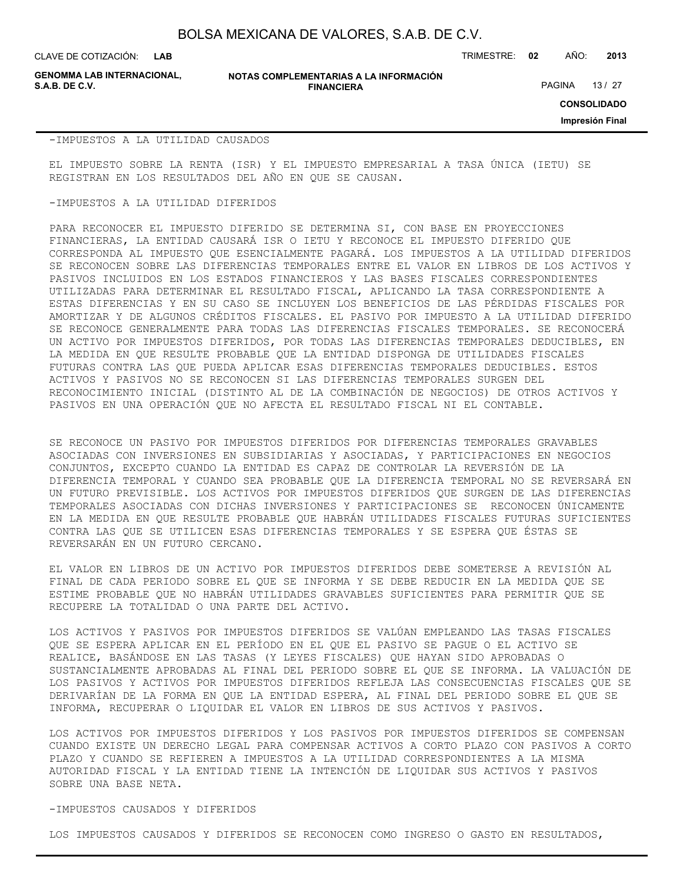-IMPUESTOS A LA UTILIDAD CAUSADOS

EL IMPUESTO SOBRE LA RENTA (ISR) Y EL IMPUESTO EMPRESARIAL A TASA ÚNICA (IETU) SE REGISTRAN EN LOS RESULTADOS DEL AÑO EN QUE SE CAUSAN.

-IMPUESTOS A LA UTILIDAD DIFERIDOS

PARA RECONOCER EL IMPUESTO DIFERIDO SE DETERMINA SI, CON BASE EN PROYECCIONES FINANCIERAS, LA ENTIDAD CAUSARÁ ISR O IETU Y RECONOCE EL IMPUESTO DIFERIDO QUE CORRESPONDA AL IMPUESTO QUE ESENCIALMENTE PAGARÁ. LOS IMPUESTOS A LA UTILIDAD DIFERIDOS SE RECONOCEN SOBRE LAS DIFERENCIAS TEMPORALES ENTRE EL VALOR EN LIBROS DE LOS ACTIVOS Y PASIVOS INCLUIDOS EN LOS ESTADOS FINANCIEROS Y LAS BASES FISCALES CORRESPONDIENTES UTILIZADAS PARA DETERMINAR EL RESULTADO FISCAL, APLICANDO LA TASA CORRESPONDIENTE A ESTAS DIFERENCIAS Y EN SU CASO SE INCLUYEN LOS BENEFICIOS DE LAS PÉRDIDAS FISCALES POR AMORTIZAR Y DE ALGUNOS CRÉDITOS FISCALES. EL PASIVO POR IMPUESTO A LA UTILIDAD DIFERIDO SE RECONOCE GENERALMENTE PARA TODAS LAS DIFERENCIAS FISCALES TEMPORALES. SE RECONOCERÁ UN ACTIVO POR IMPUESTOS DIFERIDOS, POR TODAS LAS DIFERENCIAS TEMPORALES DEDUCIBLES, EN LA MEDIDA EN QUE RESULTE PROBABLE QUE LA ENTIDAD DISPONGA DE UTILIDADES FISCALES FUTURAS CONTRA LAS QUE PUEDA APLICAR ESAS DIFERENCIAS TEMPORALES DEDUCIBLES. ESTOS ACTIVOS Y PASIVOS NO SE RECONOCEN SI LAS DIFERENCIAS TEMPORALES SURGEN DEL RECONOCIMIENTO INICIAL (DISTINTO AL DE LA COMBINACIÓN DE NEGOCIOS) DE OTROS ACTIVOS Y PASIVOS EN UNA OPERACIÓN QUE NO AFECTA EL RESULTADO FISCAL NI EL CONTABLE.

SE RECONOCE UN PASIVO POR IMPUESTOS DIFERIDOS POR DIFERENCIAS TEMPORALES GRAVABLES ASOCIADAS CON INVERSIONES EN SUBSIDIARIAS Y ASOCIADAS, Y PARTICIPACIONES EN NEGOCIOS CONJUNTOS, EXCEPTO CUANDO LA ENTIDAD ES CAPAZ DE CONTROLAR LA REVERSIÓN DE LA DIFERENCIA TEMPORAL Y CUANDO SEA PROBABLE QUE LA DIFERENCIA TEMPORAL NO SE REVERSARÁ EN UN FUTURO PREVISIBLE. LOS ACTIVOS POR IMPUESTOS DIFERIDOS QUE SURGEN DE LAS DIFERENCIAS TEMPORALES ASOCIADAS CON DICHAS INVERSIONES Y PARTICIPACIONES SE RECONOCEN ÚNICAMENTE EN LA MEDIDA EN QUE RESULTE PROBABLE QUE HABRÁN UTILIDADES FISCALES FUTURAS SUFICIENTES CONTRA LAS QUE SE UTILICEN ESAS DIFERENCIAS TEMPORALES Y SE ESPERA QUE ÉSTAS SE REVERSARÁN EN UN FUTURO CERCANO.

EL VALOR EN LIBROS DE UN ACTIVO POR IMPUESTOS DIFERIDOS DEBE SOMETERSE A REVISIÓN AL FINAL DE CADA PERIODO SOBRE EL QUE SE INFORMA Y SE DEBE REDUCIR EN LA MEDIDA QUE SE ESTIME PROBABLE QUE NO HABRÁN UTILIDADES GRAVABLES SUFICIENTES PARA PERMITIR QUE SE RECUPERE LA TOTALIDAD O UNA PARTE DEL ACTIVO.

LOS ACTIVOS Y PASIVOS POR IMPUESTOS DIFERIDOS SE VALÚAN EMPLEANDO LAS TASAS FISCALES QUE SE ESPERA APLICAR EN EL PERÍODO EN EL QUE EL PASIVO SE PAGUE O EL ACTIVO SE REALICE, BASÁNDOSE EN LAS TASAS (Y LEYES FISCALES) QUE HAYAN SIDO APROBADAS O SUSTANCIALMENTE APROBADAS AL FINAL DEL PERIODO SOBRE EL QUE SE INFORMA. LA VALUACIÓN DE LOS PASIVOS Y ACTIVOS POR IMPUESTOS DIFERIDOS REFLEJA LAS CONSECUENCIAS FISCALES QUE SE DERIVARÍAN DE LA FORMA EN QUE LA ENTIDAD ESPERA, AL FINAL DEL PERIODO SOBRE EL QUE SE INFORMA, RECUPERAR O LIQUIDAR EL VALOR EN LIBROS DE SUS ACTIVOS Y PASIVOS.

LOS ACTIVOS POR IMPUESTOS DIFERIDOS Y LOS PASIVOS POR IMPUESTOS DIFERIDOS SE COMPENSAN CUANDO EXISTE UN DERECHO LEGAL PARA COMPENSAR ACTIVOS A CORTO PLAZO CON PASIVOS A CORTO PLAZO Y CUANDO SE REFIEREN A IMPUESTOS A LA UTILIDAD CORRESPONDIENTES A LA MISMA AUTORIDAD FISCAL Y LA ENTIDAD TIENE LA INTENCIÓN DE LIQUIDAR SUS ACTIVOS Y PASIVOS SOBRE UNA BASE NETA.

-IMPUESTOS CAUSADOS Y DIFERIDOS

LOS IMPUESTOS CAUSADOS Y DIFERIDOS SE RECONOCEN COMO INGRESO O GASTO EN RESULTADOS,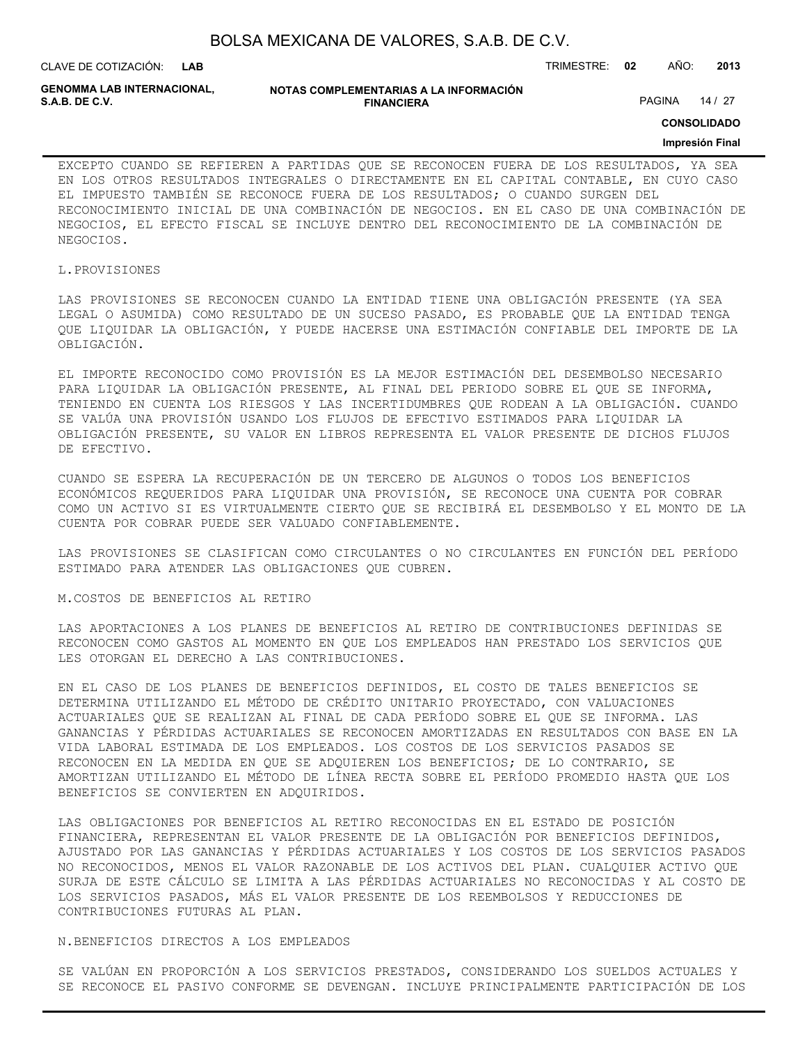EXCEPTO CUANDO SE REFIEREN A PARTIDAS QUE SE RECONOCEN FUERA DE LOS RESULTADOS, YA SEA EN LOS OTROS RESULTADOS INTEGRALES O DIRECTAMENTE EN EL CAPITAL CONTABLE, EN CUYO CASO EL IMPUESTO TAMBIÉN SE RECONOCE FUERA DE LOS RESULTADOS; O CUANDO SURGEN DEL RECONOCIMIENTO INICIAL DE UNA COMBINACIÓN DE NEGOCIOS. EN EL CASO DE UNA COMBINACIÓN DE NEGOCIOS, EL EFECTO FISCAL SE INCLUYE DENTRO DEL RECONOCIMIENTO DE LA COMBINACIÓN DE NEGOCIOS.

L.PROVISIONES

LAS PROVISIONES SE RECONOCEN CUANDO LA ENTIDAD TIENE UNA OBLIGACIÓN PRESENTE (YA SEA LEGAL O ASUMIDA) COMO RESULTADO DE UN SUCESO PASADO, ES PROBABLE QUE LA ENTIDAD TENGA QUE LIQUIDAR LA OBLIGACIÓN, Y PUEDE HACERSE UNA ESTIMACIÓN CONFIABLE DEL IMPORTE DE LA OBLIGACIÓN.

EL IMPORTE RECONOCIDO COMO PROVISIÓN ES LA MEJOR ESTIMACIÓN DEL DESEMBOLSO NECESARIO PARA LIQUIDAR LA OBLIGACIÓN PRESENTE, AL FINAL DEL PERIODO SOBRE EL QUE SE INFORMA, TENIENDO EN CUENTA LOS RIESGOS Y LAS INCERTIDUMBRES QUE RODEAN A LA OBLIGACIÓN. CUANDO SE VALÚA UNA PROVISIÓN USANDO LOS FLUJOS DE EFECTIVO ESTIMADOS PARA LIQUIDAR LA OBLIGACIÓN PRESENTE, SU VALOR EN LIBROS REPRESENTA EL VALOR PRESENTE DE DICHOS FLUJOS DE EFECTIVO.

CUANDO SE ESPERA LA RECUPERACIÓN DE UN TERCERO DE ALGUNOS O TODOS LOS BENEFICIOS ECONÓMICOS REQUERIDOS PARA LIQUIDAR UNA PROVISIÓN, SE RECONOCE UNA CUENTA POR COBRAR COMO UN ACTIVO SI ES VIRTUALMENTE CIERTO QUE SE RECIBIRÁ EL DESEMBOLSO Y EL MONTO DE LA CUENTA POR COBRAR PUEDE SER VALUADO CONFIABLEMENTE.

LAS PROVISIONES SE CLASIFICAN COMO CIRCULANTES O NO CIRCULANTES EN FUNCIÓN DEL PERÍODO ESTIMADO PARA ATENDER LAS OBLIGACIONES QUE CUBREN.

M.COSTOS DE BENEFICIOS AL RETIRO

LAS APORTACIONES A LOS PLANES DE BENEFICIOS AL RETIRO DE CONTRIBUCIONES DEFINIDAS SE RECONOCEN COMO GASTOS AL MOMENTO EN QUE LOS EMPLEADOS HAN PRESTADO LOS SERVICIOS QUE LES OTORGAN EL DERECHO A LAS CONTRIBUCIONES.

EN EL CASO DE LOS PLANES DE BENEFICIOS DEFINIDOS, EL COSTO DE TALES BENEFICIOS SE DETERMINA UTILIZANDO EL MÉTODO DE CRÉDITO UNITARIO PROYECTADO, CON VALUACIONES ACTUARIALES QUE SE REALIZAN AL FINAL DE CADA PERÍODO SOBRE EL QUE SE INFORMA. LAS GANANCIAS Y PÉRDIDAS ACTUARIALES SE RECONOCEN AMORTIZADAS EN RESULTADOS CON BASE EN LA VIDA LABORAL ESTIMADA DE LOS EMPLEADOS. LOS COSTOS DE LOS SERVICIOS PASADOS SE RECONOCEN EN LA MEDIDA EN QUE SE ADQUIEREN LOS BENEFICIOS; DE LO CONTRARIO, SE AMORTIZAN UTILIZANDO EL MÉTODO DE LÍNEA RECTA SOBRE EL PERÍODO PROMEDIO HASTA QUE LOS BENEFICIOS SE CONVIERTEN EN ADQUIRIDOS.

LAS OBLIGACIONES POR BENEFICIOS AL RETIRO RECONOCIDAS EN EL ESTADO DE POSICIÓN FINANCIERA, REPRESENTAN EL VALOR PRESENTE DE LA OBLIGACIÓN POR BENEFICIOS DEFINIDOS, AJUSTADO POR LAS GANANCIAS Y PÉRDIDAS ACTUARIALES Y LOS COSTOS DE LOS SERVICIOS PASADOS NO RECONOCIDOS, MENOS EL VALOR RAZONABLE DE LOS ACTIVOS DEL PLAN. CUALQUIER ACTIVO QUE SURJA DE ESTE CÁLCULO SE LIMITA A LAS PÉRDIDAS ACTUARIALES NO RECONOCIDAS Y AL COSTO DE LOS SERVICIOS PASADOS, MÁS EL VALOR PRESENTE DE LOS REEMBOLSOS Y REDUCCIONES DE CONTRIBUCIONES FUTURAS AL PLAN.

N.BENEFICIOS DIRECTOS A LOS EMPLEADOS

SE VALÚAN EN PROPORCIÓN A LOS SERVICIOS PRESTADOS, CONSIDERANDO LOS SUELDOS ACTUALES Y SE RECONOCE EL PASIVO CONFORME SE DEVENGAN. INCLUYE PRINCIPALMENTE PARTICIPACIÓN DE LOS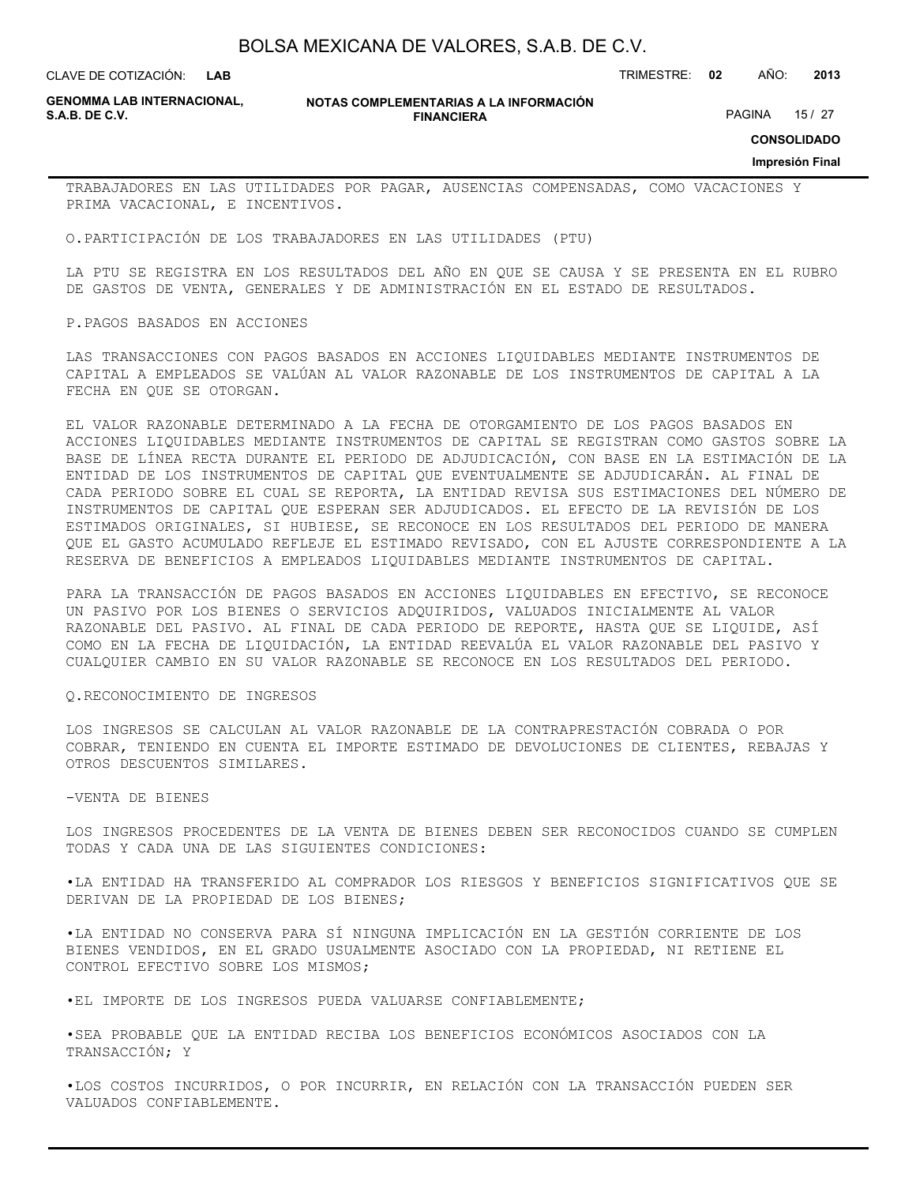TRABAJADORES EN LAS UTILIDADES POR PAGAR, AUSENCIAS COMPENSADAS, COMO VACACIONES Y PRIMA VACACIONAL, E INCENTIVOS.

O.PARTICIPACIÓN DE LOS TRABAJADORES EN LAS UTILIDADES (PTU)

LA PTU SE REGISTRA EN LOS RESULTADOS DEL AÑO EN QUE SE CAUSA Y SE PRESENTA EN EL RUBRO DE GASTOS DE VENTA, GENERALES Y DE ADMINISTRACIÓN EN EL ESTADO DE RESULTADOS.

P.PAGOS BASADOS EN ACCIONES

LAS TRANSACCIONES CON PAGOS BASADOS EN ACCIONES LIQUIDABLES MEDIANTE INSTRUMENTOS DE CAPITAL A EMPLEADOS SE VALÚAN AL VALOR RAZONABLE DE LOS INSTRUMENTOS DE CAPITAL A LA FECHA EN QUE SE OTORGAN.

EL VALOR RAZONABLE DETERMINADO A LA FECHA DE OTORGAMIENTO DE LOS PAGOS BASADOS EN ACCIONES LIQUIDABLES MEDIANTE INSTRUMENTOS DE CAPITAL SE REGISTRAN COMO GASTOS SOBRE LA BASE DE LÍNEA RECTA DURANTE EL PERIODO DE ADJUDICACIÓN, CON BASE EN LA ESTIMACIÓN DE LA ENTIDAD DE LOS INSTRUMENTOS DE CAPITAL QUE EVENTUALMENTE SE ADJUDICARÁN. AL FINAL DE CADA PERIODO SOBRE EL CUAL SE REPORTA, LA ENTIDAD REVISA SUS ESTIMACIONES DEL NÚMERO DE INSTRUMENTOS DE CAPITAL QUE ESPERAN SER ADJUDICADOS. EL EFECTO DE LA REVISIÓN DE LOS ESTIMADOS ORIGINALES, SI HUBIESE, SE RECONOCE EN LOS RESULTADOS DEL PERIODO DE MANERA QUE EL GASTO ACUMULADO REFLEJE EL ESTIMADO REVISADO, CON EL AJUSTE CORRESPONDIENTE A LA RESERVA DE BENEFICIOS A EMPLEADOS LIQUIDABLES MEDIANTE INSTRUMENTOS DE CAPITAL.

PARA LA TRANSACCIÓN DE PAGOS BASADOS EN ACCIONES LIQUIDABLES EN EFECTIVO, SE RECONOCE UN PASIVO POR LOS BIENES O SERVICIOS ADQUIRIDOS, VALUADOS INICIALMENTE AL VALOR RAZONABLE DEL PASIVO. AL FINAL DE CADA PERIODO DE REPORTE, HASTA QUE SE LIQUIDE, ASÍ COMO EN LA FECHA DE LIQUIDACIÓN, LA ENTIDAD REEVALÚA EL VALOR RAZONABLE DEL PASIVO Y CUALQUIER CAMBIO EN SU VALOR RAZONABLE SE RECONOCE EN LOS RESULTADOS DEL PERIODO.

Q.RECONOCIMIENTO DE INGRESOS

LOS INGRESOS SE CALCULAN AL VALOR RAZONABLE DE LA CONTRAPRESTACIÓN COBRADA O POR COBRAR, TENIENDO EN CUENTA EL IMPORTE ESTIMADO DE DEVOLUCIONES DE CLIENTES, REBAJAS Y OTROS DESCUENTOS SIMILARES.

-VENTA DE BIENES

LOS INGRESOS PROCEDENTES DE LA VENTA DE BIENES DEBEN SER RECONOCIDOS CUANDO SE CUMPLEN TODAS Y CADA UNA DE LAS SIGUIENTES CONDICIONES:

•LA ENTIDAD HA TRANSFERIDO AL COMPRADOR LOS RIESGOS Y BENEFICIOS SIGNIFICATIVOS QUE SE DERIVAN DE LA PROPIEDAD DE LOS BIENES;

•LA ENTIDAD NO CONSERVA PARA SÍ NINGUNA IMPLICACIÓN EN LA GESTIÓN CORRIENTE DE LOS BIENES VENDIDOS, EN EL GRADO USUALMENTE ASOCIADO CON LA PROPIEDAD, NI RETIENE EL CONTROL EFECTIVO SOBRE LOS MISMOS;

•EL IMPORTE DE LOS INGRESOS PUEDA VALUARSE CONFIABLEMENTE;

•SEA PROBABLE QUE LA ENTIDAD RECIBA LOS BENEFICIOS ECONÓMICOS ASOCIADOS CON LA TRANSACCIÓN; Y

•LOS COSTOS INCURRIDOS, O POR INCURRIR, EN RELACIÓN CON LA TRANSACCIÓN PUEDEN SER VALUADOS CONFIABLEMENTE.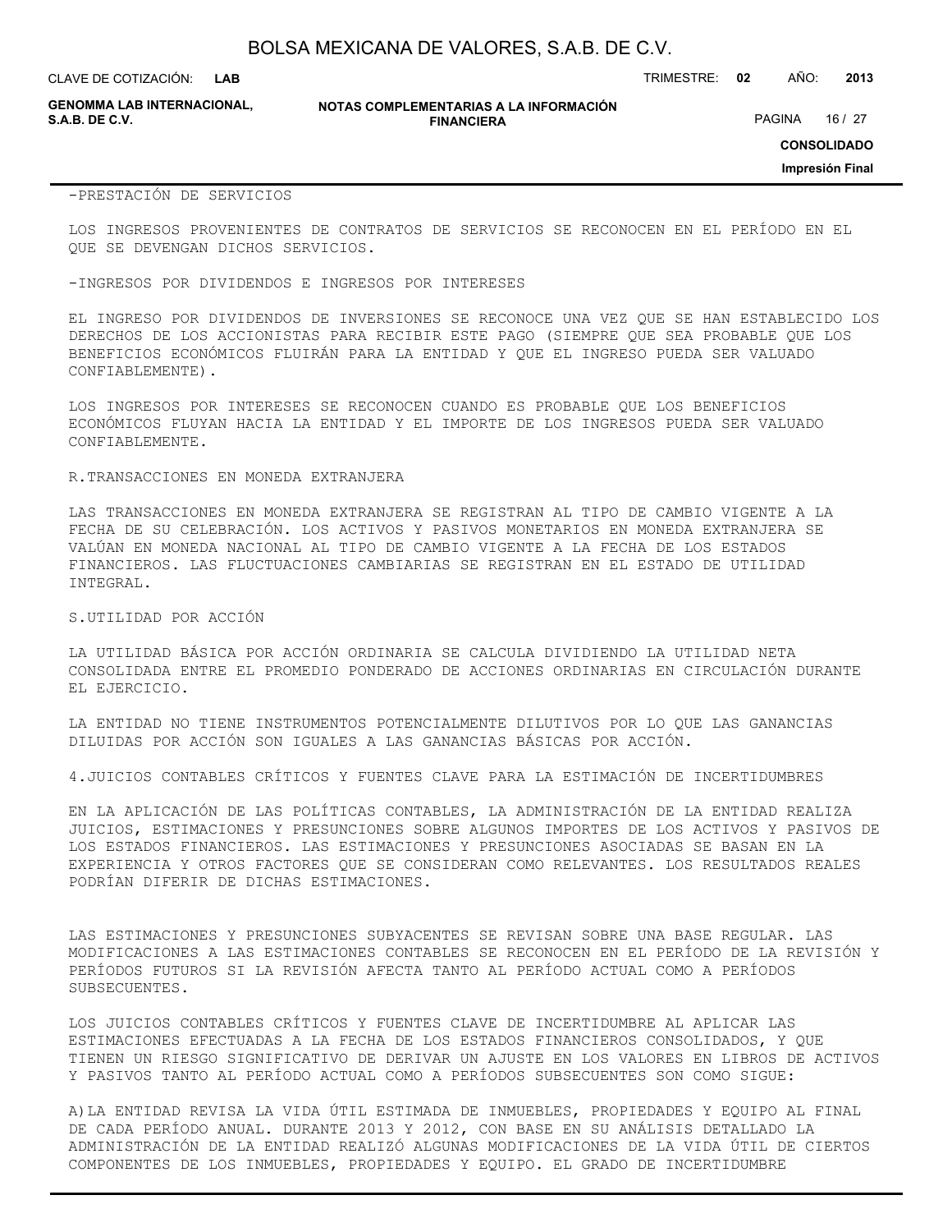-PRESTACIÓN DE SERVICIOS

LOS INGRESOS PROVENIENTES DE CONTRATOS DE SERVICIOS SE RECONOCEN EN EL PERÍODO EN EL QUE SE DEVENGAN DICHOS SERVICIOS.

-INGRESOS POR DIVIDENDOS E INGRESOS POR INTERESES

EL INGRESO POR DIVIDENDOS DE INVERSIONES SE RECONOCE UNA VEZ QUE SE HAN ESTABLECIDO LOS DERECHOS DE LOS ACCIONISTAS PARA RECIBIR ESTE PAGO (SIEMPRE QUE SEA PROBABLE QUE LOS BENEFICIOS ECONÓMICOS FLUIRÁN PARA LA ENTIDAD Y QUE EL INGRESO PUEDA SER VALUADO CONFIABLEMENTE).

LOS INGRESOS POR INTERESES SE RECONOCEN CUANDO ES PROBABLE QUE LOS BENEFICIOS ECONÓMICOS FLUYAN HACIA LA ENTIDAD Y EL IMPORTE DE LOS INGRESOS PUEDA SER VALUADO CONFIABLEMENTE.

R.TRANSACCIONES EN MONEDA EXTRANJERA

LAS TRANSACCIONES EN MONEDA EXTRANJERA SE REGISTRAN AL TIPO DE CAMBIO VIGENTE A LA FECHA DE SU CELEBRACIÓN. LOS ACTIVOS Y PASIVOS MONETARIOS EN MONEDA EXTRANJERA SE VALÚAN EN MONEDA NACIONAL AL TIPO DE CAMBIO VIGENTE A LA FECHA DE LOS ESTADOS FINANCIEROS. LAS FLUCTUACIONES CAMBIARIAS SE REGISTRAN EN EL ESTADO DE UTILIDAD INTEGRAL.

S.UTILIDAD POR ACCIÓN

LA UTILIDAD BÁSICA POR ACCIÓN ORDINARIA SE CALCULA DIVIDIENDO LA UTILIDAD NETA CONSOLIDADA ENTRE EL PROMEDIO PONDERADO DE ACCIONES ORDINARIAS EN CIRCULACIÓN DURANTE EL EJERCICIO.

LA ENTIDAD NO TIENE INSTRUMENTOS POTENCIALMENTE DILUTIVOS POR LO QUE LAS GANANCIAS DILUIDAS POR ACCIÓN SON IGUALES A LAS GANANCIAS BÁSICAS POR ACCIÓN.

4.JUICIOS CONTABLES CRÍTICOS Y FUENTES CLAVE PARA LA ESTIMACIÓN DE INCERTIDUMBRES

EN LA APLICACIÓN DE LAS POLÍTICAS CONTABLES, LA ADMINISTRACIÓN DE LA ENTIDAD REALIZA JUICIOS, ESTIMACIONES Y PRESUNCIONES SOBRE ALGUNOS IMPORTES DE LOS ACTIVOS Y PASIVOS DE LOS ESTADOS FINANCIEROS. LAS ESTIMACIONES Y PRESUNCIONES ASOCIADAS SE BASAN EN LA EXPERIENCIA Y OTROS FACTORES QUE SE CONSIDERAN COMO RELEVANTES. LOS RESULTADOS REALES PODRÍAN DIFERIR DE DICHAS ESTIMACIONES.

LAS ESTIMACIONES Y PRESUNCIONES SUBYACENTES SE REVISAN SOBRE UNA BASE REGULAR. LAS MODIFICACIONES A LAS ESTIMACIONES CONTABLES SE RECONOCEN EN EL PERÍODO DE LA REVISIÓN Y PERÍODOS FUTUROS SI LA REVISIÓN AFECTA TANTO AL PERÍODO ACTUAL COMO A PERÍODOS SUBSECUENTES.

LOS JUICIOS CONTABLES CRÍTICOS Y FUENTES CLAVE DE INCERTIDUMBRE AL APLICAR LAS ESTIMACIONES EFECTUADAS A LA FECHA DE LOS ESTADOS FINANCIEROS CONSOLIDADOS, Y QUE TIENEN UN RIESGO SIGNIFICATIVO DE DERIVAR UN AJUSTE EN LOS VALORES EN LIBROS DE ACTIVOS Y PASIVOS TANTO AL PERÍODO ACTUAL COMO A PERÍODOS SUBSECUENTES SON COMO SIGUE:

A)LA ENTIDAD REVISA LA VIDA ÚTIL ESTIMADA DE INMUEBLES, PROPIEDADES Y EQUIPO AL FINAL DE CADA PERÍODO ANUAL. DURANTE 2013 Y 2012, CON BASE EN SU ANÁLISIS DETALLADO LA ADMINISTRACIÓN DE LA ENTIDAD REALIZÓ ALGUNAS MODIFICACIONES DE LA VIDA ÚTIL DE CIERTOS COMPONENTES DE LOS INMUEBLES, PROPIEDADES Y EQUIPO. EL GRADO DE INCERTIDUMBRE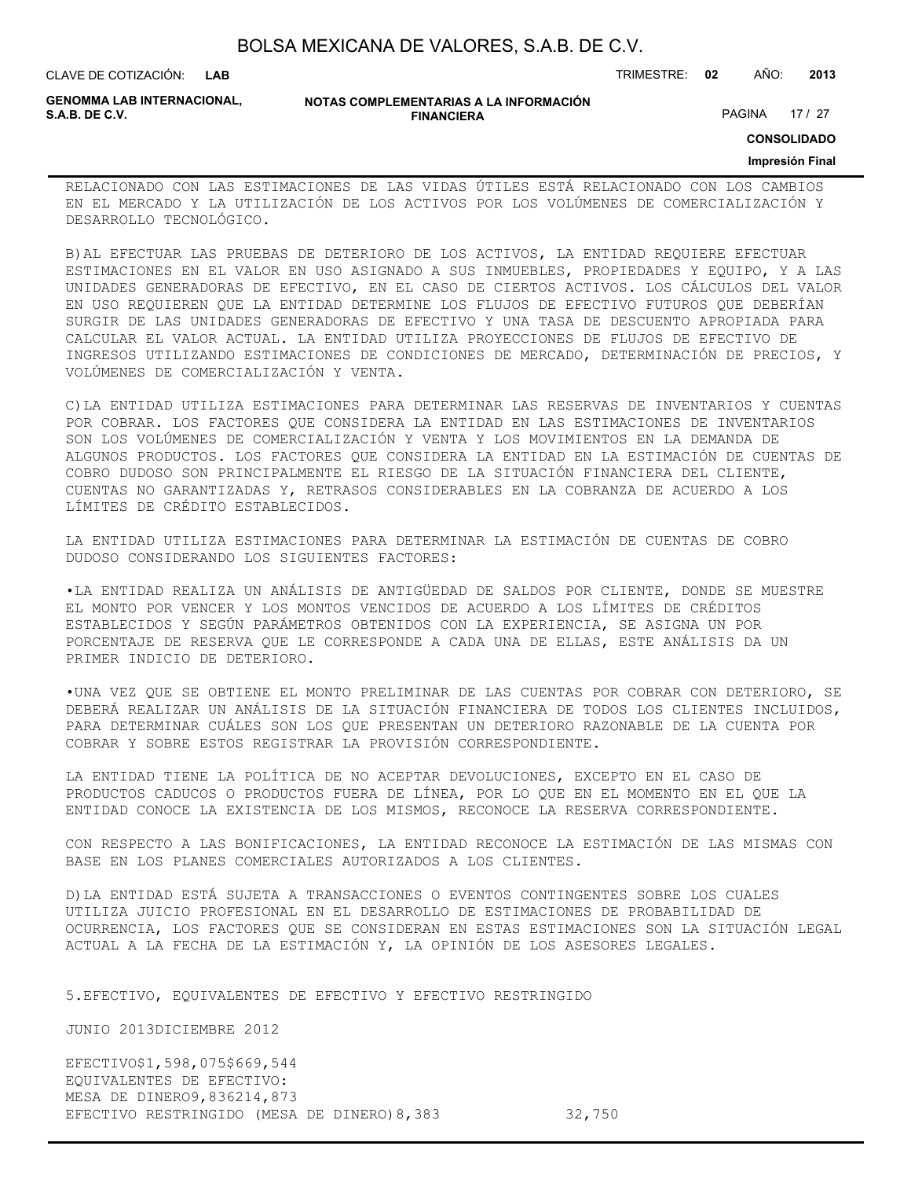RELACIONADO CON LAS ESTIMACIONES DE LAS VIDAS ÚTILES ESTÁ RELACIONADO CON LOS CAMBIOS EN EL MERCADO Y LA UTILIZACIÓN DE LOS ACTIVOS POR LOS VOLÚMENES DE COMERCIALIZACIÓN Y DESARROLLO TECNOLÓGICO.

B)AL EFECTUAR LAS PRUEBAS DE DETERIORO DE LOS ACTIVOS, LA ENTIDAD REQUIERE EFECTUAR ESTIMACIONES EN EL VALOR EN USO ASIGNADO A SUS INMUEBLES, PROPIEDADES Y EQUIPO, Y A LAS UNIDADES GENERADORAS DE EFECTIVO, EN EL CASO DE CIERTOS ACTIVOS. LOS CÁLCULOS DEL VALOR EN USO REQUIEREN QUE LA ENTIDAD DETERMINE LOS FLUJOS DE EFECTIVO FUTUROS QUE DEBERÍAN SURGIR DE LAS UNIDADES GENERADORAS DE EFECTIVO Y UNA TASA DE DESCUENTO APROPIADA PARA CALCULAR EL VALOR ACTUAL. LA ENTIDAD UTILIZA PROYECCIONES DE FLUJOS DE EFECTIVO DE INGRESOS UTILIZANDO ESTIMACIONES DE CONDICIONES DE MERCADO, DETERMINACIÓN DE PRECIOS, Y VOLÚMENES DE COMERCIALIZACIÓN Y VENTA.

C)LA ENTIDAD UTILIZA ESTIMACIONES PARA DETERMINAR LAS RESERVAS DE INVENTARIOS Y CUENTAS POR COBRAR. LOS FACTORES QUE CONSIDERA LA ENTIDAD EN LAS ESTIMACIONES DE INVENTARIOS SON LOS VOLÚMENES DE COMERCIALIZACIÓN Y VENTA Y LOS MOVIMIENTOS EN LA DEMANDA DE ALGUNOS PRODUCTOS. LOS FACTORES QUE CONSIDERA LA ENTIDAD EN LA ESTIMACIÓN DE CUENTAS DE COBRO DUDOSO SON PRINCIPALMENTE EL RIESGO DE LA SITUACIÓN FINANCIERA DEL CLIENTE, CUENTAS NO GARANTIZADAS Y, RETRASOS CONSIDERABLES EN LA COBRANZA DE ACUERDO A LOS LÍMITES DE CRÉDITO ESTABLECIDOS.

LA ENTIDAD UTILIZA ESTIMACIONES PARA DETERMINAR LA ESTIMACIÓN DE CUENTAS DE COBRO DUDOSO CONSIDERANDO LOS SIGUIENTES FACTORES:

- LA ENTIDAD REALIZA UN ANÁLISIS DE ANTIGÜEDAD DE SALDOS POR CLIENTE, DONDE SE MUESTRE EL MONTO POR VENCER Y LOS MONTOS VENCIDOS DE ACUERDO A LOS LÍMITES DE CRÉDITOS ESTABLECIDOS Y SEGÚN PARÁMETROS OBTENIDOS CON LA EXPERIENCIA, SE ASIGNA UN POR PORCENTAJE DE RESERVA QUE LE CORRESPONDE A CADA UNA DE ELLAS, ESTE ANÁLISIS DA UN PRIMER INDICIO DE DETERIORO.

- UNA VEZ QUE SE OBTIENE EL MONTO PRELIMINAR DE LAS CUENTAS POR COBRAR CON DETERIORO, SE DEBERÁ REALIZAR UN ANÁLISIS DE LA SITUACIÓN FINANCIERA DE TODOS LOS CLIENTES INCLUIDOS, PARA DETERMINAR CUÁLES SON LOS QUE PRESENTAN UN DETERIORO RAZONABLE DE LA CUENTA POR COBRAR Y SOBRE ESTOS REGISTRAR LA PROVISIÓN CORRESPONDIENTE.

LA ENTIDAD TIENE LA POLÍTICA DE NO ACEPTAR DEVOLUCIONES, EXCEPTO EN EL CASO DE PRODUCTOS CADUCOS O PRODUCTOS FUERA DE LÍNEA, POR LO QUE EN EL MOMENTO EN EL QUE LA ENTIDAD CONOCE LA EXISTENCIA DE LOS MISMOS, RECONOCE LA RESERVA CORRESPONDIENTE.

CON RESPECTO A LAS BONIFICACIONES, LA ENTIDAD RECONOCE LA ESTIMACIÓN DE LAS MISMAS CON BASE EN LOS PLANES COMERCIALES AUTORIZADOS A LOS CLIENTES.

D)LA ENTIDAD ESTÁ SUJETA A TRANSACCIONES O EVENTOS CONTINGENTES SOBRE LOS CUALES UTILIZA JUICIO PROFESIONAL EN EL DESARROLLO DE ESTIMACIONES DE PROBABILIDAD DE OCURRENCIA, LOS FACTORES QUE SE CONSIDERAN EN ESTAS ESTIMACIONES SON LA SITUACIÓN LEGAL ACTUAL A LA FECHA DE LA ESTIMACIÓN Y, LA OPINIÓN DE LOS ASESORES LEGALES.

## 5.EFECTIVO, EQUIVALENTES DE EFECTIVO Y EFECTIVO RESTRINGIDO

| | JUNIO 2013 | DICIEMBRE 2012 |
|---|---|---|
| EFECTIVO | $1,598,075 | $669,544 |
| EQUIVALENTES DE EFECTIVO: | | |
| MESA DE DINERO | 9,836 | 214,873 |
| EFECTIVO RESTRINGIDO (MESA DE DINERO) | 8,383 | 32,750 |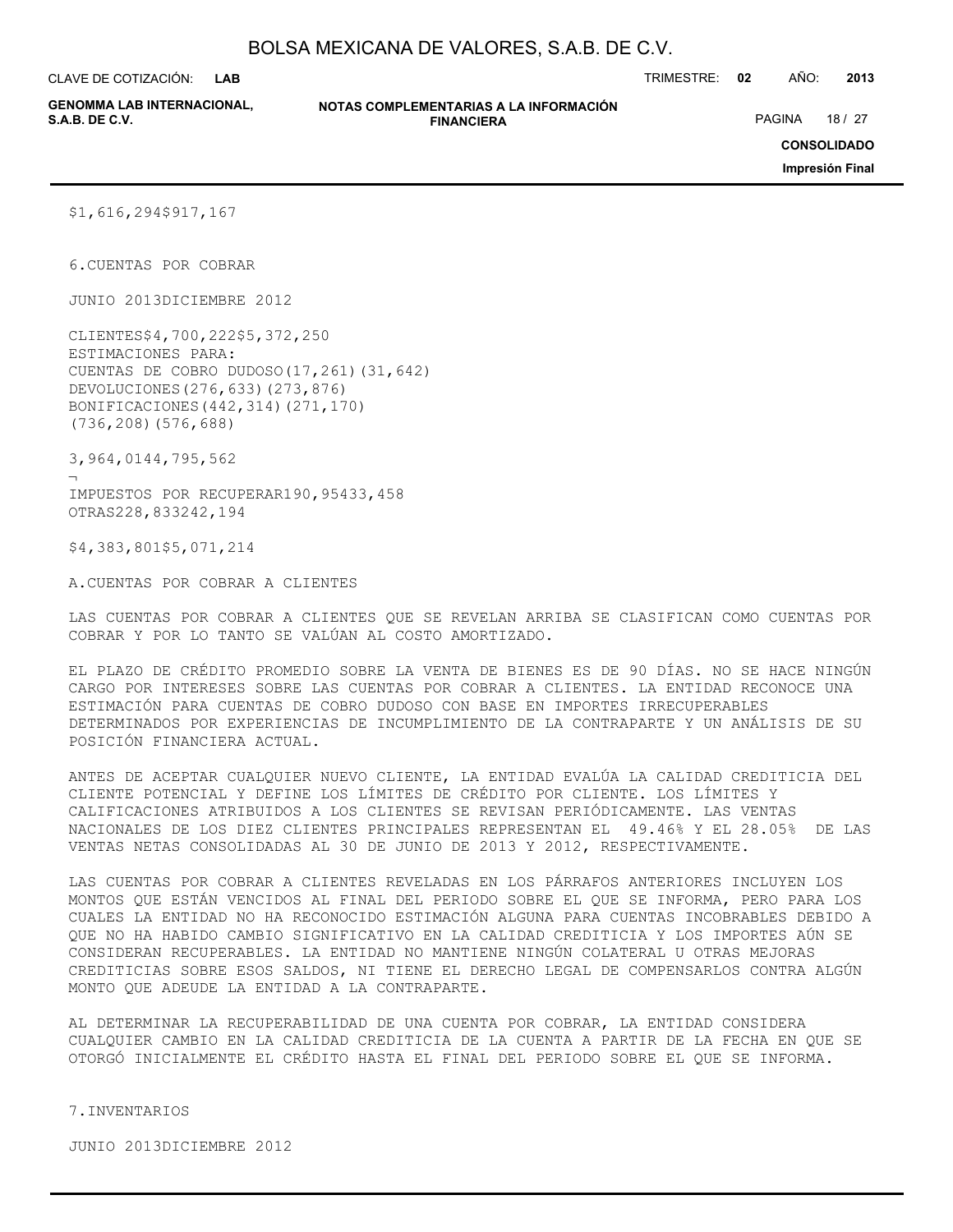| | |
|---|---|
| $1,616,294 | $917,167 |

6.CUENTAS POR COBRAR

| | JUNIO 2013 | DICIEMBRE 2012 |
|---|---|---|
| CLIENTES | $4,700,222 | $5,372,250 |
| ESTIMACIONES PARA: | | |
| CUENTAS DE COBRO DUDOSO | (17,261) | (31,642) |
| DEVOLUCIONES | (276,633) | (273,876) |
| BONIFICACIONES | (442,314) | (271,170) |
| | (736,208) | (576,688) |
| | 3,964,014 | 4,795,562 |
| IMPUESTOS POR RECUPERAR | 190,954 | 33,458 |
| OTRAS | 228,833 | 242,194 |
| | $4,383,801 | $5,071,214 |

A.CUENTAS POR COBRAR A CLIENTES

LAS CUENTAS POR COBRAR A CLIENTES QUE SE REVELAN ARRIBA SE CLASIFICAN COMO CUENTAS POR COBRAR Y POR LO TANTO SE VALÚAN AL COSTO AMORTIZADO.

EL PLAZO DE CRÉDITO PROMEDIO SOBRE LA VENTA DE BIENES ES DE 90 DÍAS. NO SE HACE NINGÚN CARGO POR INTERESES SOBRE LAS CUENTAS POR COBRAR A CLIENTES. LA ENTIDAD RECONOCE UNA ESTIMACIÓN PARA CUENTAS DE COBRO DUDOSO CON BASE EN IMPORTES IRRECUPERABLES DETERMINADOS POR EXPERIENCIAS DE INCUMPLIMIENTO DE LA CONTRAPARTE Y UN ANÁLISIS DE SU POSICIÓN FINANCIERA ACTUAL.

ANTES DE ACEPTAR CUALQUIER NUEVO CLIENTE, LA ENTIDAD EVALÚA LA CALIDAD CREDITICIA DEL CLIENTE POTENCIAL Y DEFINE LOS LÍMITES DE CRÉDITO POR CLIENTE. LOS LÍMITES Y CALIFICACIONES ATRIBUIDOS A LOS CLIENTES SE REVISAN PERIÓDICAMENTE. LAS VENTAS NACIONALES DE LOS DIEZ CLIENTES PRINCIPALES REPRESENTAN EL 49.46% Y EL 28.05% DE LAS VENTAS NETAS CONSOLIDADAS AL 30 DE JUNIO DE 2013 Y 2012, RESPECTIVAMENTE.

LAS CUENTAS POR COBRAR A CLIENTES REVELADAS EN LOS PÁRRAFOS ANTERIORES INCLUYEN LOS MONTOS QUE ESTÁN VENCIDOS AL FINAL DEL PERIODO SOBRE EL QUE SE INFORMA, PERO PARA LOS CUALES LA ENTIDAD NO HA RECONOCIDO ESTIMACIÓN ALGUNA PARA CUENTAS INCOBRABLES DEBIDO A QUE NO HA HABIDO CAMBIO SIGNIFICATIVO EN LA CALIDAD CREDITICIA Y LOS IMPORTES AÚN SE CONSIDERAN RECUPERABLES. LA ENTIDAD NO MANTIENE NINGÚN COLATERAL U OTRAS MEJORAS CREDITICIAS SOBRE ESOS SALDOS, NI TIENE EL DERECHO LEGAL DE COMPENSARLOS CONTRA ALGÚN MONTO QUE ADEUDE LA ENTIDAD A LA CONTRAPARTE.

AL DETERMINAR LA RECUPERABILIDAD DE UNA CUENTA POR COBRAR, LA ENTIDAD CONSIDERA CUALQUIER CAMBIO EN LA CALIDAD CREDITICIA DE LA CUENTA A PARTIR DE LA FECHA EN QUE SE OTORGÓ INICIALMENTE EL CRÉDITO HASTA EL FINAL DEL PERIODO SOBRE EL QUE SE INFORMA.

7.INVENTARIOS

JUNIO 2013 DICIEMBRE 2012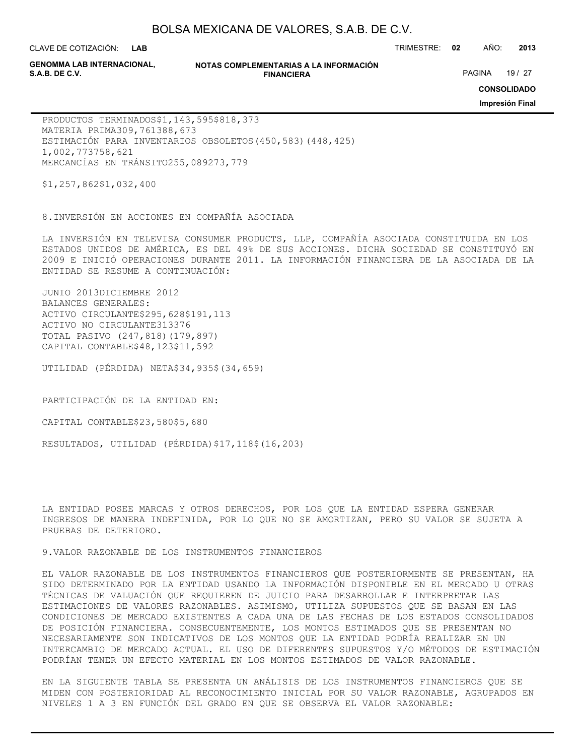| | | |
|---|---|---|
| PRODUCTOS TERMINADOS | $1,143,595 | $818,373 |
| MATERIA PRIMA | 309,761 | 388,673 |
| ESTIMACIÓN PARA INVENTARIOS OBSOLETOS | (450,583) | (448,425) |
| | 1,002,773 | 758,621 |
| MERCANCÍAS EN TRÁNSITO | 255,089 | 273,779 |
| | $1,257,862 | $1,032,400 |

8.INVERSIÓN EN ACCIONES EN COMPAÑÍA ASOCIADA

LA INVERSIÓN EN TELEVISA CONSUMER PRODUCTS, LLP, COMPAÑÍA ASOCIADA CONSTITUIDA EN LOS ESTADOS UNIDOS DE AMÉRICA, ES DEL 49% DE SUS ACCIONES. DICHA SOCIEDAD SE CONSTITUYÓ EN 2009 E INICIÓ OPERACIONES DURANTE 2011. LA INFORMACIÓN FINANCIERA DE LA ASOCIADA DE LA ENTIDAD SE RESUME A CONTINUACIÓN:

| | JUNIO 2013 | DICIEMBRE 2012 |
|---|---|---|
| BALANCES GENERALES: | | |
| ACTIVO CIRCULANTE | $295,628 | $191,113 |
| ACTIVO NO CIRCULANTE | 313 | 376 |
| TOTAL PASIVO | (247,818) | (179,897) |
| CAPITAL CONTABLE | $48,123 | $11,592 |
| UTILIDAD (PÉRDIDA) NETA | $34,935 | $(34,659) |
| PARTICIPACIÓN DE LA ENTIDAD EN: | | |
| CAPITAL CONTABLE | $23,580 | $5,680 |
| RESULTADOS, UTILIDAD (PÉRDIDA) | $17,118 | $(16,203) |

LA ENTIDAD POSEE MARCAS Y OTROS DERECHOS, POR LOS QUE LA ENTIDAD ESPERA GENERAR INGRESOS DE MANERA INDEFINIDA, POR LO QUE NO SE AMORTIZAN, PERO SU VALOR SE SUJETA A PRUEBAS DE DETERIORO.

9.VALOR RAZONABLE DE LOS INSTRUMENTOS FINANCIEROS

EL VALOR RAZONABLE DE LOS INSTRUMENTOS FINANCIEROS QUE POSTERIORMENTE SE PRESENTAN, HA SIDO DETERMINADO POR LA ENTIDAD USANDO LA INFORMACIÓN DISPONIBLE EN EL MERCADO U OTRAS TÉCNICAS DE VALUACIÓN QUE REQUIEREN DE JUICIO PARA DESARROLLAR E INTERPRETAR LAS ESTIMACIONES DE VALORES RAZONABLES. ASIMISMO, UTILIZA SUPUESTOS QUE SE BASAN EN LAS CONDICIONES DE MERCADO EXISTENTES A CADA UNA DE LAS FECHAS DE LOS ESTADOS CONSOLIDADOS DE POSICIÓN FINANCIERA. CONSECUENTEMENTE, LOS MONTOS ESTIMADOS QUE SE PRESENTAN NO NECESARIAMENTE SON INDICATIVOS DE LOS MONTOS QUE LA ENTIDAD PODRÍA REALIZAR EN UN INTERCAMBIO DE MERCADO ACTUAL. EL USO DE DIFERENTES SUPUESTOS Y/O MÉTODOS DE ESTIMACIÓN PODRÍAN TENER UN EFECTO MATERIAL EN LOS MONTOS ESTIMADOS DE VALOR RAZONABLE.

EN LA SIGUIENTE TABLA SE PRESENTA UN ANÁLISIS DE LOS INSTRUMENTOS FINANCIEROS QUE SE MIDEN CON POSTERIORIDAD AL RECONOCIMIENTO INICIAL POR SU VALOR RAZONABLE, AGRUPADOS EN NIVELES 1 A 3 EN FUNCIÓN DEL GRADO EN QUE SE OBSERVA EL VALOR RAZONABLE: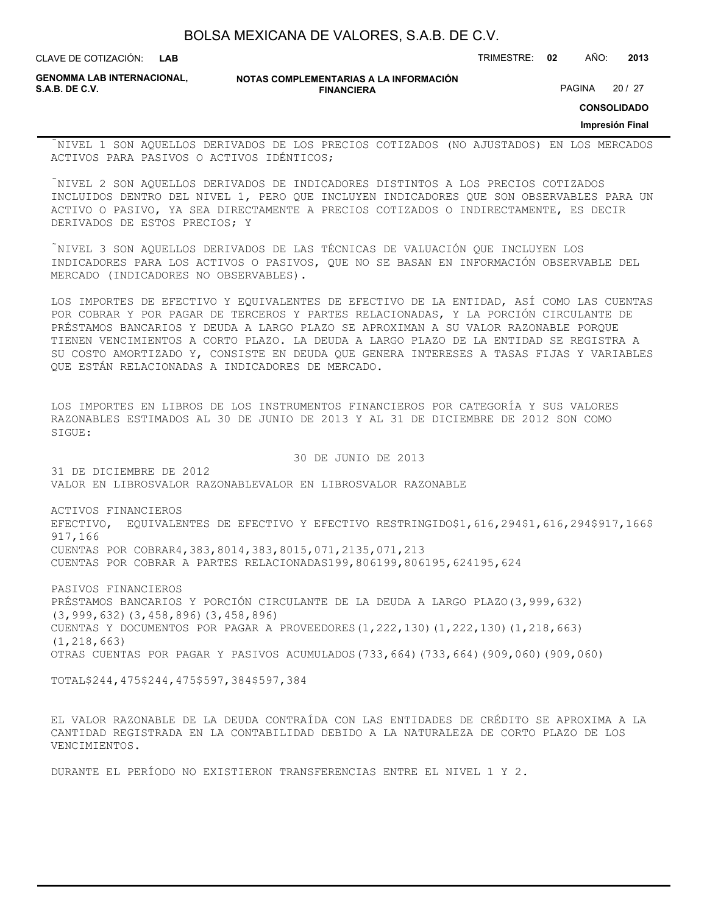- NIVEL 1 SON AQUELLOS DERIVADOS DE LOS PRECIOS COTIZADOS (NO AJUSTADOS) EN LOS MERCADOS ACTIVOS PARA PASIVOS O ACTIVOS IDÉNTICOS;

- NIVEL 2 SON AQUELLOS DERIVADOS DE INDICADORES DISTINTOS A LOS PRECIOS COTIZADOS INCLUIDOS DENTRO DEL NIVEL 1, PERO QUE INCLUYEN INDICADORES QUE SON OBSERVABLES PARA UN ACTIVO O PASIVO, YA SEA DIRECTAMENTE A PRECIOS COTIZADOS O INDIRECTAMENTE, ES DECIR DERIVADOS DE ESTOS PRECIOS; Y

- NIVEL 3 SON AQUELLOS DERIVADOS DE LAS TÉCNICAS DE VALUACIÓN QUE INCLUYEN LOS INDICADORES PARA LOS ACTIVOS O PASIVOS, QUE NO SE BASAN EN INFORMACIÓN OBSERVABLE DEL MERCADO (INDICADORES NO OBSERVABLES).

LOS IMPORTES DE EFECTIVO Y EQUIVALENTES DE EFECTIVO DE LA ENTIDAD, ASÍ COMO LAS CUENTAS POR COBRAR Y POR PAGAR DE TERCEROS Y PARTES RELACIONADAS, Y LA PORCIÓN CIRCULANTE DE PRÉSTAMOS BANCARIOS Y DEUDA A LARGO PLAZO SE APROXIMAN A SU VALOR RAZONABLE PORQUE TIENEN VENCIMIENTOS A CORTO PLAZO. LA DEUDA A LARGO PLAZO DE LA ENTIDAD SE REGISTRA A SU COSTO AMORTIZADO Y, CONSISTE EN DEUDA QUE GENERA INTERESES A TASAS FIJAS Y VARIABLES QUE ESTÁN RELACIONADAS A INDICADORES DE MERCADO.

LOS IMPORTES EN LIBROS DE LOS INSTRUMENTOS FINANCIEROS POR CATEGORÍA Y SUS VALORES RAZONABLES ESTIMADOS AL 30 DE JUNIO DE 2013 Y AL 31 DE DICIEMBRE DE 2012 SON COMO SIGUE:

| | 30 DE JUNIO DE 2013 | | 31 DE DICIEMBRE DE 2012 | |
|---|---|---|---|---|
| | VALOR EN LIBROS | VALOR RAZONABLE | VALOR EN LIBROS | VALOR RAZONABLE |
| ACTIVOS FINANCIEROS | | | | |
| EFECTIVO, EQUIVALENTES DE EFECTIVO Y EFECTIVO RESTRINGIDO | $1,616,294 | $1,616,294 | $917,166 | $917,166 |
| CUENTAS POR COBRAR | 4,383,801 | 4,383,801 | 5,071,213 | 5,071,213 |
| CUENTAS POR COBRAR A PARTES RELACIONADAS | 199,806 | 199,806 | 195,624 | 195,624 |
| PASIVOS FINANCIEROS | | | | |
| PRÉSTAMOS BANCARIOS Y PORCIÓN CIRCULANTE DE LA DEUDA A LARGO PLAZO | (3,999,632) | (3,999,632) | (3,458,896) | (3,458,896) |
| CUENTAS Y DOCUMENTOS POR PAGAR A PROVEEDORES | (1,222,130) | (1,222,130) | (1,218,663) | (1,218,663) |
| OTRAS CUENTAS POR PAGAR Y PASIVOS ACUMULADOS | (733,664) | (733,664) | (909,060) | (909,060) |
| TOTAL | $244,475 | $244,475 | $597,384 | $597,384 |

EL VALOR RAZONABLE DE LA DEUDA CONTRAÍDA CON LAS ENTIDADES DE CRÉDITO SE APROXIMA A LA CANTIDAD REGISTRADA EN LA CONTABILIDAD DEBIDO A LA NATURALEZA DE CORTO PLAZO DE LOS VENCIMIENTOS.

DURANTE EL PERÍODO NO EXISTIERON TRANSFERENCIAS ENTRE EL NIVEL 1 Y 2.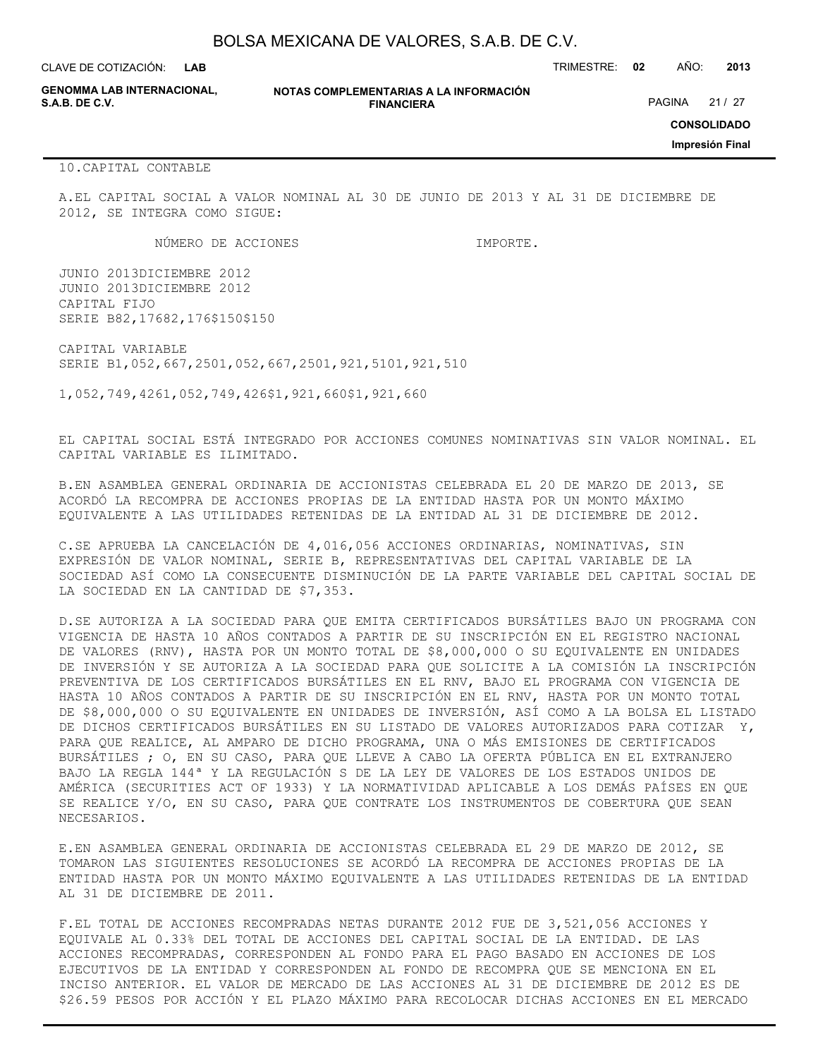10.CAPITAL CONTABLE

A.EL CAPITAL SOCIAL A VALOR NOMINAL AL 30 DE JUNIO DE 2013 Y AL 31 DE DICIEMBRE DE 2012, SE INTEGRA COMO SIGUE:

| | NÚMERO DE ACCIONES | | IMPORTE. | |
|---|---|---|---|---|
| | JUNIO 2013 | DICIEMBRE 2012 | JUNIO 2013 | DICIEMBRE 2012 |
| CAPITAL FIJO | | | | |
| SERIE B | 82,176 | 82,176 | $150 | $150 |
| CAPITAL VARIABLE | | | | |
| SERIE B | 1,052,667,250 | 1,052,667,250 | 1,921,510 | 1,921,510 |
| | 1,052,749,426 | 1,052,749,426 | $1,921,660 | $1,921,660 |

EL CAPITAL SOCIAL ESTÁ INTEGRADO POR ACCIONES COMUNES NOMINATIVAS SIN VALOR NOMINAL. EL CAPITAL VARIABLE ES ILIMITADO.

B.EN ASAMBLEA GENERAL ORDINARIA DE ACCIONISTAS CELEBRADA EL 20 DE MARZO DE 2013, SE ACORDÓ LA RECOMPRA DE ACCIONES PROPIAS DE LA ENTIDAD HASTA POR UN MONTO MÁXIMO EQUIVALENTE A LAS UTILIDADES RETENIDAS DE LA ENTIDAD AL 31 DE DICIEMBRE DE 2012.

C.SE APRUEBA LA CANCELACIÓN DE 4,016,056 ACCIONES ORDINARIAS, NOMINATIVAS, SIN EXPRESIÓN DE VALOR NOMINAL, SERIE B, REPRESENTATIVAS DEL CAPITAL VARIABLE DE LA SOCIEDAD ASÍ COMO LA CONSECUENTE DISMINUCIÓN DE LA PARTE VARIABLE DEL CAPITAL SOCIAL DE LA SOCIEDAD EN LA CANTIDAD DE $7,353.

D.SE AUTORIZA A LA SOCIEDAD PARA QUE EMITA CERTIFICADOS BURSÁTILES BAJO UN PROGRAMA CON VIGENCIA DE HASTA 10 AÑOS CONTADOS A PARTIR DE SU INSCRIPCIÓN EN EL REGISTRO NACIONAL DE VALORES (RNV), HASTA POR UN MONTO TOTAL DE $8,000,000 O SU EQUIVALENTE EN UNIDADES DE INVERSIÓN Y SE AUTORIZA A LA SOCIEDAD PARA QUE SOLICITE A LA COMISIÓN LA INSCRIPCIÓN PREVENTIVA DE LOS CERTIFICADOS BURSÁTILES EN EL RNV, BAJO EL PROGRAMA CON VIGENCIA DE HASTA 10 AÑOS CONTADOS A PARTIR DE SU INSCRIPCIÓN EN EL RNV, HASTA POR UN MONTO TOTAL DE $8,000,000 O SU EQUIVALENTE EN UNIDADES DE INVERSIÓN, ASÍ COMO A LA BOLSA EL LISTADO DE DICHOS CERTIFICADOS BURSÁTILES EN SU LISTADO DE VALORES AUTORIZADOS PARA COTIZAR Y, PARA QUE REALICE, AL AMPARO DE DICHO PROGRAMA, UNA O MÁS EMISIONES DE CERTIFICADOS BURSÁTILES ; O, EN SU CASO, PARA QUE LLEVE A CABO LA OFERTA PÚBLICA EN EL EXTRANJERO BAJO LA REGLA 144ª Y LA REGULACIÓN S DE LA LEY DE VALORES DE LOS ESTADOS UNIDOS DE AMÉRICA (SECURITIES ACT OF 1933) Y LA NORMATIVIDAD APLICABLE A LOS DEMÁS PAÍSES EN QUE SE REALICE Y/O, EN SU CASO, PARA QUE CONTRATE LOS INSTRUMENTOS DE COBERTURA QUE SEAN NECESARIOS.

E.EN ASAMBLEA GENERAL ORDINARIA DE ACCIONISTAS CELEBRADA EL 29 DE MARZO DE 2012, SE TOMARON LAS SIGUIENTES RESOLUCIONES SE ACORDÓ LA RECOMPRA DE ACCIONES PROPIAS DE LA ENTIDAD HASTA POR UN MONTO MÁXIMO EQUIVALENTE A LAS UTILIDADES RETENIDAS DE LA ENTIDAD AL 31 DE DICIEMBRE DE 2011.

F.EL TOTAL DE ACCIONES RECOMPRADAS NETAS DURANTE 2012 FUE DE 3,521,056 ACCIONES Y EQUIVALE AL 0.33% DEL TOTAL DE ACCIONES DEL CAPITAL SOCIAL DE LA ENTIDAD. DE LAS ACCIONES RECOMPRADAS, CORRESPONDEN AL FONDO PARA EL PAGO BASADO EN ACCIONES DE LOS EJECUTIVOS DE LA ENTIDAD Y CORRESPONDEN AL FONDO DE RECOMPRA QUE SE MENCIONA EN EL INCISO ANTERIOR. EL VALOR DE MERCADO DE LAS ACCIONES AL 31 DE DICIEMBRE DE 2012 ES DE $26.59 PESOS POR ACCIÓN Y EL PLAZO MÁXIMO PARA RECOLOCAR DICHAS ACCIONES EN EL MERCADO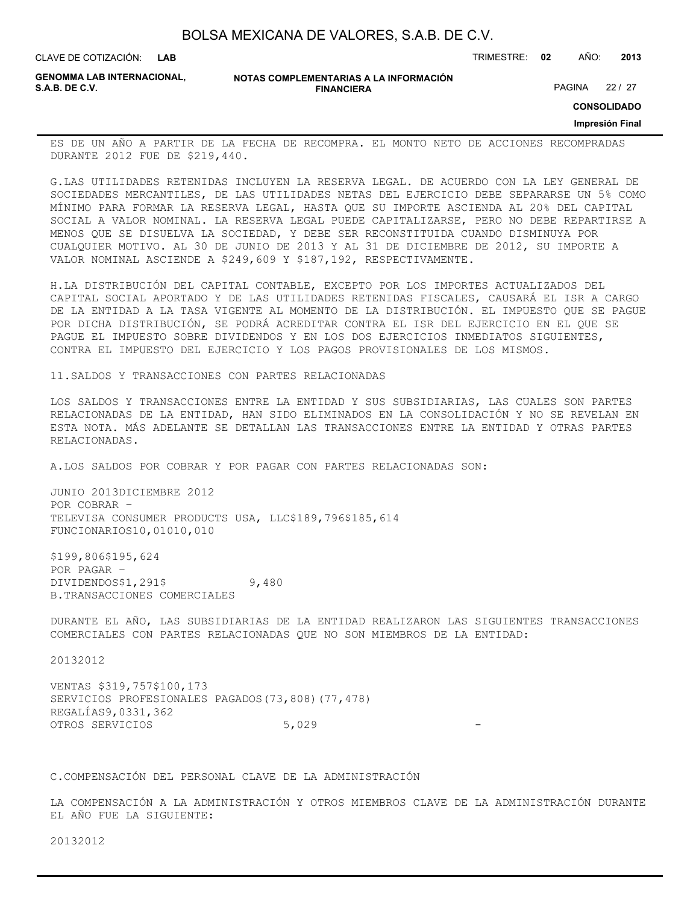ES DE UN AÑO A PARTIR DE LA FECHA DE RECOMPRA. EL MONTO NETO DE ACCIONES RECOMPRADAS DURANTE 2012 FUE DE $219,440.

G.LAS UTILIDADES RETENIDAS INCLUYEN LA RESERVA LEGAL. DE ACUERDO CON LA LEY GENERAL DE SOCIEDADES MERCANTILES, DE LAS UTILIDADES NETAS DEL EJERCICIO DEBE SEPARARSE UN 5% COMO MÍNIMO PARA FORMAR LA RESERVA LEGAL, HASTA QUE SU IMPORTE ASCIENDA AL 20% DEL CAPITAL SOCIAL A VALOR NOMINAL. LA RESERVA LEGAL PUEDE CAPITALIZARSE, PERO NO DEBE REPARTIRSE A MENOS QUE SE DISUELVA LA SOCIEDAD, Y DEBE SER RECONSTITUIDA CUANDO DISMINUYA POR CUALQUIER MOTIVO. AL 30 DE JUNIO DE 2013 Y AL 31 DE DICIEMBRE DE 2012, SU IMPORTE A VALOR NOMINAL ASCIENDE A $249,609 Y $187,192, RESPECTIVAMENTE.

H.LA DISTRIBUCIÓN DEL CAPITAL CONTABLE, EXCEPTO POR LOS IMPORTES ACTUALIZADOS DEL CAPITAL SOCIAL APORTADO Y DE LAS UTILIDADES RETENIDAS FISCALES, CAUSARÁ EL ISR A CARGO DE LA ENTIDAD A LA TASA VIGENTE AL MOMENTO DE LA DISTRIBUCIÓN. EL IMPUESTO QUE SE PAGUE POR DICHA DISTRIBUCIÓN, SE PODRÁ ACREDITAR CONTRA EL ISR DEL EJERCICIO EN EL QUE SE PAGUE EL IMPUESTO SOBRE DIVIDENDOS Y EN LOS DOS EJERCICIOS INMEDIATOS SIGUIENTES, CONTRA EL IMPUESTO DEL EJERCICIO Y LOS PAGOS PROVISIONALES DE LOS MISMOS.

11.SALDOS Y TRANSACCIONES CON PARTES RELACIONADAS

LOS SALDOS Y TRANSACCIONES ENTRE LA ENTIDAD Y SUS SUBSIDIARIAS, LAS CUALES SON PARTES RELACIONADAS DE LA ENTIDAD, HAN SIDO ELIMINADOS EN LA CONSOLIDACIÓN Y NO SE REVELAN EN ESTA NOTA. MÁS ADELANTE SE DETALLAN LAS TRANSACCIONES ENTRE LA ENTIDAD Y OTRAS PARTES RELACIONADAS.

A.LOS SALDOS POR COBRAR Y POR PAGAR CON PARTES RELACIONADAS SON:

| | JUNIO 2013 | DICIEMBRE 2012 |
|---|---|---|
| POR COBRAR - | | |
| TELEVISA CONSUMER PRODUCTS USA, LLC | $189,796 | $185,614 |
| FUNCIONARIOS | 10,010 | 10,010 |
| | $199,806 | $195,624 |
| POR PAGAR - | | |
| DIVIDENDOS | $1,291 | $ 9,480 |

B.TRANSACCIONES COMERCIALES

DURANTE EL AÑO, LAS SUBSIDIARIAS DE LA ENTIDAD REALIZARON LAS SIGUIENTES TRANSACCIONES COMERCIALES CON PARTES RELACIONADAS QUE NO SON MIEMBROS DE LA ENTIDAD:

| | 2013 | 2012 |
|---|---|---|
| VENTAS | $319,757 | $100,173 |
| SERVICIOS PROFESIONALES PAGADOS | (73,808) | (77,478) |
| REGALÍAS | 9,033 | 1,362 |
| OTROS SERVICIOS | 5,029 | - |

C.COMPENSACIÓN DEL PERSONAL CLAVE DE LA ADMINISTRACIÓN

LA COMPENSACIÓN A LA ADMINISTRACIÓN Y OTROS MIEMBROS CLAVE DE LA ADMINISTRACIÓN DURANTE EL AÑO FUE LA SIGUIENTE:

2013 2012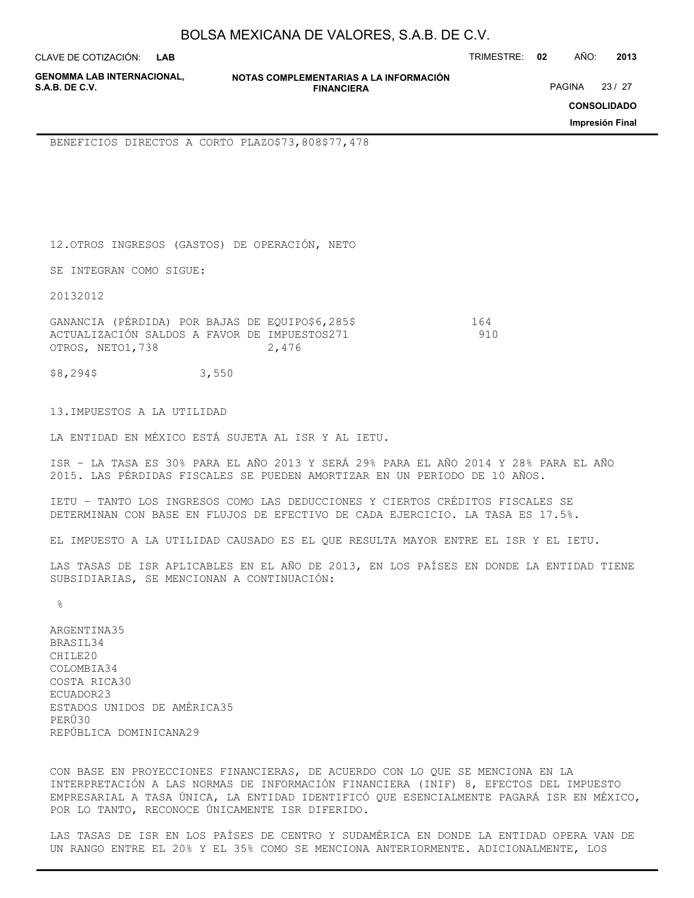| | | |
|---|---|---|
| BENEFICIOS DIRECTOS A CORTO PLAZO | $73,808 | $77,478 |

## 12. OTROS INGRESOS (GASTOS) DE OPERACIÓN, NETO

SE INTEGRAN COMO SIGUE:

| | 2013 | 2012 |
|---|---|---|
| GANANCIA (PÉRDIDA) POR BAJAS DE EQUIPO | $6,285 | $ 164 |
| ACTUALIZACIÓN SALDOS A FAVOR DE IMPUESTOS | 271 | 910 |
| OTROS, NETO | 1,738 | 2,476 |
| | $8,294 | $ 3,550 |

## 13. IMPUESTOS A LA UTILIDAD

LA ENTIDAD EN MÉXICO ESTÁ SUJETA AL ISR Y AL IETU.

ISR – LA TASA ES 30% PARA EL AÑO 2013 Y SERÁ 29% PARA EL AÑO 2014 Y 28% PARA EL AÑO 2015. LAS PÉRDIDAS FISCALES SE PUEDEN AMORTIZAR EN UN PERIODO DE 10 AÑOS.

IETU – TANTO LOS INGRESOS COMO LAS DEDUCCIONES Y CIERTOS CRÉDITOS FISCALES SE DETERMINAN CON BASE EN FLUJOS DE EFECTIVO DE CADA EJERCICIO. LA TASA ES 17.5%.

EL IMPUESTO A LA UTILIDAD CAUSADO ES EL QUE RESULTA MAYOR ENTRE EL ISR Y EL IETU.

LAS TASAS DE ISR APLICABLES EN EL AÑO DE 2013, EN LOS PAÍSES EN DONDE LA ENTIDAD TIENE SUBSIDIARIAS, SE MENCIONAN A CONTINUACIÓN:

| | % |
|---|---|
| ARGENTINA | 35 |
| BRASIL | 34 |
| CHILE | 20 |
| COLOMBIA | 34 |
| COSTA RICA | 30 |
| ECUADOR | 23 |
| ESTADOS UNIDOS DE AMÉRICA | 35 |
| PERÚ | 30 |
| REPÚBLICA DOMINICANA | 29 |

CON BASE EN PROYECCIONES FINANCIERAS, DE ACUERDO CON LO QUE SE MENCIONA EN LA INTERPRETACIÓN A LAS NORMAS DE INFORMACIÓN FINANCIERA (INIF) 8, EFECTOS DEL IMPUESTO EMPRESARIAL A TASA ÚNICA, LA ENTIDAD IDENTIFICÓ QUE ESENCIALMENTE PAGARÁ ISR EN MÉXICO, POR LO TANTO, RECONOCE ÚNICAMENTE ISR DIFERIDO.

LAS TASAS DE ISR EN LOS PAÍSES DE CENTRO Y SUDAMÉRICA EN DONDE LA ENTIDAD OPERA VAN DE UN RANGO ENTRE EL 20% Y EL 35% COMO SE MENCIONA ANTERIORMENTE. ADICIONALMENTE, LOS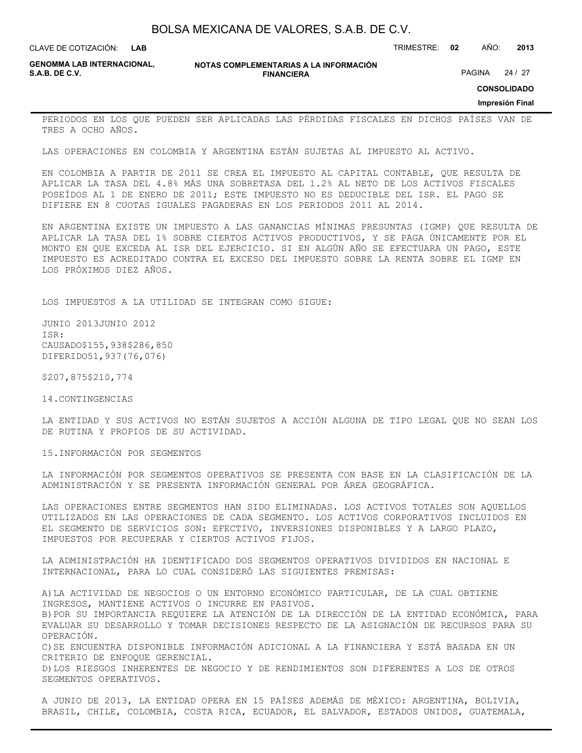PERIODOS EN LOS QUE PUEDEN SER APLICADAS LAS PÉRDIDAS FISCALES EN DICHOS PAÍSES VAN DE TRES A OCHO AÑOS.

LAS OPERACIONES EN COLOMBIA Y ARGENTINA ESTÁN SUJETAS AL IMPUESTO AL ACTIVO.

EN COLOMBIA A PARTIR DE 2011 SE CREA EL IMPUESTO AL CAPITAL CONTABLE, QUE RESULTA DE APLICAR LA TASA DEL 4.8% MÁS UNA SOBRETASA DEL 1.2% AL NETO DE LOS ACTIVOS FISCALES POSEÍDOS AL 1 DE ENERO DE 2011; ESTE IMPUESTO NO ES DEDUCIBLE DEL ISR. EL PAGO SE DIFIERE EN 8 CUOTAS IGUALES PAGADERAS EN LOS PERIODOS 2011 AL 2014.

EN ARGENTINA EXISTE UN IMPUESTO A LAS GANANCIAS MÍNIMAS PRESUNTAS (IGMP) QUE RESULTA DE APLICAR LA TASA DEL 1% SOBRE CIERTOS ACTIVOS PRODUCTIVOS, Y SE PAGA ÚNICAMENTE POR EL MONTO EN QUE EXCEDA AL ISR DEL EJERCICIO. SI EN ALGÚN AÑO SE EFECTUARA UN PAGO, ESTE IMPUESTO ES ACREDITADO CONTRA EL EXCESO DEL IMPUESTO SOBRE LA RENTA SOBRE EL IGMP EN LOS PRÓXIMOS DIEZ AÑOS.

LOS IMPUESTOS A LA UTILIDAD SE INTEGRAN COMO SIGUE:

| | JUNIO 2013 | JUNIO 2012 |
|---|---|---|
| ISR: | | |
| CAUSADO | $155,938 | $286,850 |
| DIFERIDO | 51,937 | (76,076) |
| | $207,875 | $210,774 |

14. CONTINGENCIAS

LA ENTIDAD Y SUS ACTIVOS NO ESTÁN SUJETOS A ACCIÓN ALGUNA DE TIPO LEGAL QUE NO SEAN LOS DE RUTINA Y PROPIOS DE SU ACTIVIDAD.

15. INFORMACIÓN POR SEGMENTOS

LA INFORMACIÓN POR SEGMENTOS OPERATIVOS SE PRESENTA CON BASE EN LA CLASIFICACIÓN DE LA ADMINISTRACIÓN Y SE PRESENTA INFORMACIÓN GENERAL POR ÁREA GEOGRÁFICA.

LAS OPERACIONES ENTRE SEGMENTOS HAN SIDO ELIMINADAS. LOS ACTIVOS TOTALES SON AQUELLOS UTILIZADOS EN LAS OPERACIONES DE CADA SEGMENTO. LOS ACTIVOS CORPORATIVOS INCLUIDOS EN EL SEGMENTO DE SERVICIOS SON: EFECTIVO, INVERSIONES DISPONIBLES Y A LARGO PLAZO, IMPUESTOS POR RECUPERAR Y CIERTOS ACTIVOS FIJOS.

LA ADMINISTRACIÓN HA IDENTIFICADO DOS SEGMENTOS OPERATIVOS DIVIDIDOS EN NACIONAL E INTERNACIONAL, PARA LO CUAL CONSIDERÓ LAS SIGUIENTES PREMISAS:

A) LA ACTIVIDAD DE NEGOCIOS O UN ENTORNO ECONÓMICO PARTICULAR, DE LA CUAL OBTIENE INGRESOS, MANTIENE ACTIVOS O INCURRE EN PASIVOS.
B) POR SU IMPORTANCIA REQUIERE LA ATENCIÓN DE LA DIRECCIÓN DE LA ENTIDAD ECONÓMICA, PARA EVALUAR SU DESARROLLO Y TOMAR DECISIONES RESPECTO DE LA ASIGNACIÓN DE RECURSOS PARA SU OPERACIÓN.
C) SE ENCUENTRA DISPONIBLE INFORMACIÓN ADICIONAL A LA FINANCIERA Y ESTÁ BASADA EN UN CRITERIO DE ENFOQUE GERENCIAL.
D) LOS RIESGOS INHERENTES DE NEGOCIO Y DE RENDIMIENTOS SON DIFERENTES A LOS DE OTROS SEGMENTOS OPERATIVOS.

A JUNIO DE 2013, LA ENTIDAD OPERA EN 15 PAÍSES ADEMÁS DE MÉXICO: ARGENTINA, BOLIVIA, BRASIL, CHILE, COLOMBIA, COSTA RICA, ECUADOR, EL SALVADOR, ESTADOS UNIDOS, GUATEMALA,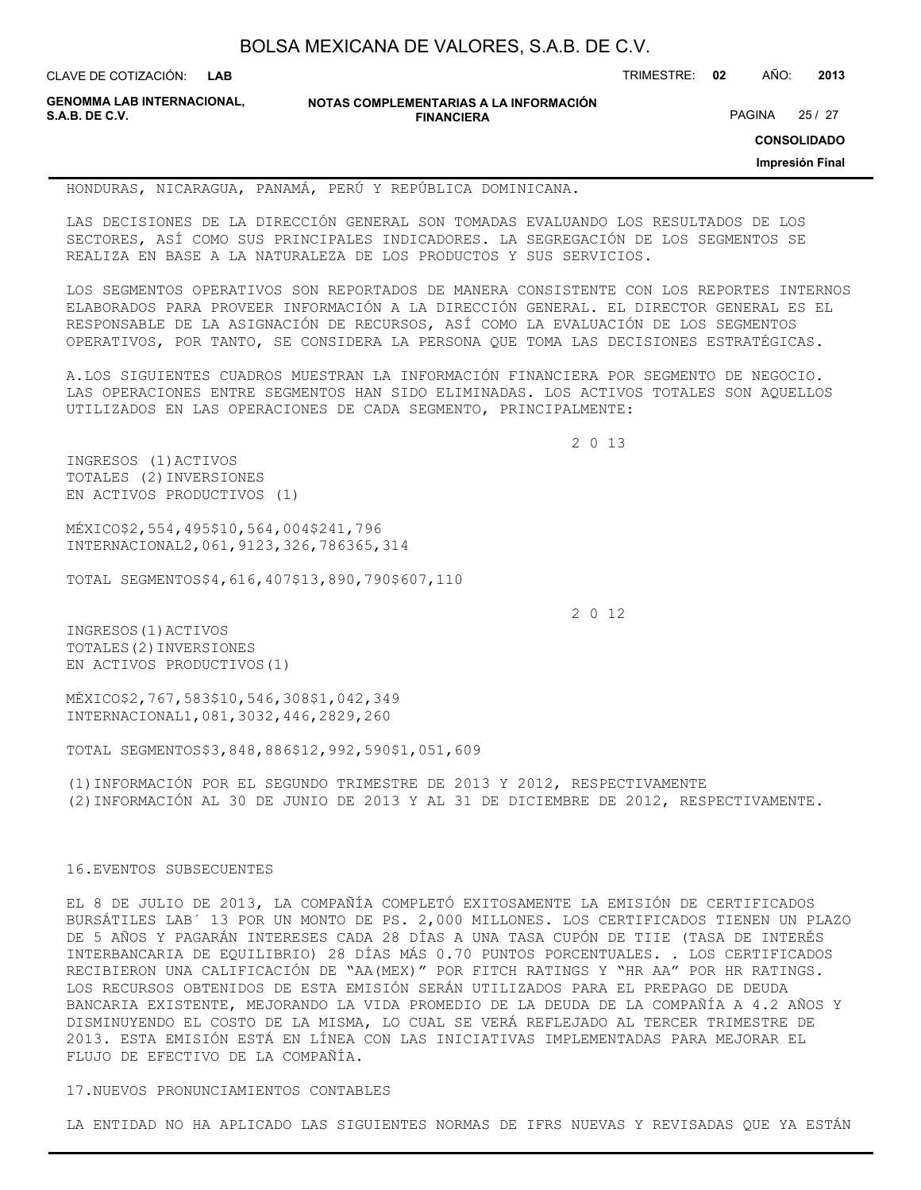HONDURAS, NICARAGUA, PANAMÁ, PERÚ Y REPÚBLICA DOMINICANA.

LAS DECISIONES DE LA DIRECCIÓN GENERAL SON TOMADAS EVALUANDO LOS RESULTADOS DE LOS SECTORES, ASÍ COMO SUS PRINCIPALES INDICADORES. LA SEGREGACIÓN DE LOS SEGMENTOS SE REALIZA EN BASE A LA NATURALEZA DE LOS PRODUCTOS Y SUS SERVICIOS.

LOS SEGMENTOS OPERATIVOS SON REPORTADOS DE MANERA CONSISTENTE CON LOS REPORTES INTERNOS ELABORADOS PARA PROVEER INFORMACIÓN A LA DIRECCIÓN GENERAL. EL DIRECTOR GENERAL ES EL RESPONSABLE DE LA ASIGNACIÓN DE RECURSOS, ASÍ COMO LA EVALUACIÓN DE LOS SEGMENTOS OPERATIVOS, POR TANTO, SE CONSIDERA LA PERSONA QUE TOMA LAS DECISIONES ESTRATÉGICAS.

A.LOS SIGUIENTES CUADROS MUESTRAN LA INFORMACIÓN FINANCIERA POR SEGMENTO DE NEGOCIO. LAS OPERACIONES ENTRE SEGMENTOS HAN SIDO ELIMINADAS. LOS ACTIVOS TOTALES SON AQUELLOS UTILIZADOS EN LAS OPERACIONES DE CADA SEGMENTO, PRINCIPALMENTE:

**2 0 13**

| | INGRESOS (1) | ACTIVOS TOTALES (2) | INVERSIONES EN ACTIVOS PRODUCTIVOS (1) |
|---|---|---|---|
| MÉXICO | $2,554,495 | $10,564,004 | $241,796 |
| INTERNACIONAL | 2,061,912 | 3,326,786 | 365,314 |
| TOTAL SEGMENTOS | $4,616,407 | $13,890,790 | $607,110 |

**2 0 12**

| | INGRESOS (1) | ACTIVOS TOTALES (2) | INVERSIONES EN ACTIVOS PRODUCTIVOS (1) |
|---|---|---|---|
| MÉXICO | $2,767,583 | $10,546,308 | $1,042,349 |
| INTERNACIONAL | 1,081,303 | 2,446,282 | 9,260 |
| TOTAL SEGMENTOS | $3,848,886 | $12,992,590 | $1,051,609 |

(1)INFORMACIÓN POR EL SEGUNDO TRIMESTRE DE 2013 Y 2012, RESPECTIVAMENTE
(2)INFORMACIÓN AL 30 DE JUNIO DE 2013 Y AL 31 DE DICIEMBRE DE 2012, RESPECTIVAMENTE.

16.EVENTOS SUBSECUENTES

EL 8 DE JULIO DE 2013, LA COMPAÑÍA COMPLETÓ EXITOSAMENTE LA EMISIÓN DE CERTIFICADOS BURSÁTILES LAB´ 13 POR UN MONTO DE PS. 2,000 MILLONES. LOS CERTIFICADOS TIENEN UN PLAZO DE 5 AÑOS Y PAGARÁN INTERESES CADA 28 DÍAS A UNA TASA CUPÓN DE TIIE (TASA DE INTERÉS INTERBANCARIA DE EQUILIBRIO) 28 DÍAS MÁS 0.70 PUNTOS PORCENTUALES. . LOS CERTIFICADOS RECIBIERON UNA CALIFICACIÓN DE "AA(MEX)" POR FITCH RATINGS Y "HR AA" POR HR RATINGS. LOS RECURSOS OBTENIDOS DE ESTA EMISIÓN SERÁN UTILIZADOS PARA EL PREPAGO DE DEUDA BANCARIA EXISTENTE, MEJORANDO LA VIDA PROMEDIO DE LA DEUDA DE LA COMPAÑÍA A 4.2 AÑOS Y DISMINUYENDO EL COSTO DE LA MISMA, LO CUAL SE VERÁ REFLEJADO AL TERCER TRIMESTRE DE 2013. ESTA EMISIÓN ESTÁ EN LÍNEA CON LAS INICIATIVAS IMPLEMENTADAS PARA MEJORAR EL FLUJO DE EFECTIVO DE LA COMPAÑÍA.

17.NUEVOS PRONUNCIAMIENTOS CONTABLES

LA ENTIDAD NO HA APLICADO LAS SIGUIENTES NORMAS DE IFRS NUEVAS Y REVISADAS QUE YA ESTÁN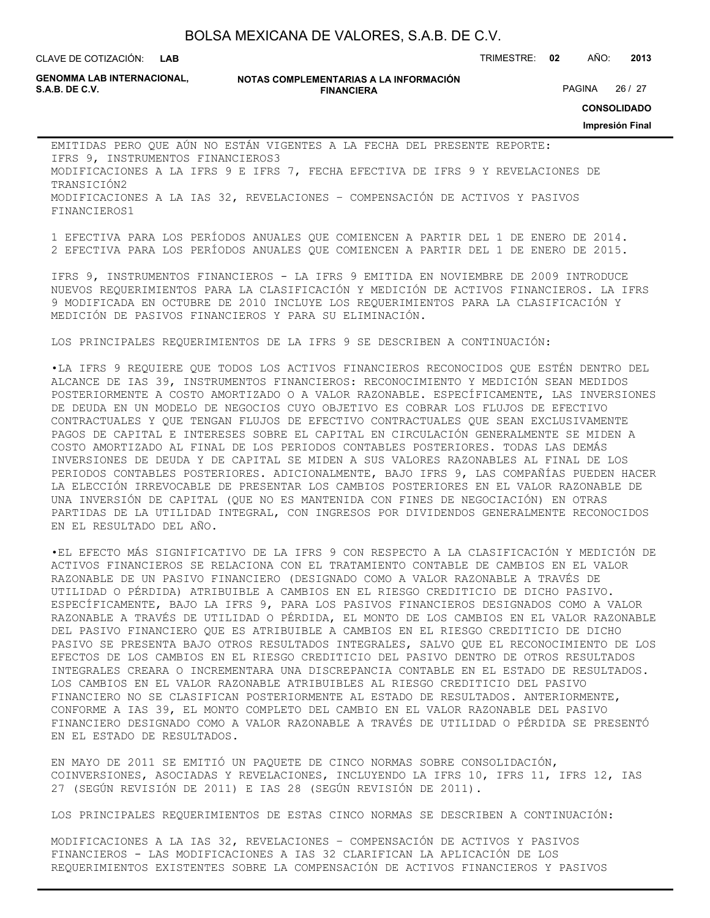EMITIDAS PERO QUE AÚN NO ESTÁN VIGENTES A LA FECHA DEL PRESENTE REPORTE:
IFRS 9, INSTRUMENTOS FINANCIEROS[3]
MODIFICACIONES A LA IFRS 9 E IFRS 7, FECHA EFECTIVA DE IFRS 9 Y REVELACIONES DE TRANSICIÓN[2]
MODIFICACIONES A LA IAS 32, REVELACIONES – COMPENSACIÓN DE ACTIVOS Y PASIVOS FINANCIEROS[1]

1 EFECTIVA PARA LOS PERÍODOS ANUALES QUE COMIENCEN A PARTIR DEL 1 DE ENERO DE 2014.
2 EFECTIVA PARA LOS PERÍODOS ANUALES QUE COMIENCEN A PARTIR DEL 1 DE ENERO DE 2015.

IFRS 9, INSTRUMENTOS FINANCIEROS - LA IFRS 9 EMITIDA EN NOVIEMBRE DE 2009 INTRODUCE NUEVOS REQUERIMIENTOS PARA LA CLASIFICACIÓN Y MEDICIÓN DE ACTIVOS FINANCIEROS. LA IFRS 9 MODIFICADA EN OCTUBRE DE 2010 INCLUYE LOS REQUERIMIENTOS PARA LA CLASIFICACIÓN Y MEDICIÓN DE PASIVOS FINANCIEROS Y PARA SU ELIMINACIÓN.

LOS PRINCIPALES REQUERIMIENTOS DE LA IFRS 9 SE DESCRIBEN A CONTINUACIÓN:

- LA IFRS 9 REQUIERE QUE TODOS LOS ACTIVOS FINANCIEROS RECONOCIDOS QUE ESTÉN DENTRO DEL ALCANCE DE IAS 39, INSTRUMENTOS FINANCIEROS: RECONOCIMIENTO Y MEDICIÓN SEAN MEDIDOS POSTERIORMENTE A COSTO AMORTIZADO O A VALOR RAZONABLE. ESPECÍFICAMENTE, LAS INVERSIONES DE DEUDA EN UN MODELO DE NEGOCIOS CUYO OBJETIVO ES COBRAR LOS FLUJOS DE EFECTIVO CONTRACTUALES Y QUE TENGAN FLUJOS DE EFECTIVO CONTRACTUALES QUE SEAN EXCLUSIVAMENTE PAGOS DE CAPITAL E INTERESES SOBRE EL CAPITAL EN CIRCULACIÓN GENERALMENTE SE MIDEN A COSTO AMORTIZADO AL FINAL DE LOS PERIODOS CONTABLES POSTERIORES. TODAS LAS DEMÁS INVERSIONES DE DEUDA Y DE CAPITAL SE MIDEN A SUS VALORES RAZONABLES AL FINAL DE LOS PERIODOS CONTABLES POSTERIORES. ADICIONALMENTE, BAJO IFRS 9, LAS COMPAÑÍAS PUEDEN HACER LA ELECCIÓN IRREVOCABLE DE PRESENTAR LOS CAMBIOS POSTERIORES EN EL VALOR RAZONABLE DE UNA INVERSIÓN DE CAPITAL (QUE NO ES MANTENIDA CON FINES DE NEGOCIACIÓN) EN OTRAS PARTIDAS DE LA UTILIDAD INTEGRAL, CON INGRESOS POR DIVIDENDOS GENERALMENTE RECONOCIDOS EN EL RESULTADO DEL AÑO.

- EL EFECTO MÁS SIGNIFICATIVO DE LA IFRS 9 CON RESPECTO A LA CLASIFICACIÓN Y MEDICIÓN DE ACTIVOS FINANCIEROS SE RELACIONA CON EL TRATAMIENTO CONTABLE DE CAMBIOS EN EL VALOR RAZONABLE DE UN PASIVO FINANCIERO (DESIGNADO COMO A VALOR RAZONABLE A TRAVÉS DE UTILIDAD O PÉRDIDA) ATRIBUIBLE A CAMBIOS EN EL RIESGO CREDITICIO DE DICHO PASIVO. ESPECÍFICAMENTE, BAJO LA IFRS 9, PARA LOS PASIVOS FINANCIEROS DESIGNADOS COMO A VALOR RAZONABLE A TRAVÉS DE UTILIDAD O PÉRDIDA, EL MONTO DE LOS CAMBIOS EN EL VALOR RAZONABLE DEL PASIVO FINANCIERO QUE ES ATRIBUIBLE A CAMBIOS EN EL RIESGO CREDITICIO DE DICHO PASIVO SE PRESENTA BAJO OTROS RESULTADOS INTEGRALES, SALVO QUE EL RECONOCIMIENTO DE LOS EFECTOS DE LOS CAMBIOS EN EL RIESGO CREDITICIO DEL PASIVO DENTRO DE OTROS RESULTADOS INTEGRALES CREARA O INCREMENTARA UNA DISCREPANCIA CONTABLE EN EL ESTADO DE RESULTADOS. LOS CAMBIOS EN EL VALOR RAZONABLE ATRIBUIBLES AL RIESGO CREDITICIO DEL PASIVO FINANCIERO NO SE CLASIFICAN POSTERIORMENTE AL ESTADO DE RESULTADOS. ANTERIORMENTE, CONFORME A IAS 39, EL MONTO COMPLETO DEL CAMBIO EN EL VALOR RAZONABLE DEL PASIVO FINANCIERO DESIGNADO COMO A VALOR RAZONABLE A TRAVÉS DE UTILIDAD O PÉRDIDA SE PRESENTÓ EN EL ESTADO DE RESULTADOS.

EN MAYO DE 2011 SE EMITIÓ UN PAQUETE DE CINCO NORMAS SOBRE CONSOLIDACIÓN, COINVERSIONES, ASOCIADAS Y REVELACIONES, INCLUYENDO LA IFRS 10, IFRS 11, IFRS 12, IAS 27 (SEGÚN REVISIÓN DE 2011) E IAS 28 (SEGÚN REVISIÓN DE 2011).

LOS PRINCIPALES REQUERIMIENTOS DE ESTAS CINCO NORMAS SE DESCRIBEN A CONTINUACIÓN:

MODIFICACIONES A LA IAS 32, REVELACIONES – COMPENSACIÓN DE ACTIVOS Y PASIVOS FINANCIEROS - LAS MODIFICACIONES A IAS 32 CLARIFICAN LA APLICACIÓN DE LOS REQUERIMIENTOS EXISTENTES SOBRE LA COMPENSACIÓN DE ACTIVOS FINANCIEROS Y PASIVOS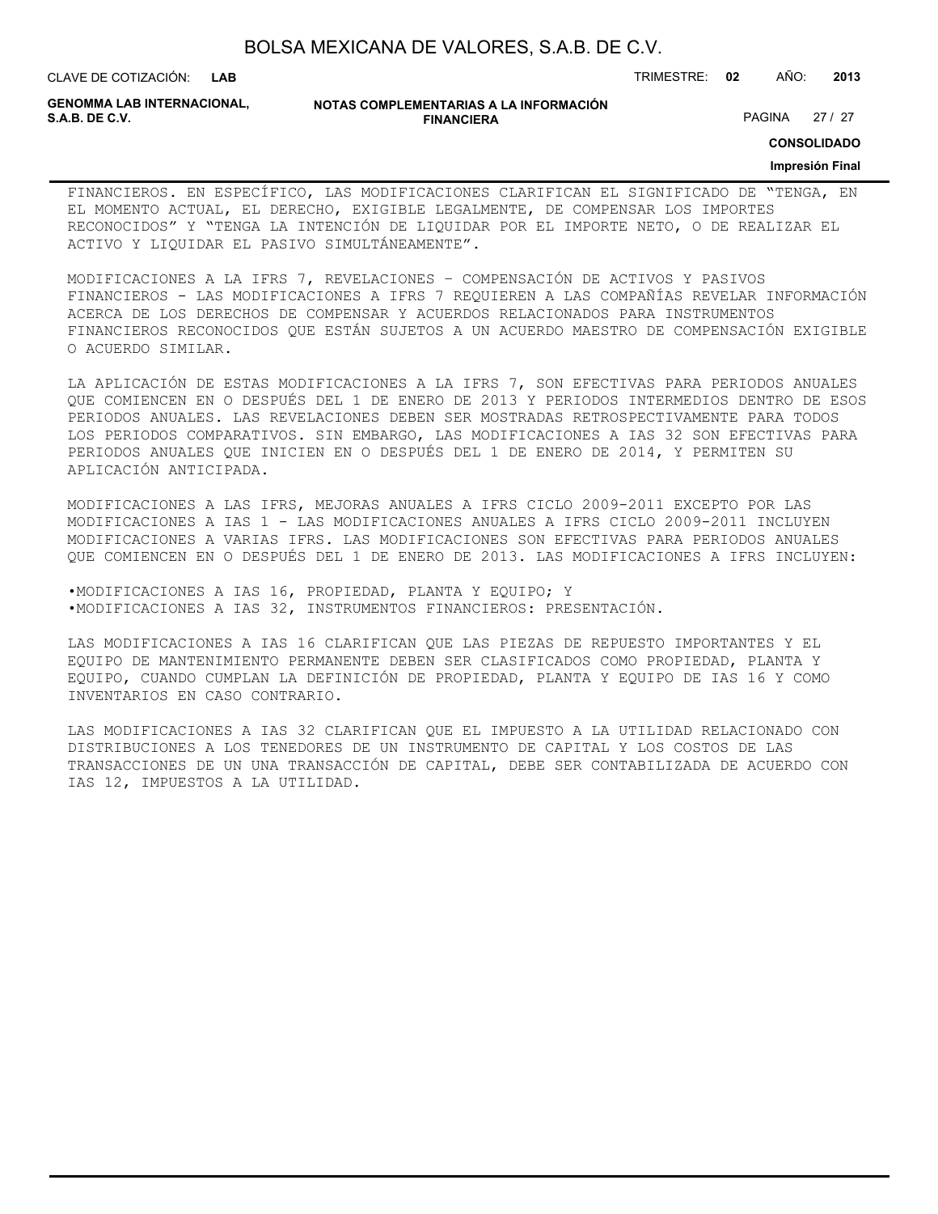FINANCIEROS. EN ESPECÍFICO, LAS MODIFICACIONES CLARIFICAN EL SIGNIFICADO DE "TENGA, EN EL MOMENTO ACTUAL, EL DERECHO, EXIGIBLE LEGALMENTE, DE COMPENSAR LOS IMPORTES RECONOCIDOS" Y "TENGA LA INTENCIÓN DE LIQUIDAR POR EL IMPORTE NETO, O DE REALIZAR EL ACTIVO Y LIQUIDAR EL PASIVO SIMULTÁNEAMENTE".

MODIFICACIONES A LA IFRS 7, REVELACIONES – COMPENSACIÓN DE ACTIVOS Y PASIVOS FINANCIEROS - LAS MODIFICACIONES A IFRS 7 REQUIEREN A LAS COMPAÑÍAS REVELAR INFORMACIÓN ACERCA DE LOS DERECHOS DE COMPENSAR Y ACUERDOS RELACIONADOS PARA INSTRUMENTOS FINANCIEROS RECONOCIDOS QUE ESTÁN SUJETOS A UN ACUERDO MAESTRO DE COMPENSACIÓN EXIGIBLE O ACUERDO SIMILAR.

LA APLICACIÓN DE ESTAS MODIFICACIONES A LA IFRS 7, SON EFECTIVAS PARA PERIODOS ANUALES QUE COMIENCEN EN O DESPUÉS DEL 1 DE ENERO DE 2013 Y PERIODOS INTERMEDIOS DENTRO DE ESOS PERIODOS ANUALES. LAS REVELACIONES DEBEN SER MOSTRADAS RETROSPECTIVAMENTE PARA TODOS LOS PERIODOS COMPARATIVOS. SIN EMBARGO, LAS MODIFICACIONES A IAS 32 SON EFECTIVAS PARA PERIODOS ANUALES QUE INICIEN EN O DESPUÉS DEL 1 DE ENERO DE 2014, Y PERMITEN SU APLICACIÓN ANTICIPADA.

MODIFICACIONES A LAS IFRS, MEJORAS ANUALES A IFRS CICLO 2009-2011 EXCEPTO POR LAS MODIFICACIONES A IAS 1 - LAS MODIFICACIONES ANUALES A IFRS CICLO 2009-2011 INCLUYEN MODIFICACIONES A VARIAS IFRS. LAS MODIFICACIONES SON EFECTIVAS PARA PERIODOS ANUALES QUE COMIENCEN EN O DESPUÉS DEL 1 DE ENERO DE 2013. LAS MODIFICACIONES A IFRS INCLUYEN:

- MODIFICACIONES A IAS 16, PROPIEDAD, PLANTA Y EQUIPO; Y
- MODIFICACIONES A IAS 32, INSTRUMENTOS FINANCIEROS: PRESENTACIÓN.

LAS MODIFICACIONES A IAS 16 CLARIFICAN QUE LAS PIEZAS DE REPUESTO IMPORTANTES Y EL EQUIPO DE MANTENIMIENTO PERMANENTE DEBEN SER CLASIFICADOS COMO PROPIEDAD, PLANTA Y EQUIPO, CUANDO CUMPLAN LA DEFINICIÓN DE PROPIEDAD, PLANTA Y EQUIPO DE IAS 16 Y COMO INVENTARIOS EN CASO CONTRARIO.

LAS MODIFICACIONES A IAS 32 CLARIFICAN QUE EL IMPUESTO A LA UTILIDAD RELACIONADO CON DISTRIBUCIONES A LOS TENEDORES DE UN INSTRUMENTO DE CAPITAL Y LOS COSTOS DE LAS TRANSACCIONES DE UN UNA TRANSACCIÓN DE CAPITAL, DEBE SER CONTABILIZADA DE ACUERDO CON IAS 12, IMPUESTOS A LA UTILIDAD.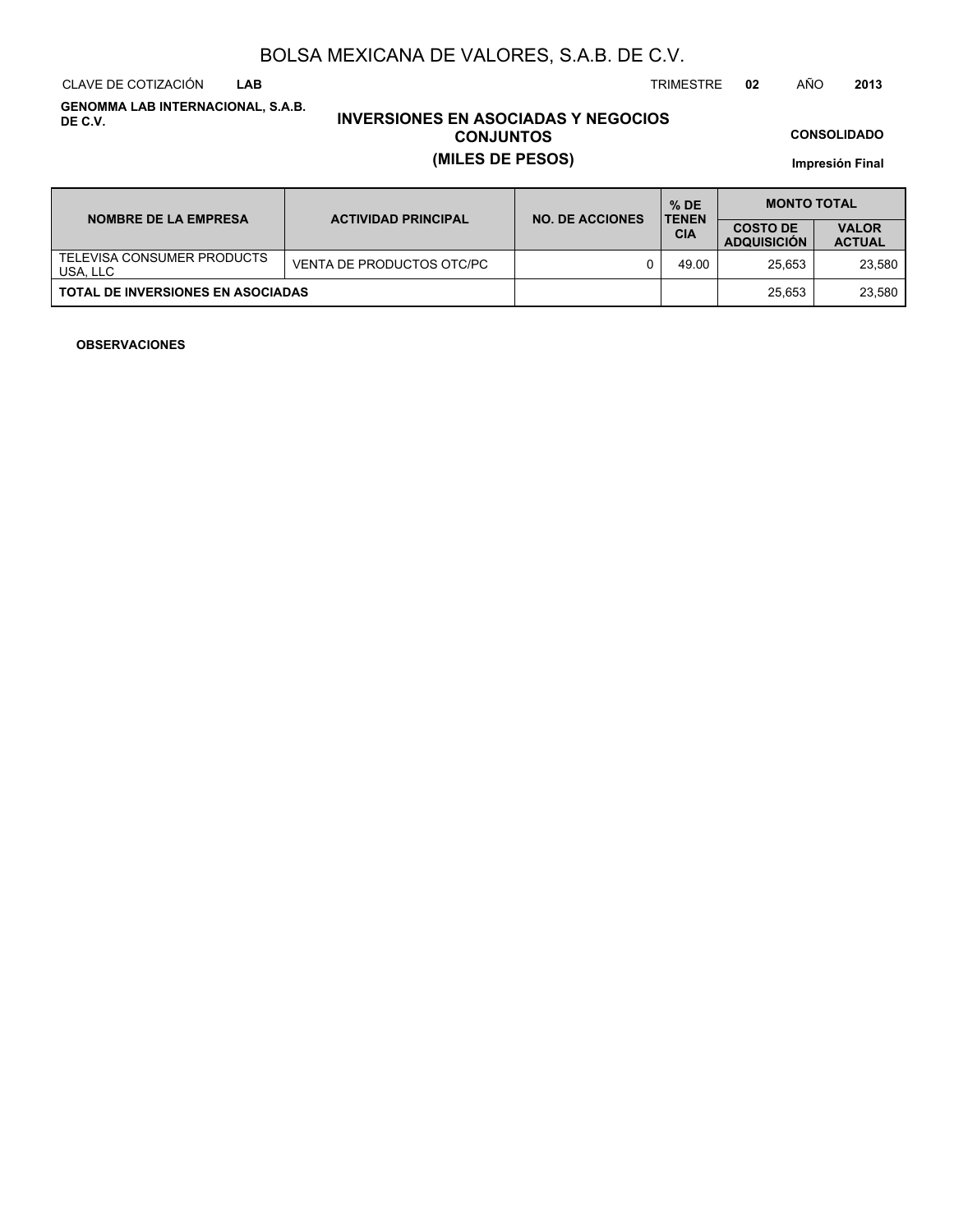# BOLSA MEXICANA DE VALORES, S.A.B. DE C.V.

CLAVE DE COTIZACIÓN **LAB** TRIMESTRE **02** AÑO **2013**

**GENOMMA LAB INTERNACIONAL, S.A.B. DE C.V.**

## INVERSIONES EN ASOCIADAS Y NEGOCIOS CONJUNTOS
## (MILES DE PESOS)

**CONSOLIDADO**

**Impresión Final**

| NOMBRE DE LA EMPRESA | ACTIVIDAD PRINCIPAL | NO. DE ACCIONES | % DE TENENCIA | MONTO TOTAL | |
|---|---|---|---|---|---|
| | | | | COSTO DE ADQUISICIÓN | VALOR ACTUAL |
| TELEVISA CONSUMER PRODUCTS USA, LLC | VENTA DE PRODUCTOS OTC/PC | 0 | 49.00 | 25,653 | 23,580 |
| **TOTAL DE INVERSIONES EN ASOCIADAS** | | | | 25,653 | 23,580 |

**OBSERVACIONES**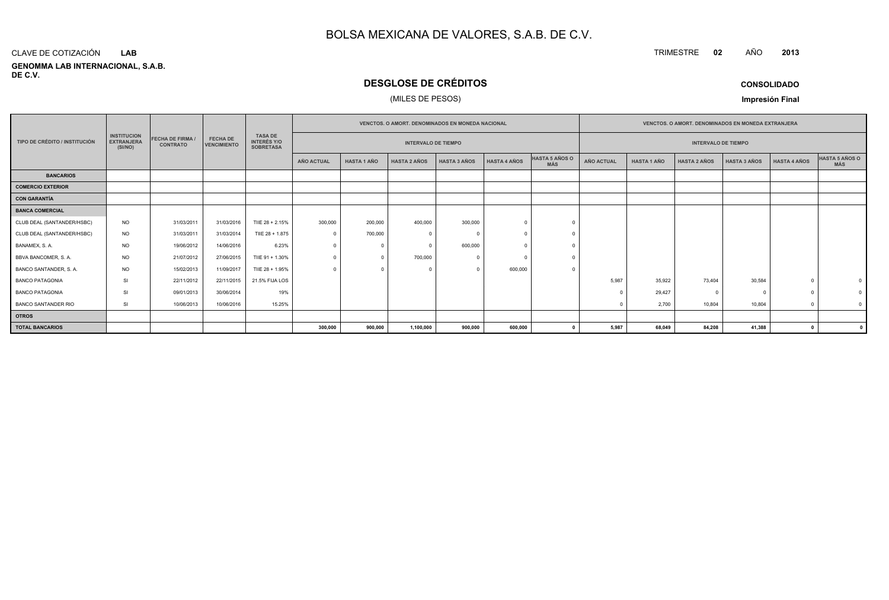# BOLSA MEXICANA DE VALORES, S.A.B. DE C.V.

CLAVE DE COTIZACIÓN **LAB**

**GENOMMA LAB INTERNACIONAL, S.A.B. DE C.V.**

TRIMESTRE **02** AÑO **2013**

## DESGLOSE DE CRÉDITOS

(MILES DE PESOS)

**CONSOLIDADO**

**Impresión Final**

| TIPO DE CRÉDITO / INSTITUCIÓN | INSTITUCION EXTRANJERA (SI/NO) | FECHA DE FIRMA / CONTRATO | FECHA DE VENCIMIENTO | TASA DE INTERÉS Y/O SOBRETASA | VENCTOS. O AMORT. DENOMINADOS EN MONEDA NACIONAL | | | | | | VENCTOS. O AMORT. DENOMINADOS EN MONEDA EXTRANJERA | | | | | |
|---|---|---|---|---|---|---|---|---|---|---|---|---|---|---|---|---|
| | | | | | INTERVALO DE TIEMPO | | | | | | INTERVALO DE TIEMPO | | | | | |
| | | | | | AÑO ACTUAL | HASTA 1 AÑO | HASTA 2 AÑOS | HASTA 3 AÑOS | HASTA 4 AÑOS | HASTA 5 AÑOS O MÁS | AÑO ACTUAL | HASTA 1 AÑO | HASTA 2 AÑOS | HASTA 3 AÑOS | HASTA 4 AÑOS | HASTA 5 AÑOS O MÁS |
| **BANCARIOS** | | | | | | | | | | | | | | | | |
| **COMERCIO EXTERIOR** | | | | | | | | | | | | | | | | |
| **CON GARANTÍA** | | | | | | | | | | | | | | | | |
| **BANCA COMERCIAL** | | | | | | | | | | | | | | | | |
| CLUB DEAL (SANTANDER/HSBC) | NO | 31/03/2011 | 31/03/2016 | TIIE 28 + 2.15% | 300,000 | 200,000 | 400,000 | 300,000 | 0 | 0 | | | | | | |
| CLUB DEAL (SANTANDER/HSBC) | NO | 31/03/2011 | 31/03/2014 | TIIE 28 + 1.875 | 0 | 700,000 | 0 | 0 | 0 | 0 | | | | | | |
| BANAMEX, S. A. | NO | 19/06/2012 | 14/06/2016 | 6.23% | 0 | 0 | 0 | 600,000 | 0 | 0 | | | | | | |
| BBVA BANCOMER, S. A. | NO | 21/07/2012 | 27/06/2015 | TIIE 91 + 1.30% | 0 | 0 | 700,000 | 0 | 0 | 0 | | | | | | |
| BANCO SANTANDER, S. A. | NO | 15/02/2013 | 11/09/2017 | TIIE 28 + 1.95% | 0 | 0 | 0 | 0 | 600,000 | 0 | | | | | | |
| BANCO PATAGONIA | SI | 22/11/2012 | 22/11/2015 | 21.5% FIJA LOS | | | | | | | 5,987 | 35,922 | 73,404 | 30,584 | 0 | 0 |
| BANCO PATAGONIA | SI | 09/01/2013 | 30/06/2014 | 19% | | | | | | | 0 | 29,427 | 0 | 0 | 0 | 0 |
| BANCO SANTANDER RIO | SI | 10/06/2013 | 10/06/2016 | 15.25% | | | | | | | 0 | 2,700 | 10,804 | 10,804 | 0 | 0 |
| **OTROS** | | | | | | | | | | | | | | | | |
| **TOTAL BANCARIOS** | | | | | **300,000** | **900,000** | **1,100,000** | **900,000** | **600,000** | **0** | **5,987** | **68,049** | **84,208** | **41,388** | **0** | **0** |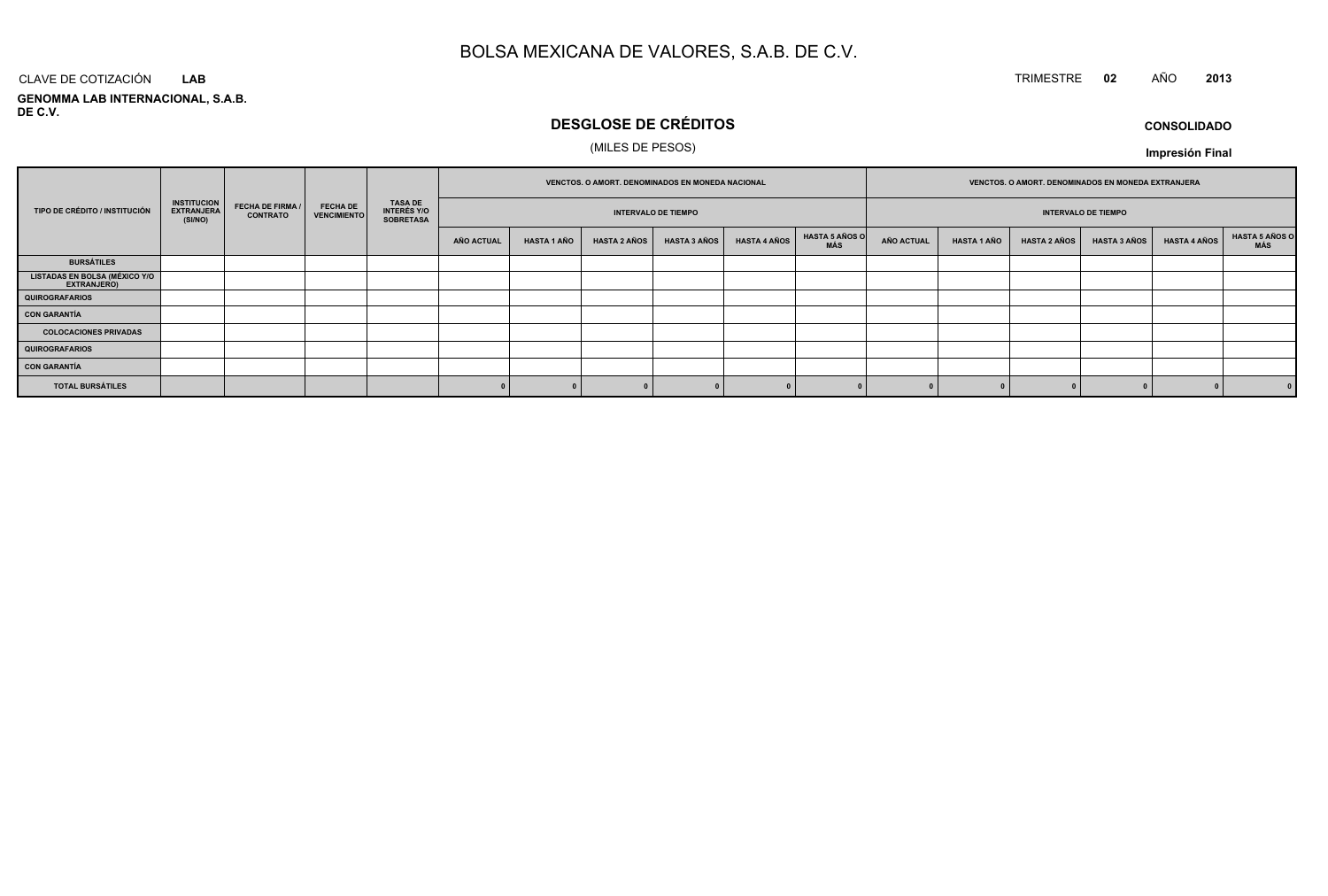# BOLSA MEXICANA DE VALORES, S.A.B. DE C.V.

CLAVE DE COTIZACIÓN **LAB**

TRIMESTRE **02** AÑO **2013**

**GENOMMA LAB INTERNACIONAL, S.A.B. DE C.V.**

## DESGLOSE DE CRÉDITOS

(MILES DE PESOS)

**CONSOLIDADO**

**Impresión Final**

| TIPO DE CRÉDITO / INSTITUCIÓN | INSTITUCION EXTRANJERA (SI/NO) | FECHA DE FIRMA / CONTRATO | FECHA DE VENCIMIENTO | TASA DE INTERÉS Y/O SOBRETASA | VENCTOS. O AMORT. DENOMINADOS EN MONEDA NACIONAL | | | | | | VENCTOS. O AMORT. DENOMINADOS EN MONEDA EXTRANJERA | | | | | |
|---|---|---|---|---|---|---|---|---|---|---|---|---|---|---|---|---|
| | | | | | INTERVALO DE TIEMPO | | | | | | INTERVALO DE TIEMPO | | | | | |
| | | | | | AÑO ACTUAL | HASTA 1 AÑO | HASTA 2 AÑOS | HASTA 3 AÑOS | HASTA 4 AÑOS | HASTA 5 AÑOS O MÁS | AÑO ACTUAL | HASTA 1 AÑO | HASTA 2 AÑOS | HASTA 3 AÑOS | HASTA 4 AÑOS | HASTA 5 AÑOS O MÁS |
| **BURSÁTILES** | | | | | | | | | | | | | | | | |
| **LISTADAS EN BOLSA (MÉXICO Y/O EXTRANJERO)** | | | | | | | | | | | | | | | | |
| **QUIROGRAFARIOS** | | | | | | | | | | | | | | | | |
| **CON GARANTÍA** | | | | | | | | | | | | | | | | |
| **COLOCACIONES PRIVADAS** | | | | | | | | | | | | | | | | |
| **QUIROGRAFARIOS** | | | | | | | | | | | | | | | | |
| **CON GARANTÍA** | | | | | | | | | | | | | | | | |
| **TOTAL BURSÁTILES** | | | | | 0 | 0 | 0 | 0 | 0 | 0 | 0 | 0 | 0 | 0 | 0 | 0 |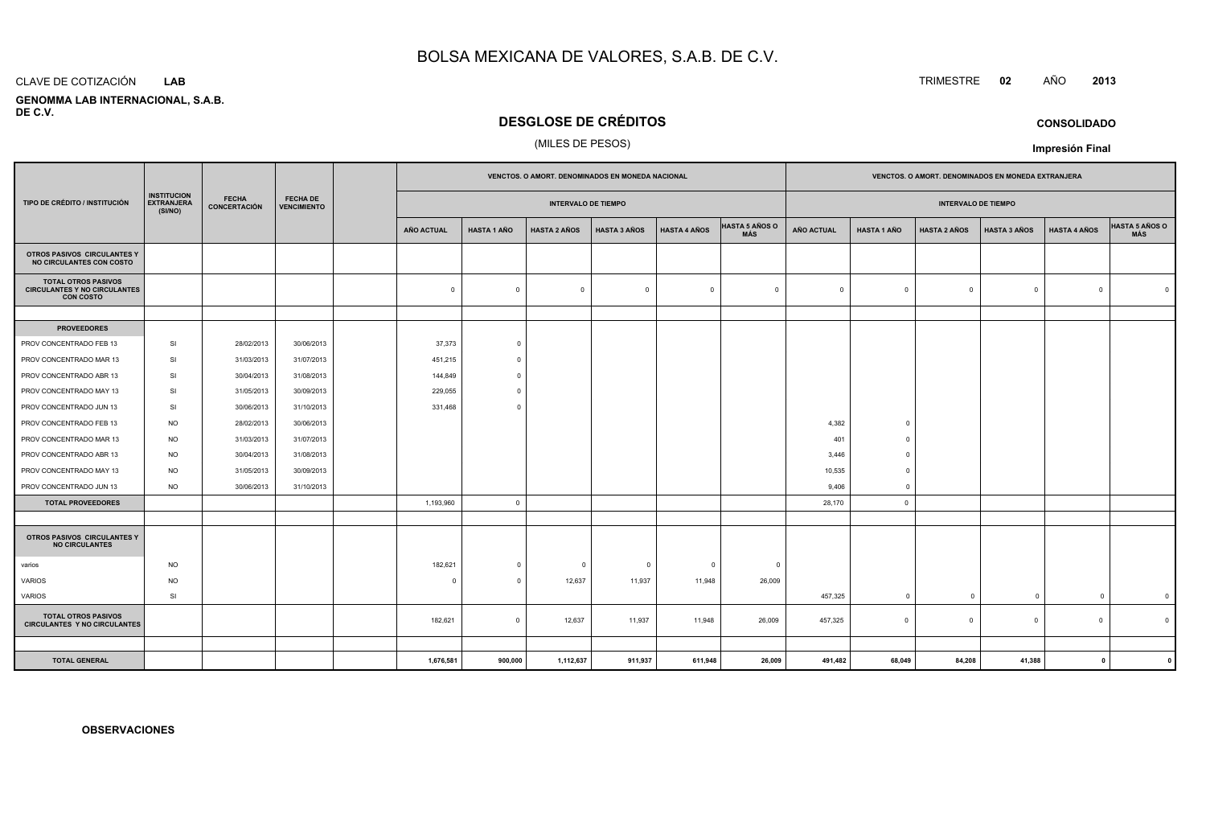# BOLSA MEXICANA DE VALORES, S.A.B. DE C.V.

CLAVE DE COTIZACIÓN **LAB**

**GENOMMA LAB INTERNACIONAL, S.A.B. DE C.V.**

TRIMESTRE **02** AÑO **2013**

## DESGLOSE DE CRÉDITOS

(MILES DE PESOS)

**CONSOLIDADO**

**Impresión Final**

| TIPO DE CRÉDITO / INSTITUCIÓN | INSTITUCION EXTRANJERA (SI/NO) | FECHA CONCERTACIÓN | FECHA DE VENCIMIENTO | | VENCTOS. O AMORT. DENOMINADOS EN MONEDA NACIONAL | | | | | | VENCTOS. O AMORT. DENOMINADOS EN MONEDA EXTRANJERA | | | | | |
|---|---|---|---|---|---|---|---|---|---|---|---|---|---|---|---|---|
| | | | | | INTERVALO DE TIEMPO | | | | | | INTERVALO DE TIEMPO | | | | | |
| | | | | | AÑO ACTUAL | HASTA 1 AÑO | HASTA 2 AÑOS | HASTA 3 AÑOS | HASTA 4 AÑOS | HASTA 5 AÑOS O MÁS | AÑO ACTUAL | HASTA 1 AÑO | HASTA 2 AÑOS | HASTA 3 AÑOS | HASTA 4 AÑOS | HASTA 5 AÑOS O MÁS |
| **OTROS PASIVOS CIRCULANTES Y NO CIRCULANTES CON COSTO** | | | | | | | | | | | | | | | | |
| **TOTAL OTROS PASIVOS CIRCULANTES Y NO CIRCULANTES CON COSTO** | | | | | 0 | 0 | 0 | 0 | 0 | 0 | 0 | 0 | 0 | 0 | 0 | 0 |
| | | | | | | | | | | | | | | | | |
| **PROVEEDORES** | | | | | | | | | | | | | | | | |
| PROV CONCENTRADO FEB 13 | SI | 28/02/2013 | 30/06/2013 | | 37,373 | 0 | | | | | | | | | | |
| PROV CONCENTRADO MAR 13 | SI | 31/03/2013 | 31/07/2013 | | 451,215 | 0 | | | | | | | | | | |
| PROV CONCENTRADO ABR 13 | SI | 30/04/2013 | 31/08/2013 | | 144,849 | 0 | | | | | | | | | | |
| PROV CONCENTRADO MAY 13 | SI | 31/05/2013 | 30/09/2013 | | 229,055 | 0 | | | | | | | | | | |
| PROV CONCENTRADO JUN 13 | SI | 30/06/2013 | 31/10/2013 | | 331,468 | 0 | | | | | | | | | | |
| PROV CONCENTRADO FEB 13 | NO | 28/02/2013 | 30/06/2013 | | | | | | | | 4,382 | 0 | | | | |
| PROV CONCENTRADO MAR 13 | NO | 31/03/2013 | 31/07/2013 | | | | | | | | 401 | 0 | | | | |
| PROV CONCENTRADO ABR 13 | NO | 30/04/2013 | 31/08/2013 | | | | | | | | 3,446 | 0 | | | | |
| PROV CONCENTRADO MAY 13 | NO | 31/05/2013 | 30/09/2013 | | | | | | | | 10,535 | 0 | | | | |
| PROV CONCENTRADO JUN 13 | NO | 30/06/2013 | 31/10/2013 | | | | | | | | 9,406 | 0 | | | | |
| **TOTAL PROVEEDORES** | | | | | 1,193,960 | 0 | | | | | 28,170 | 0 | | | | |
| | | | | | | | | | | | | | | | | |
| **OTROS PASIVOS CIRCULANTES Y NO CIRCULANTES** | | | | | | | | | | | | | | | | |
| varios | NO | | | | 182,621 | 0 | 0 | 0 | 0 | 0 | | | | | | |
| VARIOS | NO | | | | 0 | 0 | 12,637 | 11,937 | 11,948 | 26,009 | | | | | | |
| VARIOS | SI | | | | | | | | | | 457,325 | 0 | 0 | 0 | 0 | 0 |
| **TOTAL OTROS PASIVOS CIRCULANTES Y NO CIRCULANTES** | | | | | 182,621 | 0 | 12,637 | 11,937 | 11,948 | 26,009 | 457,325 | 0 | 0 | 0 | 0 | 0 |
| | | | | | | | | | | | | | | | | |
| **TOTAL GENERAL** | | | | | **1,676,581** | **900,000** | **1,112,637** | **911,937** | **611,948** | **26,009** | **491,482** | **68,049** | **84,208** | **41,388** | **0** | **0** |

**OBSERVACIONES**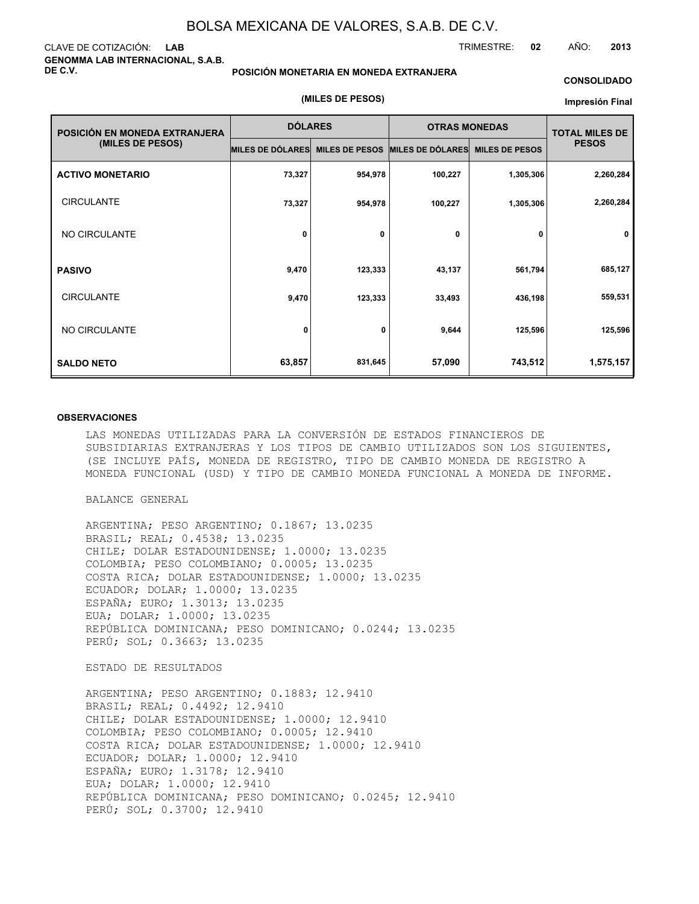# BOLSA MEXICANA DE VALORES, S.A.B. DE C.V.

CLAVE DE COTIZACIÓN: **LAB**

TRIMESTRE: **02** AÑO: **2013**

**GENOMMA LAB INTERNACIONAL, S.A.B. DE C.V.**

**POSICIÓN MONETARIA EN MONEDA EXTRANJERA**

**CONSOLIDADO**

**(MILES DE PESOS)**

**Impresión Final**

| POSICIÓN EN MONEDA EXTRANJERA (MILES DE PESOS) | DÓLARES | | OTRAS MONEDAS | | TOTAL MILES DE PESOS |
|---|---|---|---|---|---|
| | MILES DE DÓLARES | MILES DE PESOS | MILES DE DÓLARES | MILES DE PESOS | |
| **ACTIVO MONETARIO** | 73,327 | 954,978 | 100,227 | 1,305,306 | 2,260,284 |
| CIRCULANTE | 73,327 | 954,978 | 100,227 | 1,305,306 | 2,260,284 |
| NO CIRCULANTE | 0 | 0 | 0 | 0 | 0 |
| **PASIVO** | 9,470 | 123,333 | 43,137 | 561,794 | 685,127 |
| CIRCULANTE | 9,470 | 123,333 | 33,493 | 436,198 | 559,531 |
| NO CIRCULANTE | 0 | 0 | 9,644 | 125,596 | 125,596 |
| **SALDO NETO** | 63,857 | 831,645 | 57,090 | 743,512 | 1,575,157 |

**OBSERVACIONES**

LAS MONEDAS UTILIZADAS PARA LA CONVERSIÓN DE ESTADOS FINANCIEROS DE SUBSIDIARIAS EXTRANJERAS Y LOS TIPOS DE CAMBIO UTILIZADOS SON LOS SIGUIENTES, (SE INCLUYE PAÍS, MONEDA DE REGISTRO, TIPO DE CAMBIO MONEDA DE REGISTRO A MONEDA FUNCIONAL (USD) Y TIPO DE CAMBIO MONEDA FUNCIONAL A MONEDA DE INFORME.

BALANCE GENERAL

ARGENTINA; PESO ARGENTINO; 0.1867; 13.0235
BRASIL; REAL; 0.4538; 13.0235
CHILE; DOLAR ESTADOUNIDENSE; 1.0000; 13.0235
COLOMBIA; PESO COLOMBIANO; 0.0005; 13.0235
COSTA RICA; DOLAR ESTADOUNIDENSE; 1.0000; 13.0235
ECUADOR; DOLAR; 1.0000; 13.0235
ESPAÑA; EURO; 1.3013; 13.0235
EUA; DOLAR; 1.0000; 13.0235
REPÚBLICA DOMINICANA; PESO DOMINICANO; 0.0244; 13.0235
PERÚ; SOL; 0.3663; 13.0235

ESTADO DE RESULTADOS

ARGENTINA; PESO ARGENTINO; 0.1883; 12.9410
BRASIL; REAL; 0.4492; 12.9410
CHILE; DOLAR ESTADOUNIDENSE; 1.0000; 12.9410
COLOMBIA; PESO COLOMBIANO; 0.0005; 12.9410
COSTA RICA; DOLAR ESTADOUNIDENSE; 1.0000; 12.9410
ECUADOR; DOLAR; 1.0000; 12.9410
ESPAÑA; EURO; 1.3178; 12.9410
EUA; DOLAR; 1.0000; 12.9410
REPÚBLICA DOMINICANA; PESO DOMINICANO; 0.0245; 12.9410
PERÚ; SOL; 0.3700; 12.9410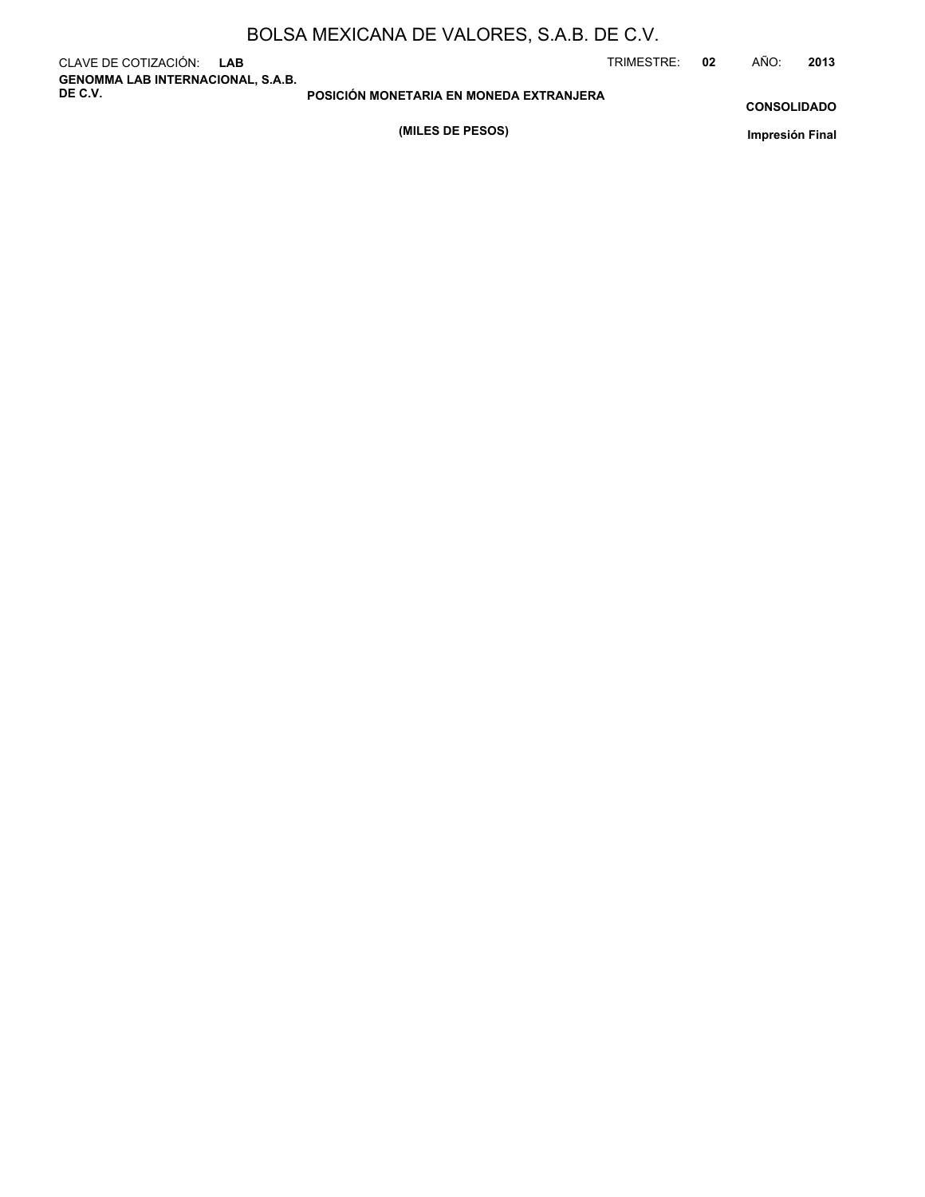## POSICIÓN MONETARIA EN MONEDA EXTRANJERA

**(MILES DE PESOS)**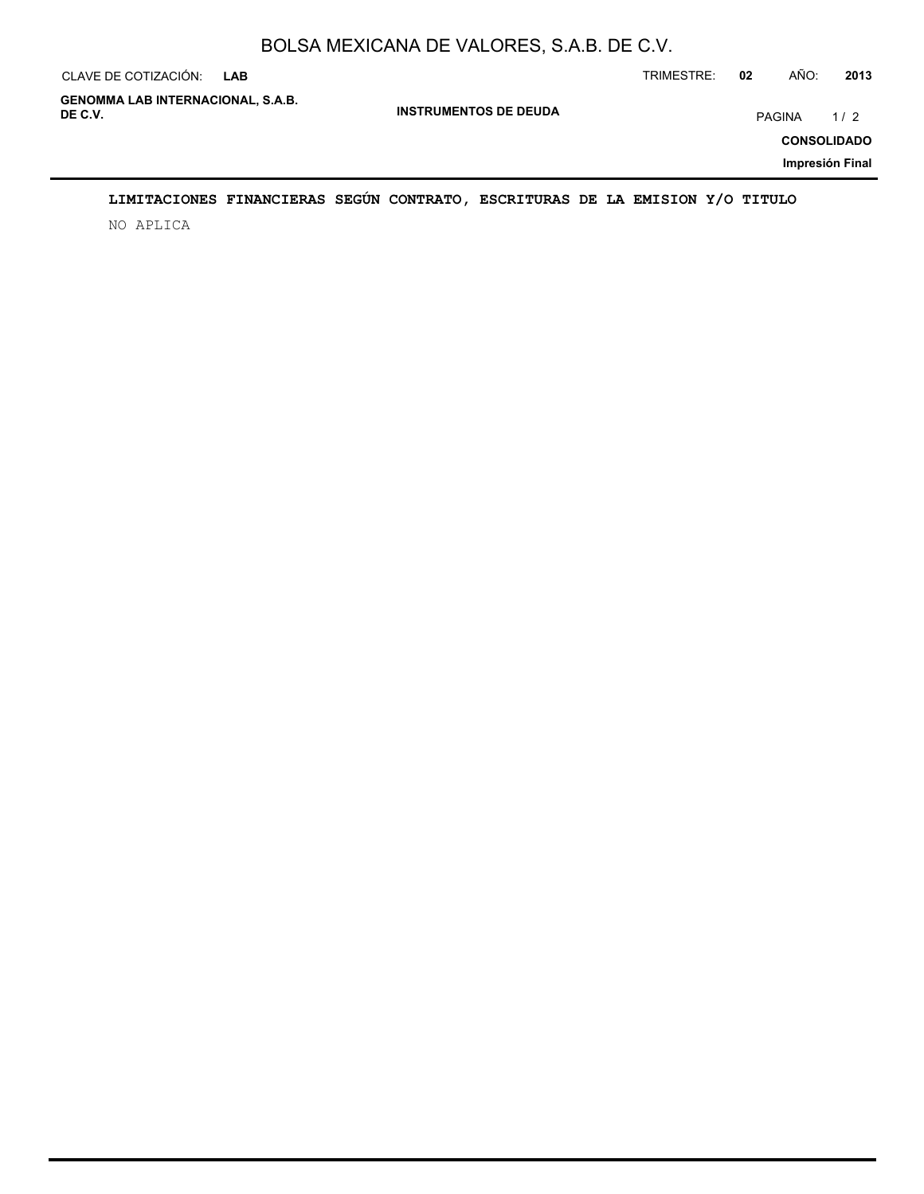# INSTRUMENTOS DE DEUDA

**LIMITACIONES FINANCIERAS SEGÚN CONTRATO, ESCRITURAS DE LA EMISION Y/O TITULO**

NO APLICA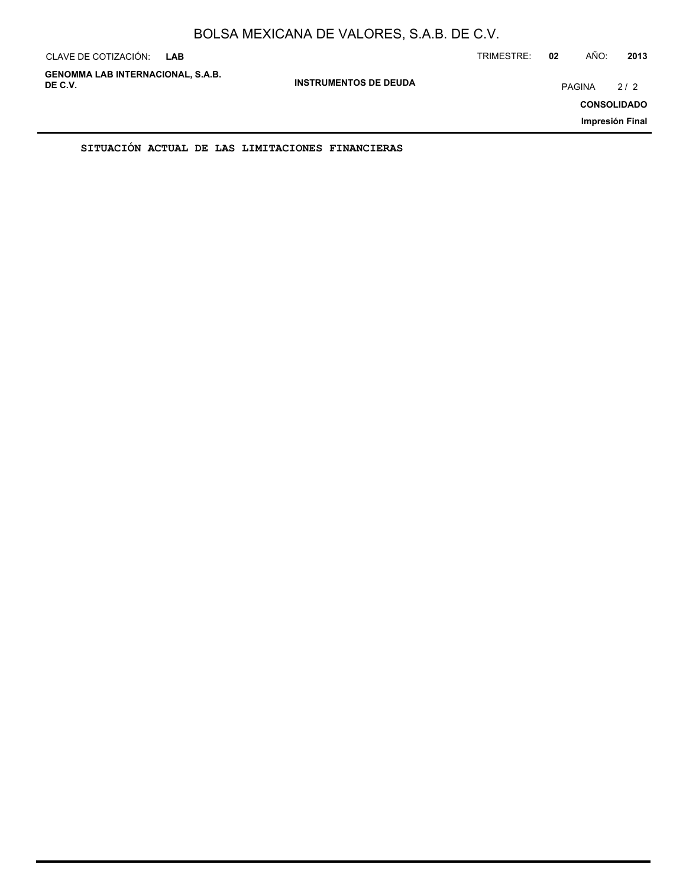**SITUACIÓN ACTUAL DE LAS LIMITACIONES FINANCIERAS**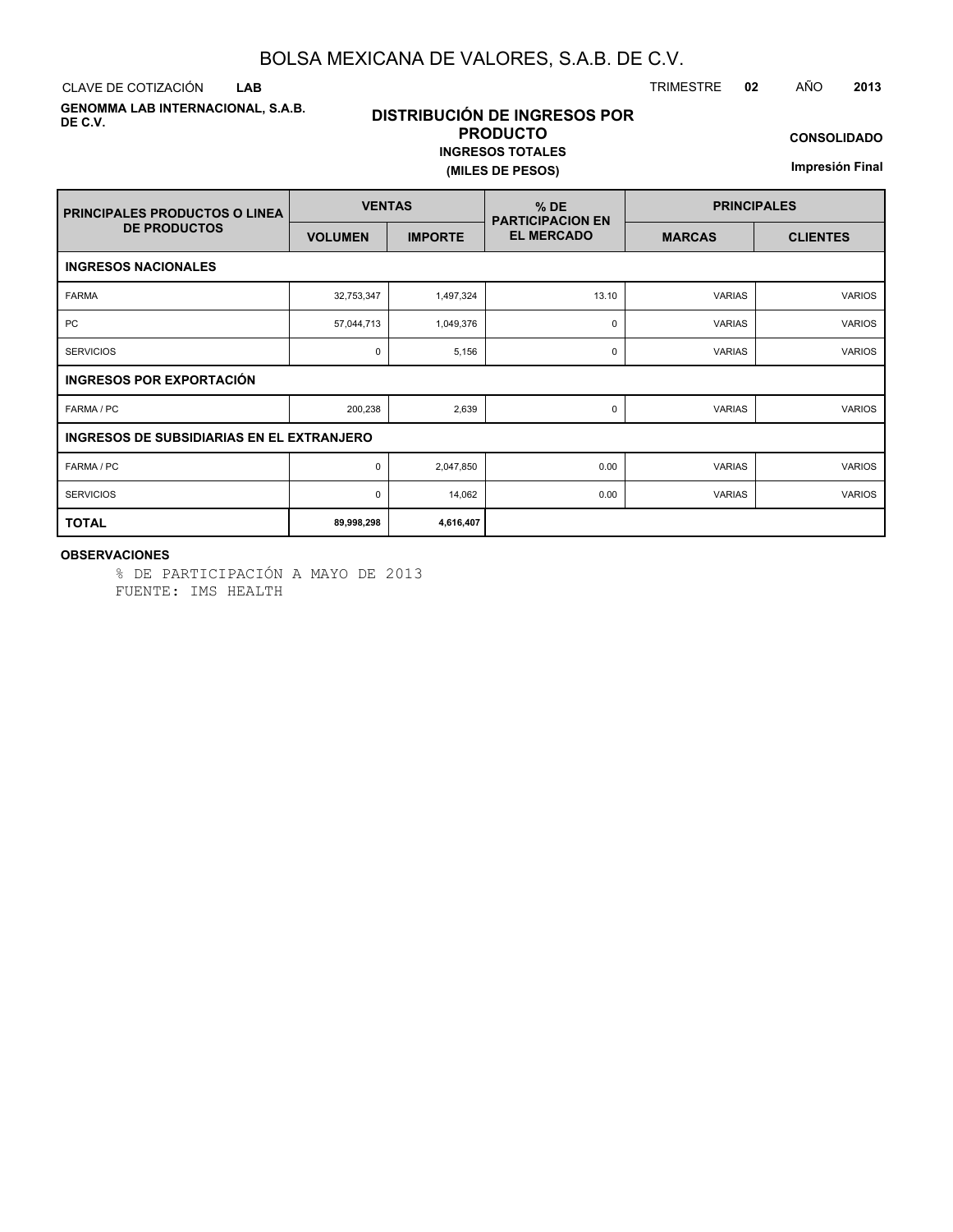# BOLSA MEXICANA DE VALORES, S.A.B. DE C.V.

CLAVE DE COTIZACIÓN **LAB**

TRIMESTRE **02** AÑO **2013**

**GENOMMA LAB INTERNACIONAL, S.A.B. DE C.V.**

## DISTRIBUCIÓN DE INGRESOS POR PRODUCTO

**INGRESOS TOTALES**

**(MILES DE PESOS)**

**CONSOLIDADO**

**Impresión Final**

| PRINCIPALES PRODUCTOS O LINEA DE PRODUCTOS | VENTAS | | % DE PARTICIPACION EN EL MERCADO | PRINCIPALES | |
|---|---|---|---|---|---|
| | VOLUMEN | IMPORTE | | MARCAS | CLIENTES |
| **INGRESOS NACIONALES** | | | | | |
| FARMA | 32,753,347 | 1,497,324 | 13.10 | VARIAS | VARIOS |
| PC | 57,044,713 | 1,049,376 | 0 | VARIAS | VARIOS |
| SERVICIOS | 0 | 5,156 | 0 | VARIAS | VARIOS |
| **INGRESOS POR EXPORTACIÓN** | | | | | |
| FARMA / PC | 200,238 | 2,639 | 0 | VARIAS | VARIOS |
| **INGRESOS DE SUBSIDIARIAS EN EL EXTRANJERO** | | | | | |
| FARMA / PC | 0 | 2,047,850 | 0.00 | VARIAS | VARIOS |
| SERVICIOS | 0 | 14,062 | 0.00 | VARIAS | VARIOS |
| **TOTAL** | **89,998,298** | **4,616,407** | | | |

**OBSERVACIONES**

% DE PARTICIPACIÓN A MAYO DE 2013
FUENTE: IMS HEALTH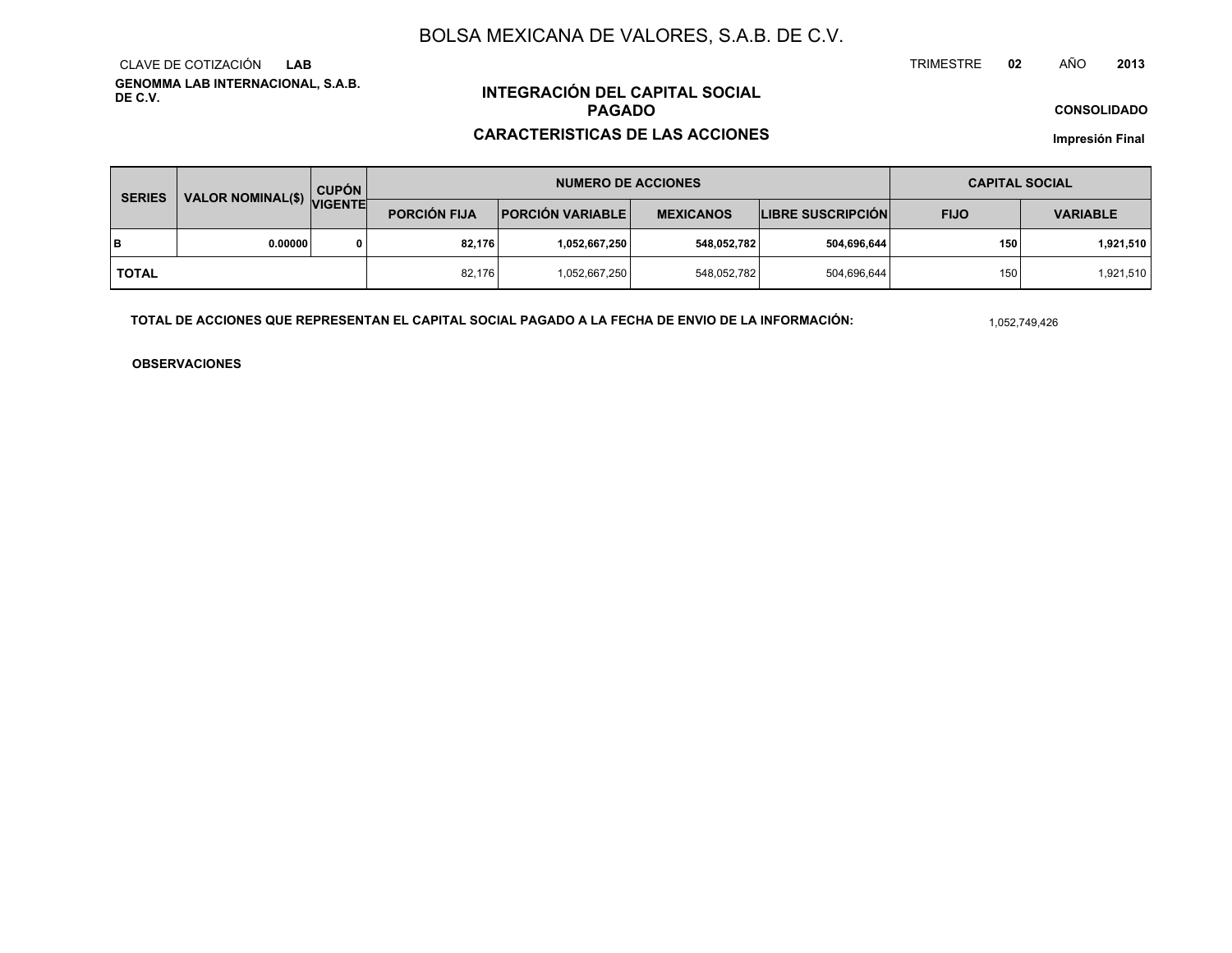# BOLSA MEXICANA DE VALORES, S.A.B. DE C.V.

CLAVE DE COTIZACIÓN **LAB**

**GENOMMA LAB INTERNACIONAL, S.A.B. DE C.V.**

TRIMESTRE **02** AÑO **2013**

## INTEGRACIÓN DEL CAPITAL SOCIAL PAGADO

## CARACTERISTICAS DE LAS ACCIONES

**CONSOLIDADO**

**Impresión Final**

| SERIES | VALOR NOMINAL($) | CUPÓN VIGENTE | NUMERO DE ACCIONES | | | | CAPITAL SOCIAL | |
|---|---|---|---|---|---|---|---|---|
| | | | PORCIÓN FIJA | PORCIÓN VARIABLE | MEXICANOS | LIBRE SUSCRIPCIÓN | FIJO | VARIABLE |
| **B** | **0.00000** | **0** | **82,176** | **1,052,667,250** | **548,052,782** | **504,696,644** | **150** | **1,921,510** |
| **TOTAL** | | | 82,176 | 1,052,667,250 | 548,052,782 | 504,696,644 | 150 | 1,921,510 |

**TOTAL DE ACCIONES QUE REPRESENTAN EL CAPITAL SOCIAL PAGADO A LA FECHA DE ENVIO DE LA INFORMACIÓN:** 1,052,749,426

**OBSERVACIONES**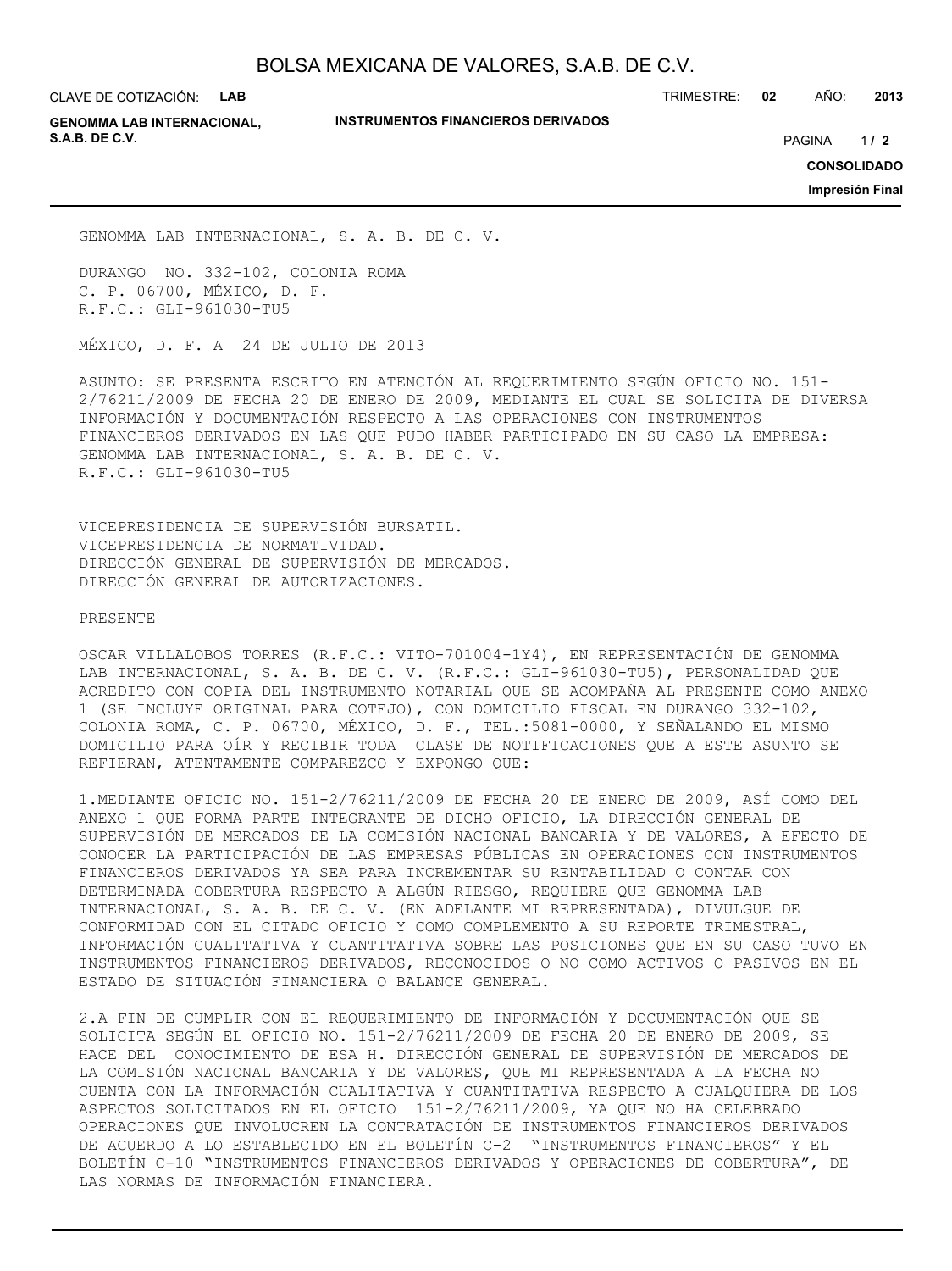GENOMMA LAB INTERNACIONAL, S. A. B. DE C. V.

DURANGO NO. 332-102, COLONIA ROMA
C. P. 06700, MÉXICO, D. F.
R.F.C.: GLI-961030-TU5

MÉXICO, D. F. A 24 DE JULIO DE 2013

ASUNTO: SE PRESENTA ESCRITO EN ATENCIÓN AL REQUERIMIENTO SEGÚN OFICIO NO. 151-2/76211/2009 DE FECHA 20 DE ENERO DE 2009, MEDIANTE EL CUAL SE SOLICITA DE DIVERSA INFORMACIÓN Y DOCUMENTACIÓN RESPECTO A LAS OPERACIONES CON INSTRUMENTOS FINANCIEROS DERIVADOS EN LAS QUE PUDO HABER PARTICIPADO EN SU CASO LA EMPRESA: GENOMMA LAB INTERNACIONAL, S. A. B. DE C. V.
R.F.C.: GLI-961030-TU5

VICEPRESIDENCIA DE SUPERVISIÓN BURSATIL.
VICEPRESIDENCIA DE NORMATIVIDAD.
DIRECCIÓN GENERAL DE SUPERVISIÓN DE MERCADOS.
DIRECCIÓN GENERAL DE AUTORIZACIONES.

PRESENTE

OSCAR VILLALOBOS TORRES (R.F.C.: VITO-701004-1Y4), EN REPRESENTACIÓN DE GENOMMA LAB INTERNACIONAL, S. A. B. DE C. V. (R.F.C.: GLI-961030-TU5), PERSONALIDAD QUE ACREDITO CON COPIA DEL INSTRUMENTO NOTARIAL QUE SE ACOMPAÑA AL PRESENTE COMO ANEXO 1 (SE INCLUYE ORIGINAL PARA COTEJO), CON DOMICILIO FISCAL EN DURANGO 332-102, COLONIA ROMA, C. P. 06700, MÉXICO, D. F., TEL.:5081-0000, Y SEÑALANDO EL MISMO DOMICILIO PARA OÍR Y RECIBIR TODA CLASE DE NOTIFICACIONES QUE A ESTE ASUNTO SE REFIERAN, ATENTAMENTE COMPAREZCO Y EXPONGO QUE:

1.MEDIANTE OFICIO NO. 151-2/76211/2009 DE FECHA 20 DE ENERO DE 2009, ASÍ COMO DEL ANEXO 1 QUE FORMA PARTE INTEGRANTE DE DICHO OFICIO, LA DIRECCIÓN GENERAL DE SUPERVISIÓN DE MERCADOS DE LA COMISIÓN NACIONAL BANCARIA Y DE VALORES, A EFECTO DE CONOCER LA PARTICIPACIÓN DE LAS EMPRESAS PÚBLICAS EN OPERACIONES CON INSTRUMENTOS FINANCIEROS DERIVADOS YA SEA PARA INCREMENTAR SU RENTABILIDAD O CONTAR CON DETERMINADA COBERTURA RESPECTO A ALGÚN RIESGO, REQUIERE QUE GENOMMA LAB INTERNACIONAL, S. A. B. DE C. V. (EN ADELANTE MI REPRESENTADA), DIVULGUE DE CONFORMIDAD CON EL CITADO OFICIO Y COMO COMPLEMENTO A SU REPORTE TRIMESTRAL, INFORMACIÓN CUALITATIVA Y CUANTITATIVA SOBRE LAS POSICIONES QUE EN SU CASO TUVO EN INSTRUMENTOS FINANCIEROS DERIVADOS, RECONOCIDOS O NO COMO ACTIVOS O PASIVOS EN EL ESTADO DE SITUACIÓN FINANCIERA O BALANCE GENERAL.

2.A FIN DE CUMPLIR CON EL REQUERIMIENTO DE INFORMACIÓN Y DOCUMENTACIÓN QUE SE SOLICITA SEGÚN EL OFICIO NO. 151-2/76211/2009 DE FECHA 20 DE ENERO DE 2009, SE HACE DEL CONOCIMIENTO DE ESA H. DIRECCIÓN GENERAL DE SUPERVISIÓN DE MERCADOS DE LA COMISIÓN NACIONAL BANCARIA Y DE VALORES, QUE MI REPRESENTADA A LA FECHA NO CUENTA CON LA INFORMACIÓN CUALITATIVA Y CUANTITATIVA RESPECTO A CUALQUIERA DE LOS ASPECTOS SOLICITADOS EN EL OFICIO 151-2/76211/2009, YA QUE NO HA CELEBRADO OPERACIONES QUE INVOLUCREN LA CONTRATACIÓN DE INSTRUMENTOS FINANCIEROS DERIVADOS DE ACUERDO A LO ESTABLECIDO EN EL BOLETÍN C-2 "INSTRUMENTOS FINANCIEROS" Y EL BOLETÍN C-10 "INSTRUMENTOS FINANCIEROS DERIVADOS Y OPERACIONES DE COBERTURA", DE LAS NORMAS DE INFORMACIÓN FINANCIERA.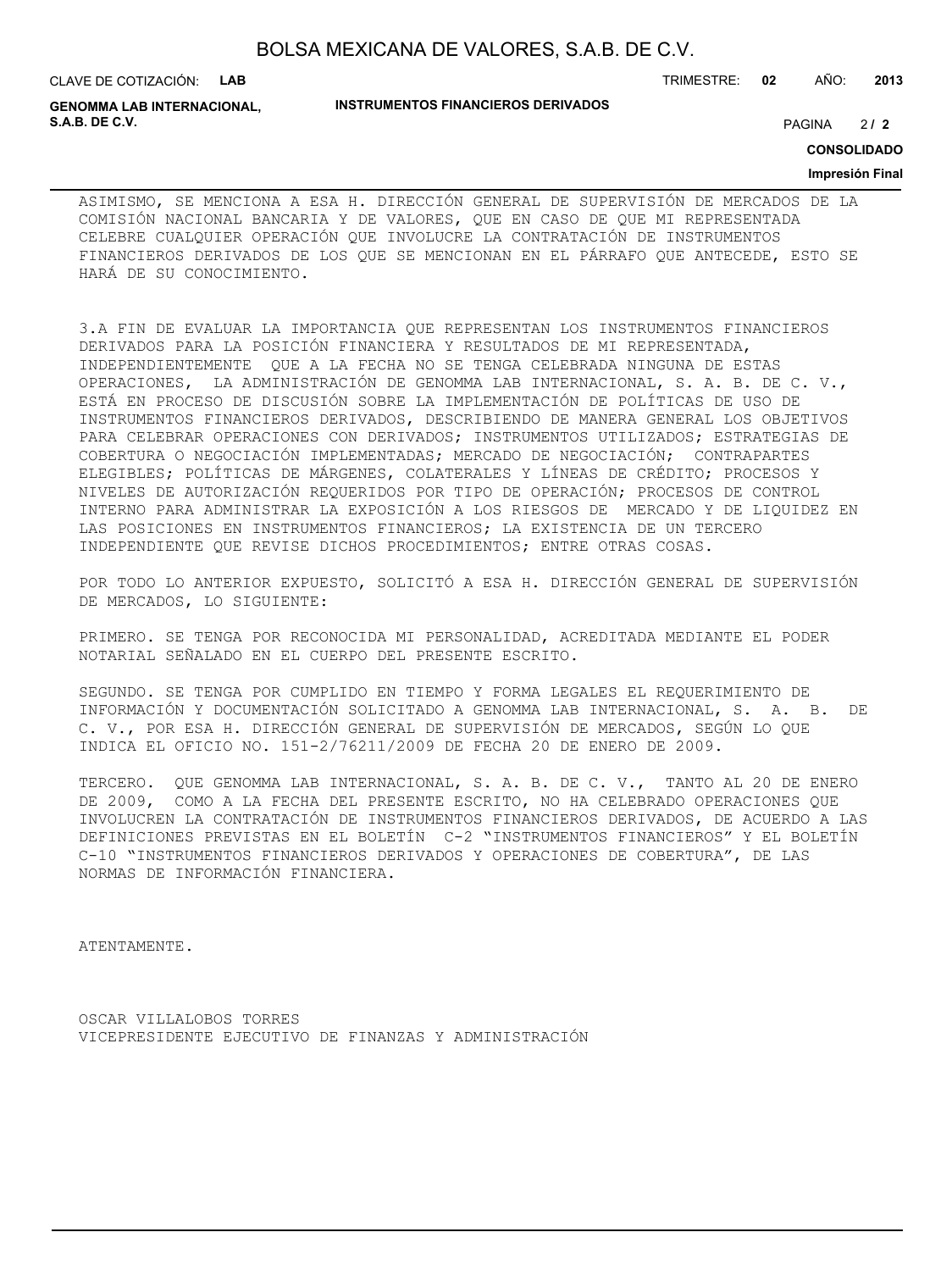ASIMISMO, SE MENCIONA A ESA H. DIRECCIÓN GENERAL DE SUPERVISIÓN DE MERCADOS DE LA COMISIÓN NACIONAL BANCARIA Y DE VALORES, QUE EN CASO DE QUE MI REPRESENTADA CELEBRE CUALQUIER OPERACIÓN QUE INVOLUCRE LA CONTRATACIÓN DE INSTRUMENTOS FINANCIEROS DERIVADOS DE LOS QUE SE MENCIONAN EN EL PÁRRAFO QUE ANTECEDE, ESTO SE HARÁ DE SU CONOCIMIENTO.

3.A FIN DE EVALUAR LA IMPORTANCIA QUE REPRESENTAN LOS INSTRUMENTOS FINANCIEROS DERIVADOS PARA LA POSICIÓN FINANCIERA Y RESULTADOS DE MI REPRESENTADA, INDEPENDIENTEMENTE QUE A LA FECHA NO SE TENGA CELEBRADA NINGUNA DE ESTAS OPERACIONES, LA ADMINISTRACIÓN DE GENOMMA LAB INTERNACIONAL, S. A. B. DE C. V., ESTÁ EN PROCESO DE DISCUSIÓN SOBRE LA IMPLEMENTACIÓN DE POLÍTICAS DE USO DE INSTRUMENTOS FINANCIEROS DERIVADOS, DESCRIBIENDO DE MANERA GENERAL LOS OBJETIVOS PARA CELEBRAR OPERACIONES CON DERIVADOS; INSTRUMENTOS UTILIZADOS; ESTRATEGIAS DE COBERTURA O NEGOCIACIÓN IMPLEMENTADAS; MERCADO DE NEGOCIACIÓN; CONTRAPARTES ELEGIBLES; POLÍTICAS DE MÁRGENES, COLATERALES Y LÍNEAS DE CRÉDITO; PROCESOS Y NIVELES DE AUTORIZACIÓN REQUERIDOS POR TIPO DE OPERACIÓN; PROCESOS DE CONTROL INTERNO PARA ADMINISTRAR LA EXPOSICIÓN A LOS RIESGOS DE MERCADO Y DE LIQUIDEZ EN LAS POSICIONES EN INSTRUMENTOS FINANCIEROS; LA EXISTENCIA DE UN TERCERO INDEPENDIENTE QUE REVISE DICHOS PROCEDIMIENTOS; ENTRE OTRAS COSAS.

POR TODO LO ANTERIOR EXPUESTO, SOLICITÓ A ESA H. DIRECCIÓN GENERAL DE SUPERVISIÓN DE MERCADOS, LO SIGUIENTE:

PRIMERO. SE TENGA POR RECONOCIDA MI PERSONALIDAD, ACREDITADA MEDIANTE EL PODER NOTARIAL SEÑALADO EN EL CUERPO DEL PRESENTE ESCRITO.

SEGUNDO. SE TENGA POR CUMPLIDO EN TIEMPO Y FORMA LEGALES EL REQUERIMIENTO DE INFORMACIÓN Y DOCUMENTACIÓN SOLICITADO A GENOMMA LAB INTERNACIONAL, S. A. B. DE C. V., POR ESA H. DIRECCIÓN GENERAL DE SUPERVISIÓN DE MERCADOS, SEGÚN LO QUE INDICA EL OFICIO NO. 151-2/76211/2009 DE FECHA 20 DE ENERO DE 2009.

TERCERO. QUE GENOMMA LAB INTERNACIONAL, S. A. B. DE C. V., TANTO AL 20 DE ENERO DE 2009, COMO A LA FECHA DEL PRESENTE ESCRITO, NO HA CELEBRADO OPERACIONES QUE INVOLUCREN LA CONTRATACIÓN DE INSTRUMENTOS FINANCIEROS DERIVADOS, DE ACUERDO A LAS DEFINICIONES PREVISTAS EN EL BOLETÍN C-2 "INSTRUMENTOS FINANCIEROS" Y EL BOLETÍN C-10 "INSTRUMENTOS FINANCIEROS DERIVADOS Y OPERACIONES DE COBERTURA", DE LAS NORMAS DE INFORMACIÓN FINANCIERA.

ATENTAMENTE.

OSCAR VILLALOBOS TORRES
VICEPRESIDENTE EJECUTIVO DE FINANZAS Y ADMINISTRACIÓN